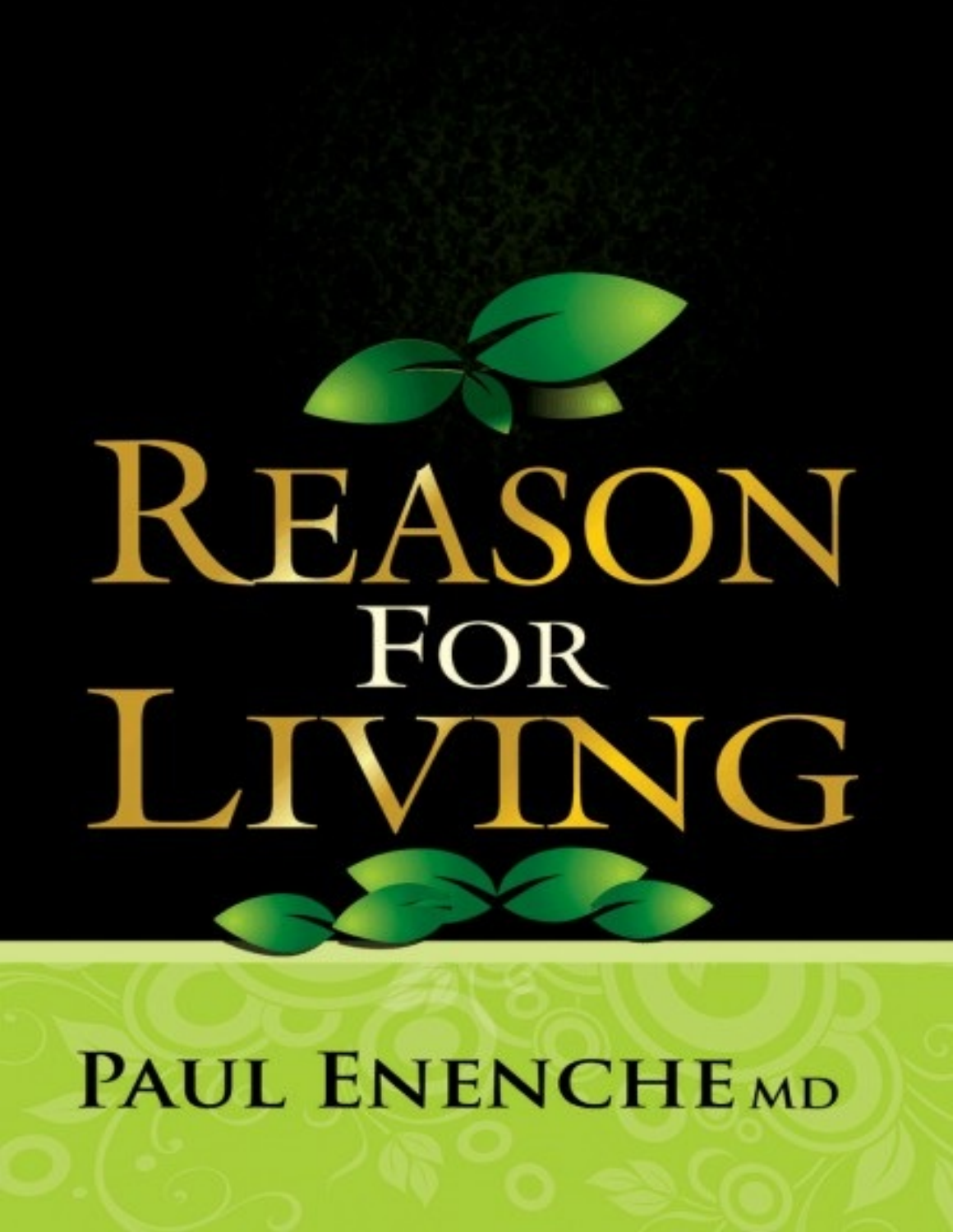# Reason For Living

**Paul Enenche MD**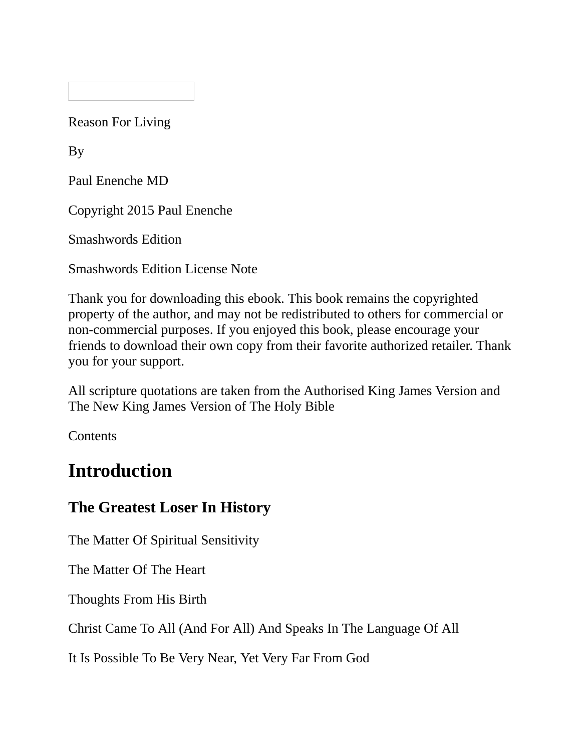Reason For Living

By

Paul Enenche MD

Copyright 2015 Paul Enenche

Smashwords Edition

Smashwords Edition License Note

Thank you for downloading this ebook. This book remains the copyrighted property of the author, and may not be redistributed to others for commercial or non-commercial purposes. If you enjoyed this book, please encourage your friends to download their own copy from their favorite authorized retailer. Thank you for your support.

All scripture quotations are taken from the Authorised King James Version and The New King James Version of The Holy Bible

Contents

# Introduction

## The Greatest Loser In History

The Matter Of Spiritual Sensitivity

The Matter Of The Heart

Thoughts From His Birth

Christ Came To All (And For All) And Speaks In The Language Of All

It Is Possible To Be Very Near, Yet Very Far From God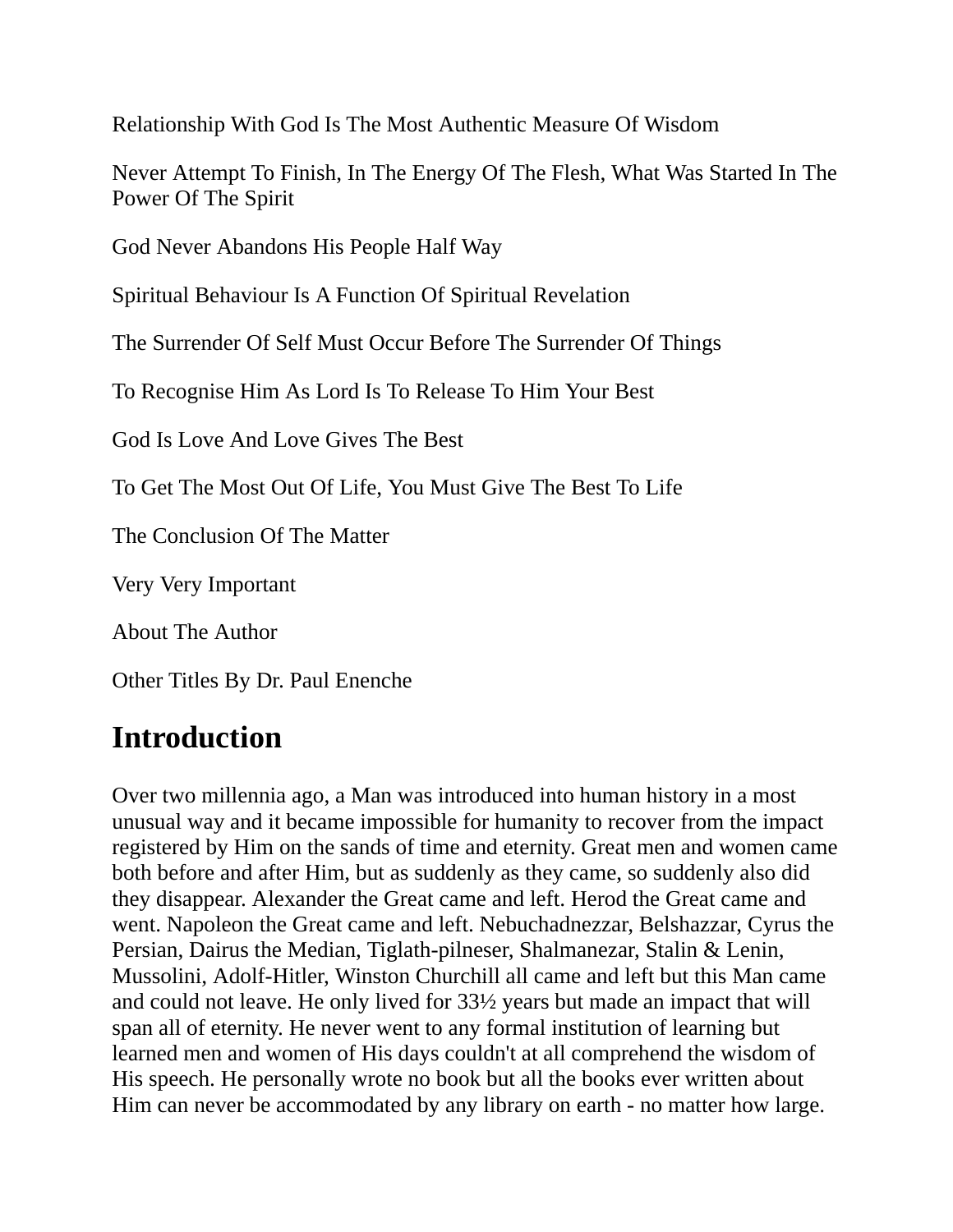Relationship With God Is The Most Authentic Measure Of Wisdom

Never Attempt To Finish, In The Energy Of The Flesh, What Was Started In The Power Of The Spirit

God Never Abandons His People Half Way

Spiritual Behaviour Is A Function Of Spiritual Revelation

The Surrender Of Self Must Occur Before The Surrender Of Things

To Recognise Him As Lord Is To Release To Him Your Best

God Is Love And Love Gives The Best

To Get The Most Out Of Life, You Must Give The Best To Life

The Conclusion Of The Matter

Very Very Important

About The Author

Other Titles By Dr. Paul Enenche

# Introduction

Over two millennia ago, a Man was introduced into human history in a most unusual way and it became impossible for humanity to recover from the impact registered by Him on the sands of time and eternity. Great men and women came both before and after Him, but as suddenly as they came, so suddenly also did they disappear. Alexander the Great came and left. Herod the Great came and went. Napoleon the Great came and left. Nebuchadnezzar, Belshazzar, Cyrus the Persian, Dairus the Median, Tiglath-pilneser, Shalmanezar, Stalin & Lenin, Mussolini, Adolf-Hitler, Winston Churchill all came and left but this Man came and could not leave. He only lived for 33½ years but made an impact that will span all of eternity. He never went to any formal institution of learning but learned men and women of His days couldn't at all comprehend the wisdom of His speech. He personally wrote no book but all the books ever written about Him can never be accommodated by any library on earth - no matter how large.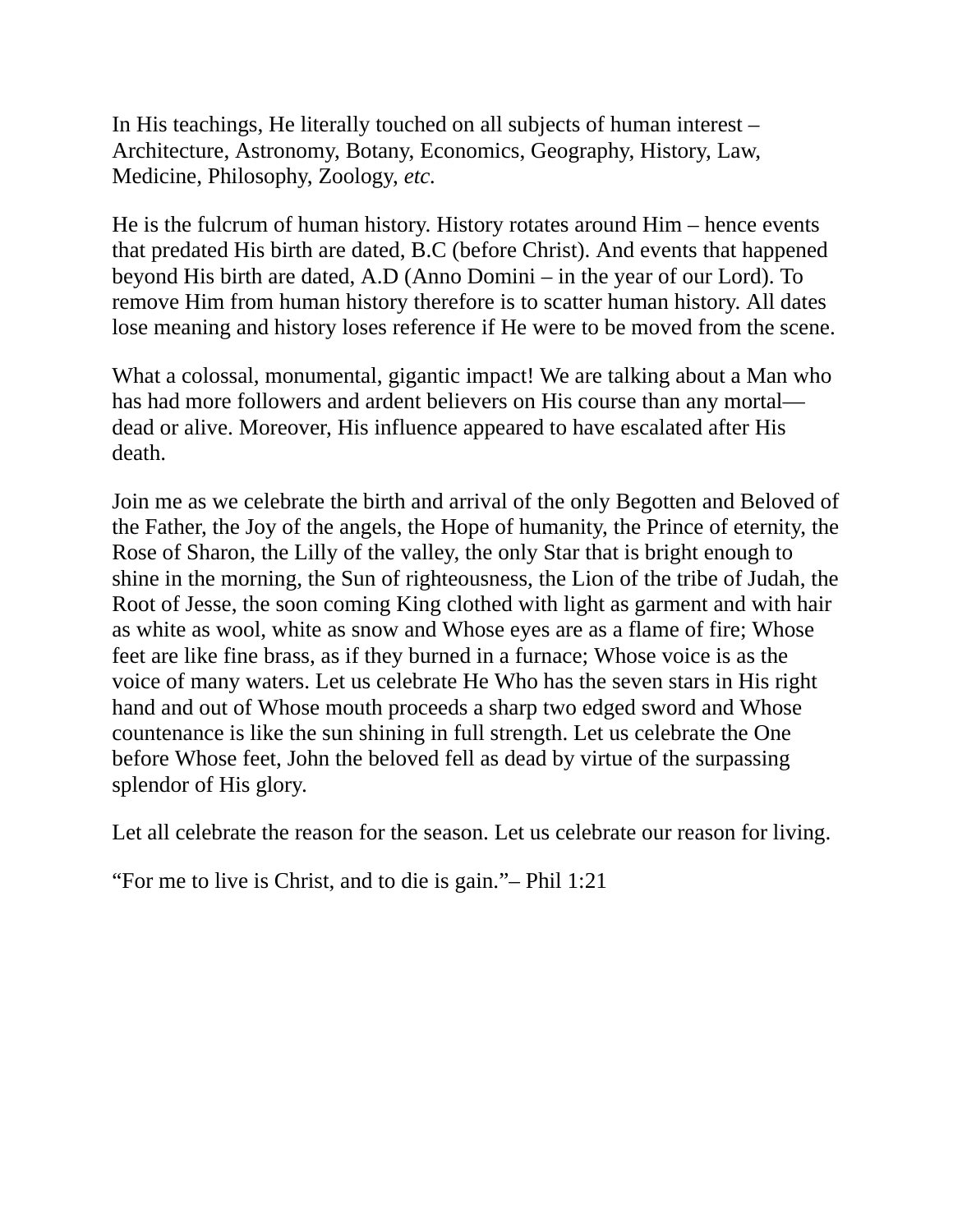In His teachings, He literally touched on all subjects of human interest – Architecture, Astronomy, Botany, Economics, Geography, History, Law, Medicine, Philosophy, Zoology, *etc.*

He is the fulcrum of human history. History rotates around Him – hence events that predated His birth are dated, B.C (before Christ). And events that happened beyond His birth are dated, A.D (Anno Domini – in the year of our Lord). To remove Him from human history therefore is to scatter human history. All dates lose meaning and history loses reference if He were to be moved from the scene.

What a colossal, monumental, gigantic impact! We are talking about a Man who has had more followers and ardent believers on His course than any mortal— dead or alive. Moreover, His influence appeared to have escalated after His death.

Join me as we celebrate the birth and arrival of the only Begotten and Beloved of the Father, the Joy of the angels, the Hope of humanity, the Prince of eternity, the Rose of Sharon, the Lilly of the valley, the only Star that is bright enough to shine in the morning, the Sun of righteousness, the Lion of the tribe of Judah, the Root of Jesse, the soon coming King clothed with light as garment and with hair as white as wool, white as snow and Whose eyes are as a flame of fire; Whose feet are like fine brass, as if they burned in a furnace; Whose voice is as the voice of many waters. Let us celebrate He Who has the seven stars in His right hand and out of Whose mouth proceeds a sharp two edged sword and Whose countenance is like the sun shining in full strength. Let us celebrate the One before Whose feet, John the beloved fell as dead by virtue of the surpassing splendor of His glory.

Let all celebrate the reason for the season. Let us celebrate our reason for living.

"For me to live is Christ, and to die is gain."– Phil 1:21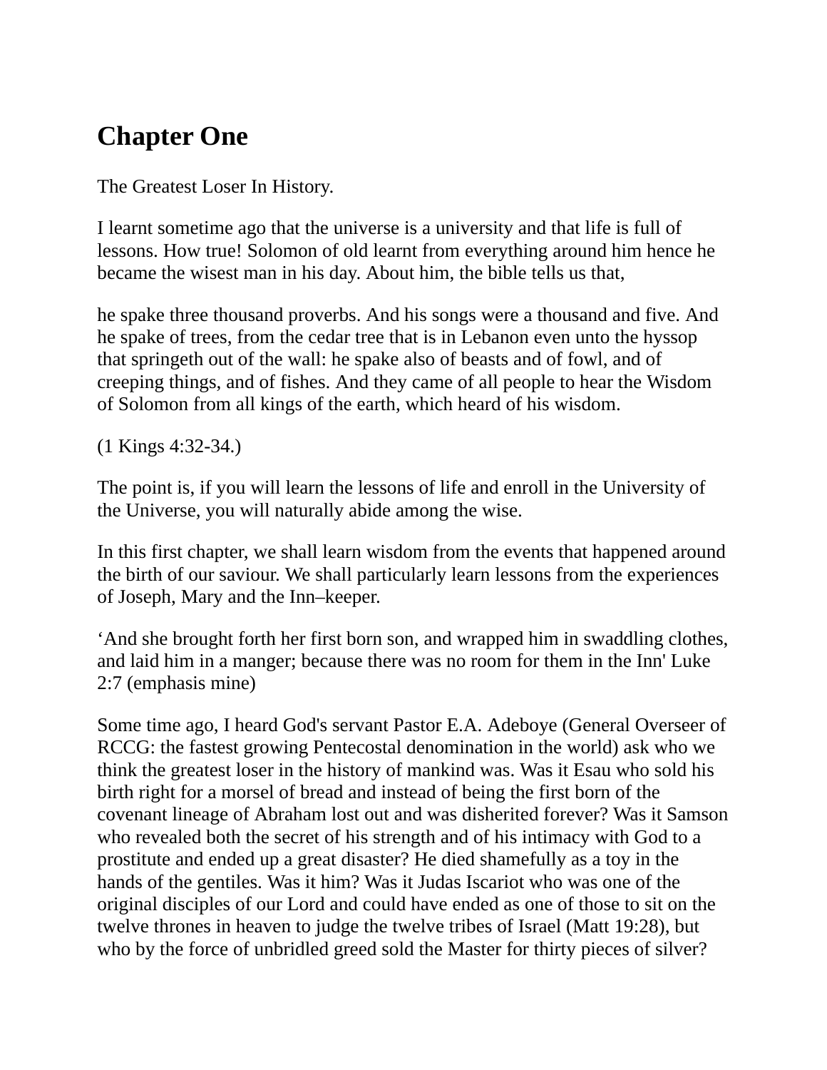# Chapter One

The Greatest Loser In History.

I learnt sometime ago that the universe is a university and that life is full of lessons. How true! Solomon of old learnt from everything around him hence he became the wisest man in his day. About him, the bible tells us that,

he spake three thousand proverbs. And his songs were a thousand and five. And he spake of trees, from the cedar tree that is in Lebanon even unto the hyssop that springeth out of the wall: he spake also of beasts and of fowl, and of creeping things, and of fishes. And they came of all people to hear the Wisdom of Solomon from all kings of the earth, which heard of his wisdom.

(1 Kings 4:32-34.)

The point is, if you will learn the lessons of life and enroll in the University of the Universe, you will naturally abide among the wise.

In this first chapter, we shall learn wisdom from the events that happened around the birth of our saviour. We shall particularly learn lessons from the experiences of Joseph, Mary and the Inn–keeper.

‘And she brought forth her first born son, and wrapped him in swaddling clothes, and laid him in a manger; because there was no room for them in the Inn' Luke 2:7 (emphasis mine)

Some time ago, I heard God's servant Pastor E.A. Adeboye (General Overseer of RCCG: the fastest growing Pentecostal denomination in the world) ask who we think the greatest loser in the history of mankind was. Was it Esau who sold his birth right for a morsel of bread and instead of being the first born of the covenant lineage of Abraham lost out and was disherited forever? Was it Samson who revealed both the secret of his strength and of his intimacy with God to a prostitute and ended up a great disaster? He died shamefully as a toy in the hands of the gentiles. Was it him? Was it Judas Iscariot who was one of the original disciples of our Lord and could have ended as one of those to sit on the twelve thrones in heaven to judge the twelve tribes of Israel (Matt 19:28), but who by the force of unbridled greed sold the Master for thirty pieces of silver?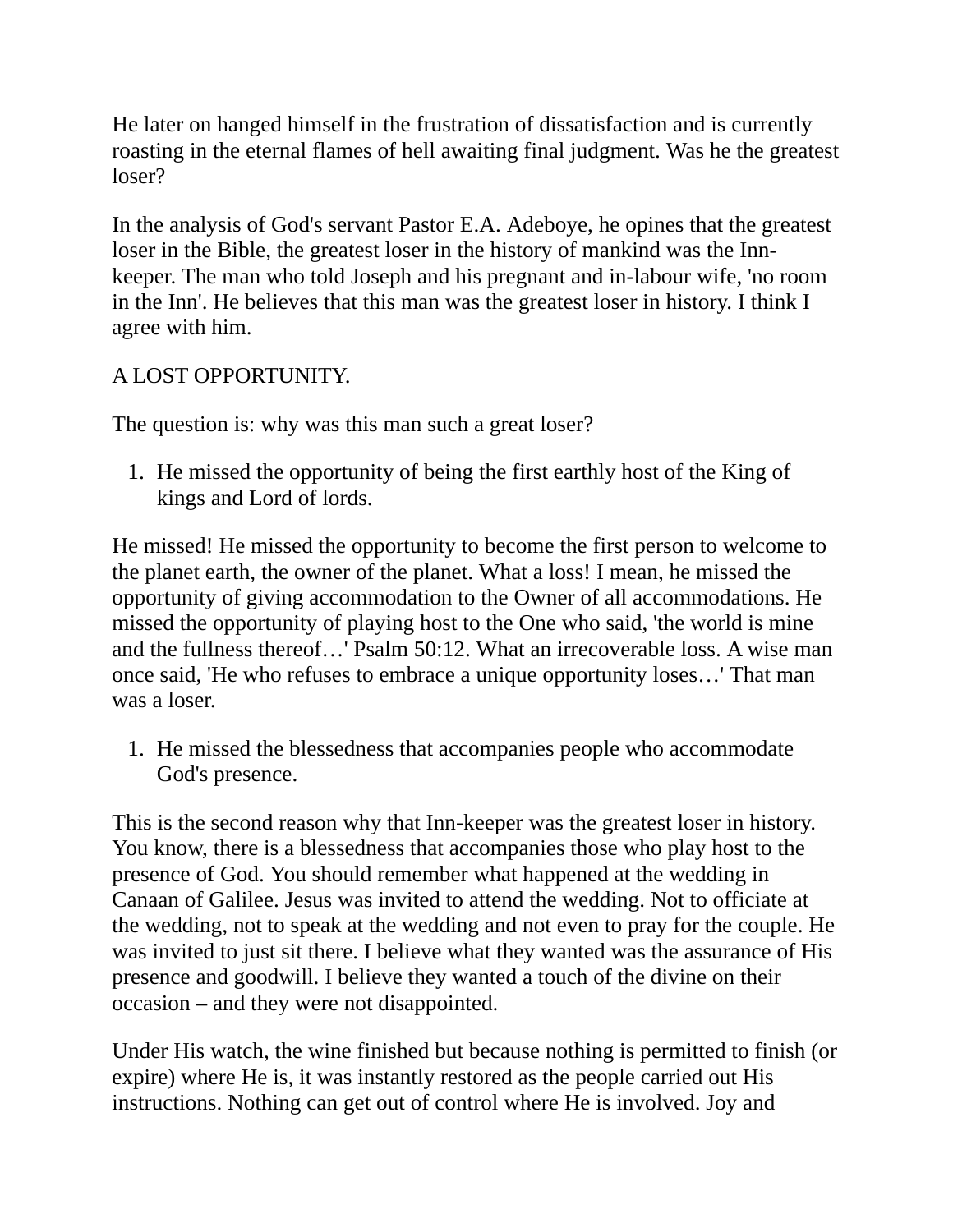He later on hanged himself in the frustration of dissatisfaction and is currently roasting in the eternal flames of hell awaiting final judgment. Was he the greatest loser?

In the analysis of God's servant Pastor E.A. Adeboye, he opines that the greatest loser in the Bible, the greatest loser in the history of mankind was the Inn-keeper. The man who told Joseph and his pregnant and in-labour wife, 'no room in the Inn'. He believes that this man was the greatest loser in history. I think I agree with him.

A LOST OPPORTUNITY.

The question is: why was this man such a great loser?

1. He missed the opportunity of being the first earthly host of the King of kings and Lord of lords.

He missed! He missed the opportunity to become the first person to welcome to the planet earth, the owner of the planet. What a loss! I mean, he missed the opportunity of giving accommodation to the Owner of all accommodations. He missed the opportunity of playing host to the One who said, 'the world is mine and the fullness thereof…' Psalm 50:12. What an irrecoverable loss. A wise man once said, 'He who refuses to embrace a unique opportunity loses…' That man was a loser.

1. He missed the blessedness that accompanies people who accommodate God's presence.

This is the second reason why that Inn-keeper was the greatest loser in history. You know, there is a blessedness that accompanies those who play host to the presence of God. You should remember what happened at the wedding in Canaan of Galilee. Jesus was invited to attend the wedding. Not to officiate at the wedding, not to speak at the wedding and not even to pray for the couple. He was invited to just sit there. I believe what they wanted was the assurance of His presence and goodwill. I believe they wanted a touch of the divine on their occasion – and they were not disappointed.

Under His watch, the wine finished but because nothing is permitted to finish (or expire) where He is, it was instantly restored as the people carried out His instructions. Nothing can get out of control where He is involved. Joy and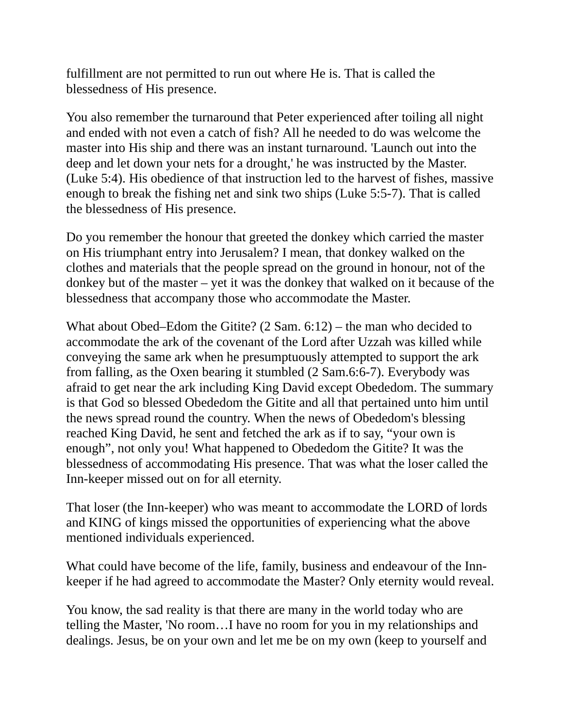fulfillment are not permitted to run out where He is. That is called the blessedness of His presence.

You also remember the turnaround that Peter experienced after toiling all night and ended with not even a catch of fish? All he needed to do was welcome the master into His ship and there was an instant turnaround. 'Launch out into the deep and let down your nets for a drought,' he was instructed by the Master. (Luke 5:4). His obedience of that instruction led to the harvest of fishes, massive enough to break the fishing net and sink two ships (Luke 5:5-7). That is called the blessedness of His presence.

Do you remember the honour that greeted the donkey which carried the master on His triumphant entry into Jerusalem? I mean, that donkey walked on the clothes and materials that the people spread on the ground in honour, not of the donkey but of the master – yet it was the donkey that walked on it because of the blessedness that accompany those who accommodate the Master.

What about Obed–Edom the Gitite? (2 Sam. 6:12) – the man who decided to accommodate the ark of the covenant of the Lord after Uzzah was killed while conveying the same ark when he presumptuously attempted to support the ark from falling, as the Oxen bearing it stumbled (2 Sam.6:6-7). Everybody was afraid to get near the ark including King David except Obededom. The summary is that God so blessed Obededom the Gitite and all that pertained unto him until the news spread round the country. When the news of Obededom's blessing reached King David, he sent and fetched the ark as if to say, “your own is enough”, not only you! What happened to Obededom the Gitite? It was the blessedness of accommodating His presence. That was what the loser called the Inn-keeper missed out on for all eternity.

That loser (the Inn-keeper) who was meant to accommodate the LORD of lords and KING of kings missed the opportunities of experiencing what the above mentioned individuals experienced.

What could have become of the life, family, business and endeavour of the Inn-keeper if he had agreed to accommodate the Master? Only eternity would reveal.

You know, the sad reality is that there are many in the world today who are telling the Master, 'No room…I have no room for you in my relationships and dealings. Jesus, be on your own and let me be on my own (keep to yourself and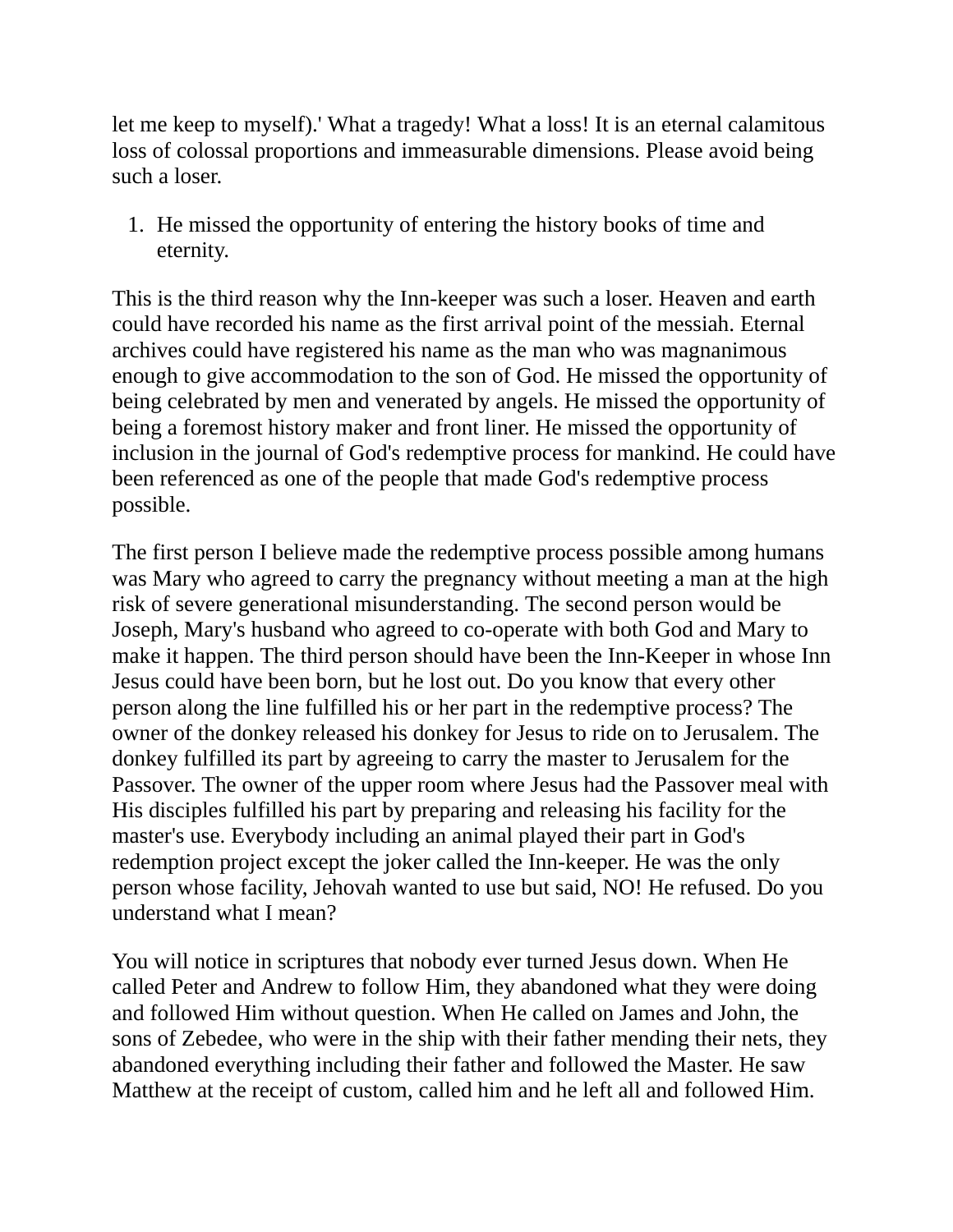let me keep to myself).' What a tragedy! What a loss! It is an eternal calamitous loss of colossal proportions and immeasurable dimensions. Please avoid being such a loser.

1. He missed the opportunity of entering the history books of time and eternity.

This is the third reason why the Inn-keeper was such a loser. Heaven and earth could have recorded his name as the first arrival point of the messiah. Eternal archives could have registered his name as the man who was magnanimous enough to give accommodation to the son of God. He missed the opportunity of being celebrated by men and venerated by angels. He missed the opportunity of being a foremost history maker and front liner. He missed the opportunity of inclusion in the journal of God's redemptive process for mankind. He could have been referenced as one of the people that made God's redemptive process possible.

The first person I believe made the redemptive process possible among humans was Mary who agreed to carry the pregnancy without meeting a man at the high risk of severe generational misunderstanding. The second person would be Joseph, Mary's husband who agreed to co-operate with both God and Mary to make it happen. The third person should have been the Inn-Keeper in whose Inn Jesus could have been born, but he lost out. Do you know that every other person along the line fulfilled his or her part in the redemptive process? The owner of the donkey released his donkey for Jesus to ride on to Jerusalem. The donkey fulfilled its part by agreeing to carry the master to Jerusalem for the Passover. The owner of the upper room where Jesus had the Passover meal with His disciples fulfilled his part by preparing and releasing his facility for the master's use. Everybody including an animal played their part in God's redemption project except the joker called the Inn-keeper. He was the only person whose facility, Jehovah wanted to use but said, NO! He refused. Do you understand what I mean?

You will notice in scriptures that nobody ever turned Jesus down. When He called Peter and Andrew to follow Him, they abandoned what they were doing and followed Him without question. When He called on James and John, the sons of Zebedee, who were in the ship with their father mending their nets, they abandoned everything including their father and followed the Master. He saw Matthew at the receipt of custom, called him and he left all and followed Him.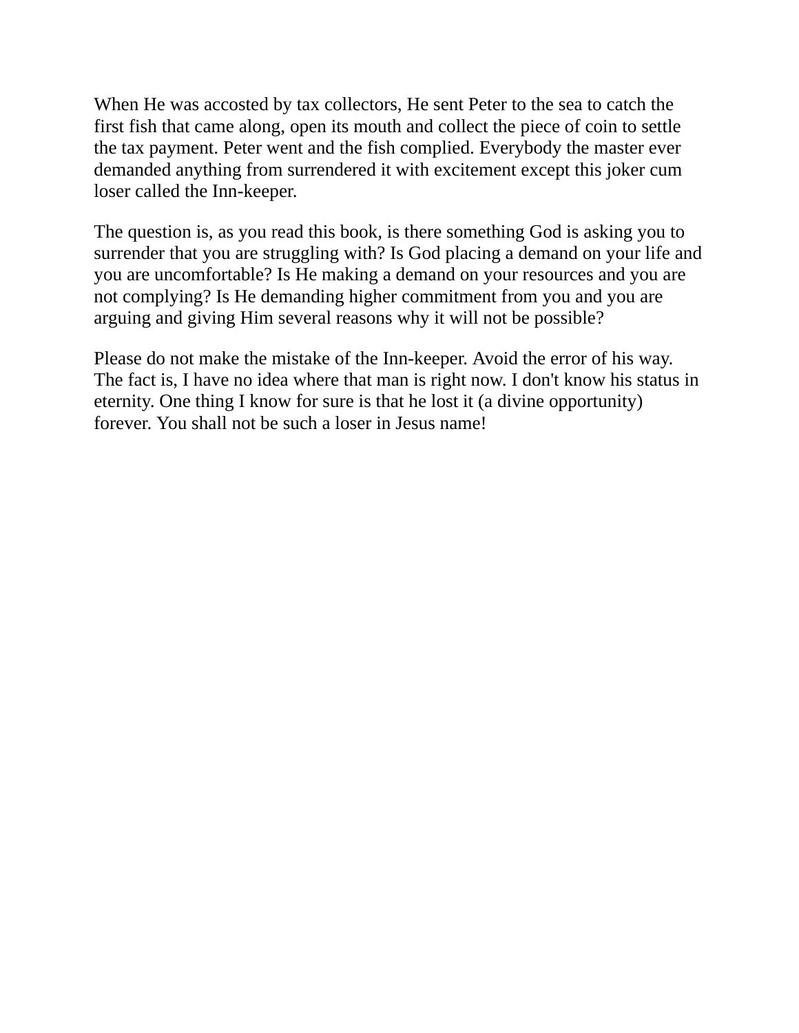When He was accosted by tax collectors, He sent Peter to the sea to catch the first fish that came along, open its mouth and collect the piece of coin to settle the tax payment. Peter went and the fish complied. Everybody the master ever demanded anything from surrendered it with excitement except this joker cum loser called the Inn-keeper.

The question is, as you read this book, is there something God is asking you to surrender that you are struggling with? Is God placing a demand on your life and you are uncomfortable? Is He making a demand on your resources and you are not complying? Is He demanding higher commitment from you and you are arguing and giving Him several reasons why it will not be possible?

Please do not make the mistake of the Inn-keeper. Avoid the error of his way. The fact is, I have no idea where that man is right now. I don't know his status in eternity. One thing I know for sure is that he lost it (a divine opportunity) forever. You shall not be such a loser in Jesus name!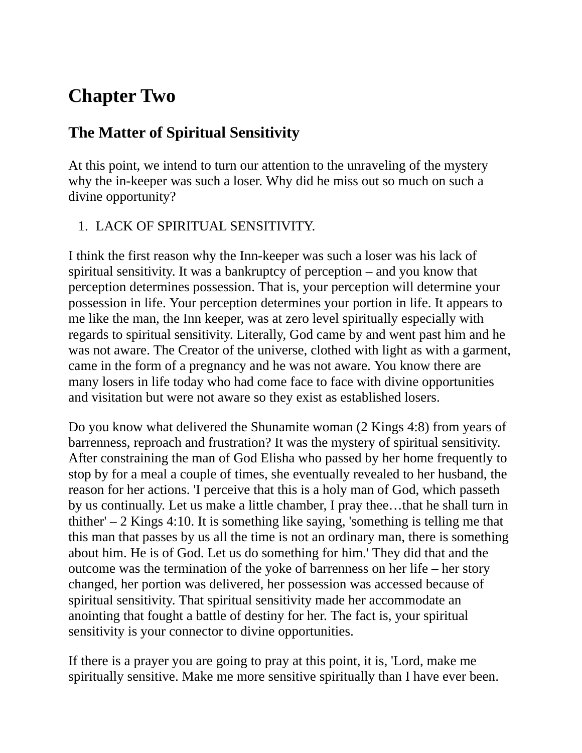# Chapter Two

## The Matter of Spiritual Sensitivity

At this point, we intend to turn our attention to the unraveling of the mystery why the in-keeper was such a loser. Why did he miss out so much on such a divine opportunity?

1. LACK OF SPIRITUAL SENSITIVITY.

I think the first reason why the Inn-keeper was such a loser was his lack of spiritual sensitivity. It was a bankruptcy of perception – and you know that perception determines possession. That is, your perception will determine your possession in life. Your perception determines your portion in life. It appears to me like the man, the Inn keeper, was at zero level spiritually especially with regards to spiritual sensitivity. Literally, God came by and went past him and he was not aware. The Creator of the universe, clothed with light as with a garment, came in the form of a pregnancy and he was not aware. You know there are many losers in life today who had come face to face with divine opportunities and visitation but were not aware so they exist as established losers.

Do you know what delivered the Shunamite woman (2 Kings 4:8) from years of barrenness, reproach and frustration? It was the mystery of spiritual sensitivity. After constraining the man of God Elisha who passed by her home frequently to stop by for a meal a couple of times, she eventually revealed to her husband, the reason for her actions. 'I perceive that this is a holy man of God, which passeth by us continually. Let us make a little chamber, I pray thee…that he shall turn in thither' – 2 Kings 4:10. It is something like saying, 'something is telling me that this man that passes by us all the time is not an ordinary man, there is something about him. He is of God. Let us do something for him.' They did that and the outcome was the termination of the yoke of barrenness on her life – her story changed, her portion was delivered, her possession was accessed because of spiritual sensitivity. That spiritual sensitivity made her accommodate an anointing that fought a battle of destiny for her. The fact is, your spiritual sensitivity is your connector to divine opportunities.

If there is a prayer you are going to pray at this point, it is, 'Lord, make me spiritually sensitive. Make me more sensitive spiritually than I have ever been.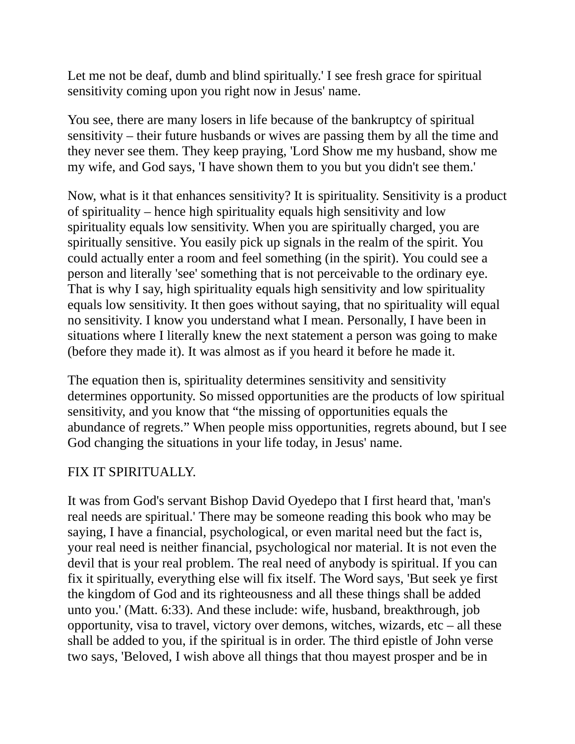Let me not be deaf, dumb and blind spiritually.' I see fresh grace for spiritual sensitivity coming upon you right now in Jesus' name.

You see, there are many losers in life because of the bankruptcy of spiritual sensitivity – their future husbands or wives are passing them by all the time and they never see them. They keep praying, 'Lord Show me my husband, show me my wife, and God says, 'I have shown them to you but you didn't see them.'

Now, what is it that enhances sensitivity? It is spirituality. Sensitivity is a product of spirituality – hence high spirituality equals high sensitivity and low spirituality equals low sensitivity. When you are spiritually charged, you are spiritually sensitive. You easily pick up signals in the realm of the spirit. You could actually enter a room and feel something (in the spirit). You could see a person and literally 'see' something that is not perceivable to the ordinary eye. That is why I say, high spirituality equals high sensitivity and low spirituality equals low sensitivity. It then goes without saying, that no spirituality will equal no sensitivity. I know you understand what I mean. Personally, I have been in situations where I literally knew the next statement a person was going to make (before they made it). It was almost as if you heard it before he made it.

The equation then is, spirituality determines sensitivity and sensitivity determines opportunity. So missed opportunities are the products of low spiritual sensitivity, and you know that "the missing of opportunities equals the abundance of regrets." When people miss opportunities, regrets abound, but I see God changing the situations in your life today, in Jesus' name.

## FIX IT SPIRITUALLY.

It was from God's servant Bishop David Oyedepo that I first heard that, 'man's real needs are spiritual.' There may be someone reading this book who may be saying, I have a financial, psychological, or even marital need but the fact is, your real need is neither financial, psychological nor material. It is not even the devil that is your real problem. The real need of anybody is spiritual. If you can fix it spiritually, everything else will fix itself. The Word says, 'But seek ye first the kingdom of God and its righteousness and all these things shall be added unto you.' (Matt. 6:33). And these include: wife, husband, breakthrough, job opportunity, visa to travel, victory over demons, witches, wizards, etc – all these shall be added to you, if the spiritual is in order. The third epistle of John verse two says, 'Beloved, I wish above all things that thou mayest prosper and be in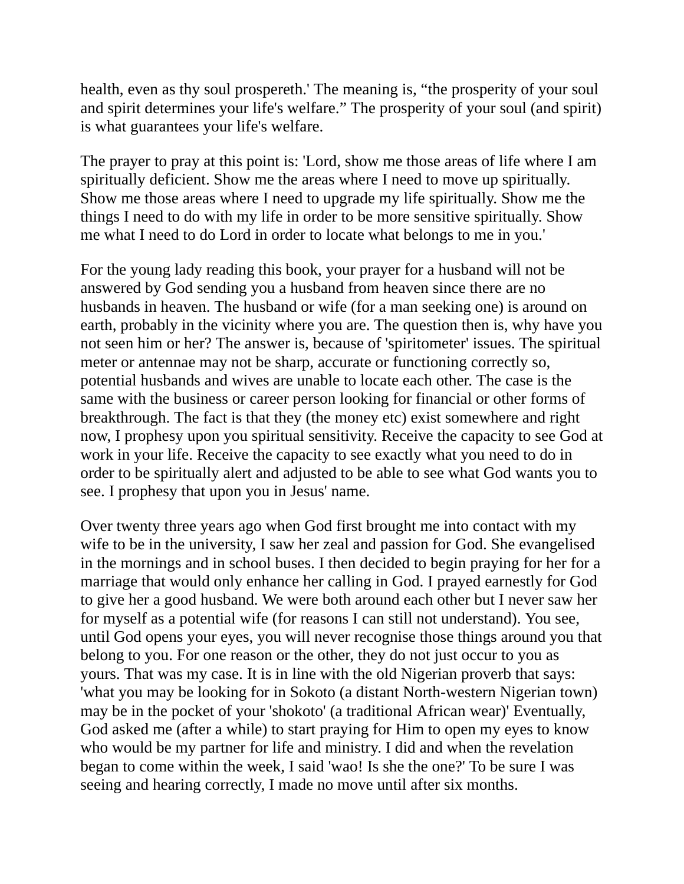health, even as thy soul prospereth.' The meaning is, “the prosperity of your soul and spirit determines your life's welfare.” The prosperity of your soul (and spirit) is what guarantees your life's welfare.

The prayer to pray at this point is: 'Lord, show me those areas of life where I am spiritually deficient. Show me the areas where I need to move up spiritually. Show me those areas where I need to upgrade my life spiritually. Show me the things I need to do with my life in order to be more sensitive spiritually. Show me what I need to do Lord in order to locate what belongs to me in you.'

For the young lady reading this book, your prayer for a husband will not be answered by God sending you a husband from heaven since there are no husbands in heaven. The husband or wife (for a man seeking one) is around on earth, probably in the vicinity where you are. The question then is, why have you not seen him or her? The answer is, because of 'spiritometer' issues. The spiritual meter or antennae may not be sharp, accurate or functioning correctly so, potential husbands and wives are unable to locate each other. The case is the same with the business or career person looking for financial or other forms of breakthrough. The fact is that they (the money etc) exist somewhere and right now, I prophesy upon you spiritual sensitivity. Receive the capacity to see God at work in your life. Receive the capacity to see exactly what you need to do in order to be spiritually alert and adjusted to be able to see what God wants you to see. I prophesy that upon you in Jesus' name.

Over twenty three years ago when God first brought me into contact with my wife to be in the university, I saw her zeal and passion for God. She evangelised in the mornings and in school buses. I then decided to begin praying for her for a marriage that would only enhance her calling in God. I prayed earnestly for God to give her a good husband. We were both around each other but I never saw her for myself as a potential wife (for reasons I can still not understand). You see, until God opens your eyes, you will never recognise those things around you that belong to you. For one reason or the other, they do not just occur to you as yours. That was my case. It is in line with the old Nigerian proverb that says: 'what you may be looking for in Sokoto (a distant North-western Nigerian town) may be in the pocket of your 'shokoto' (a traditional African wear)' Eventually, God asked me (after a while) to start praying for Him to open my eyes to know who would be my partner for life and ministry. I did and when the revelation began to come within the week, I said 'wao! Is she the one?' To be sure I was seeing and hearing correctly, I made no move until after six months.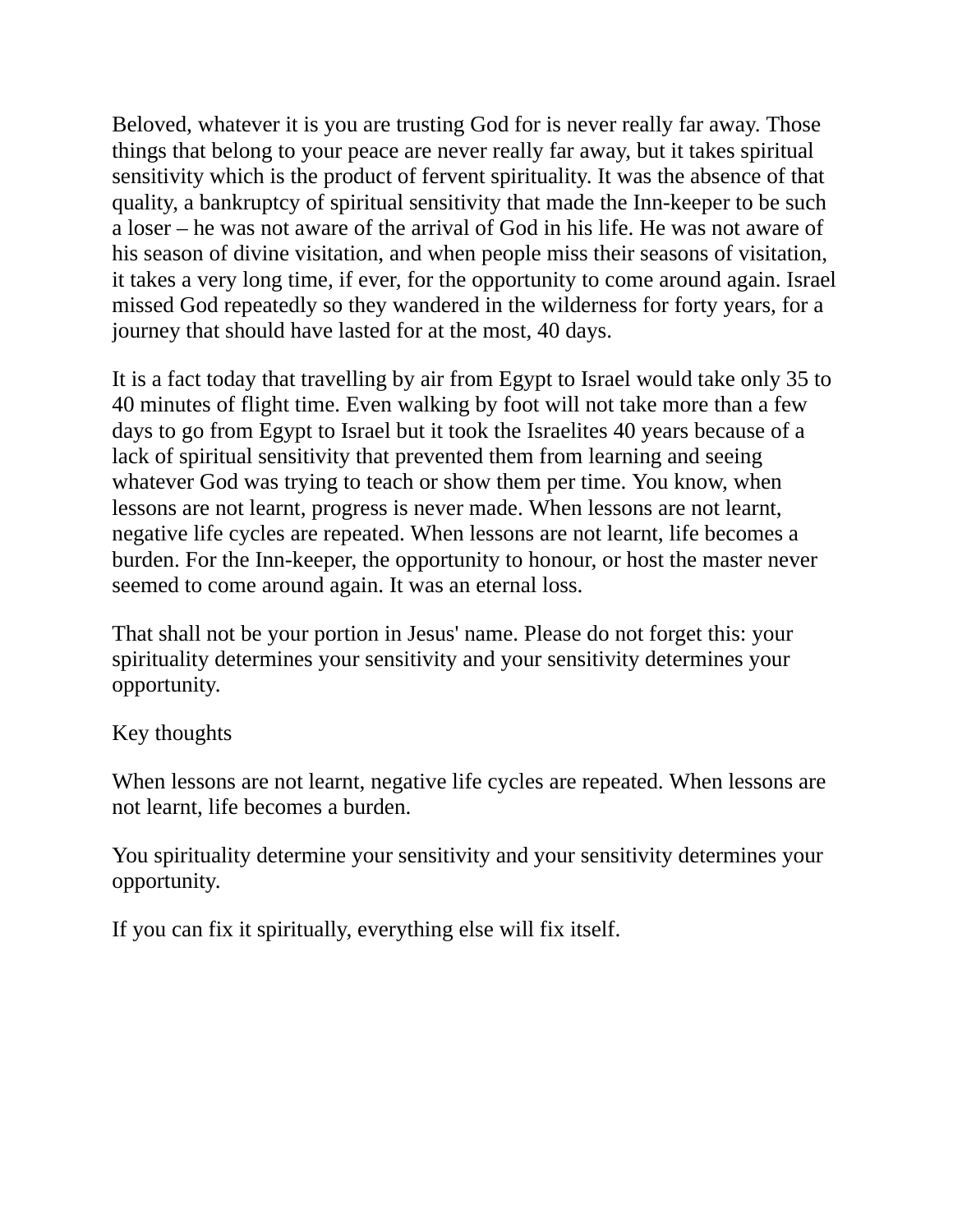Beloved, whatever it is you are trusting God for is never really far away. Those things that belong to your peace are never really far away, but it takes spiritual sensitivity which is the product of fervent spirituality. It was the absence of that quality, a bankruptcy of spiritual sensitivity that made the Inn-keeper to be such a loser – he was not aware of the arrival of God in his life. He was not aware of his season of divine visitation, and when people miss their seasons of visitation, it takes a very long time, if ever, for the opportunity to come around again. Israel missed God repeatedly so they wandered in the wilderness for forty years, for a journey that should have lasted for at the most, 40 days.

It is a fact today that travelling by air from Egypt to Israel would take only 35 to 40 minutes of flight time. Even walking by foot will not take more than a few days to go from Egypt to Israel but it took the Israelites 40 years because of a lack of spiritual sensitivity that prevented them from learning and seeing whatever God was trying to teach or show them per time. You know, when lessons are not learnt, progress is never made. When lessons are not learnt, negative life cycles are repeated. When lessons are not learnt, life becomes a burden. For the Inn-keeper, the opportunity to honour, or host the master never seemed to come around again. It was an eternal loss.

That shall not be your portion in Jesus' name. Please do not forget this: your spirituality determines your sensitivity and your sensitivity determines your opportunity.

Key thoughts

When lessons are not learnt, negative life cycles are repeated. When lessons are not learnt, life becomes a burden.

You spirituality determine your sensitivity and your sensitivity determines your opportunity.

If you can fix it spiritually, everything else will fix itself.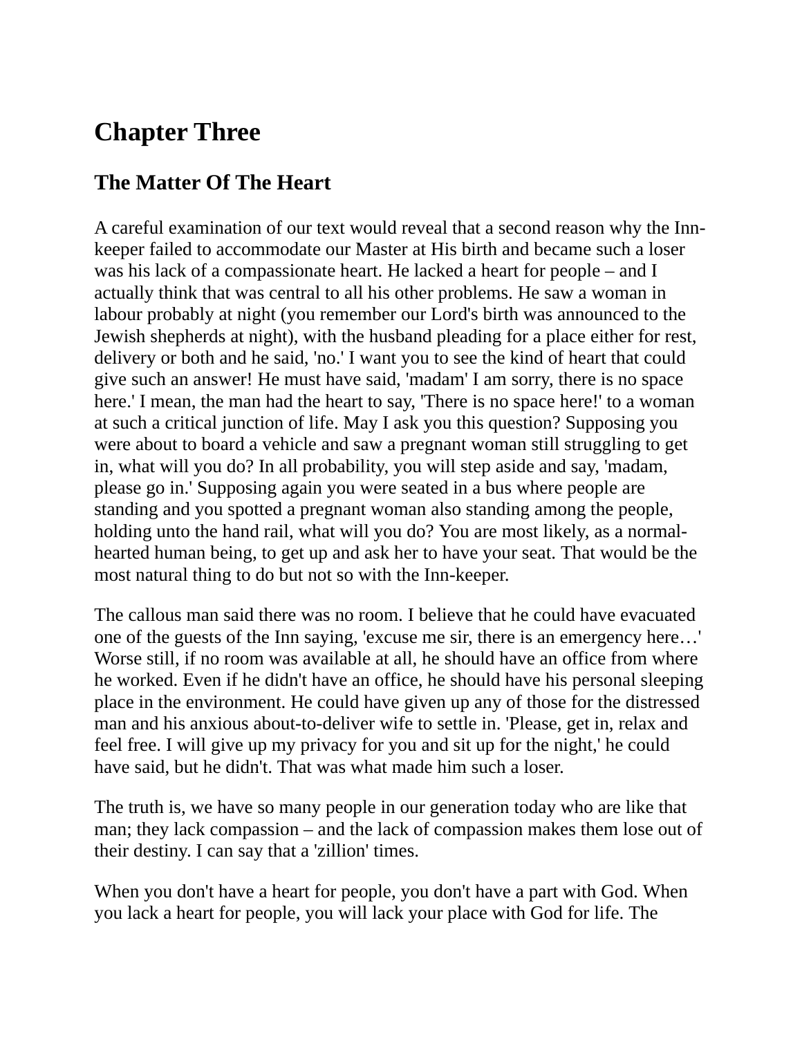# Chapter Three

## The Matter Of The Heart

A careful examination of our text would reveal that a second reason why the Inn-keeper failed to accommodate our Master at His birth and became such a loser was his lack of a compassionate heart. He lacked a heart for people – and I actually think that was central to all his other problems. He saw a woman in labour probably at night (you remember our Lord's birth was announced to the Jewish shepherds at night), with the husband pleading for a place either for rest, delivery or both and he said, 'no.' I want you to see the kind of heart that could give such an answer! He must have said, 'madam' I am sorry, there is no space here.' I mean, the man had the heart to say, 'There is no space here!' to a woman at such a critical junction of life. May I ask you this question? Supposing you were about to board a vehicle and saw a pregnant woman still struggling to get in, what will you do? In all probability, you will step aside and say, 'madam, please go in.' Supposing again you were seated in a bus where people are standing and you spotted a pregnant woman also standing among the people, holding unto the hand rail, what will you do? You are most likely, as a normal-hearted human being, to get up and ask her to have your seat. That would be the most natural thing to do but not so with the Inn-keeper.

The callous man said there was no room. I believe that he could have evacuated one of the guests of the Inn saying, 'excuse me sir, there is an emergency here…' Worse still, if no room was available at all, he should have an office from where he worked. Even if he didn't have an office, he should have his personal sleeping place in the environment. He could have given up any of those for the distressed man and his anxious about-to-deliver wife to settle in. 'Please, get in, relax and feel free. I will give up my privacy for you and sit up for the night,' he could have said, but he didn't. That was what made him such a loser.

The truth is, we have so many people in our generation today who are like that man; they lack compassion – and the lack of compassion makes them lose out of their destiny. I can say that a 'zillion' times.

When you don't have a heart for people, you don't have a part with God. When you lack a heart for people, you will lack your place with God for life. The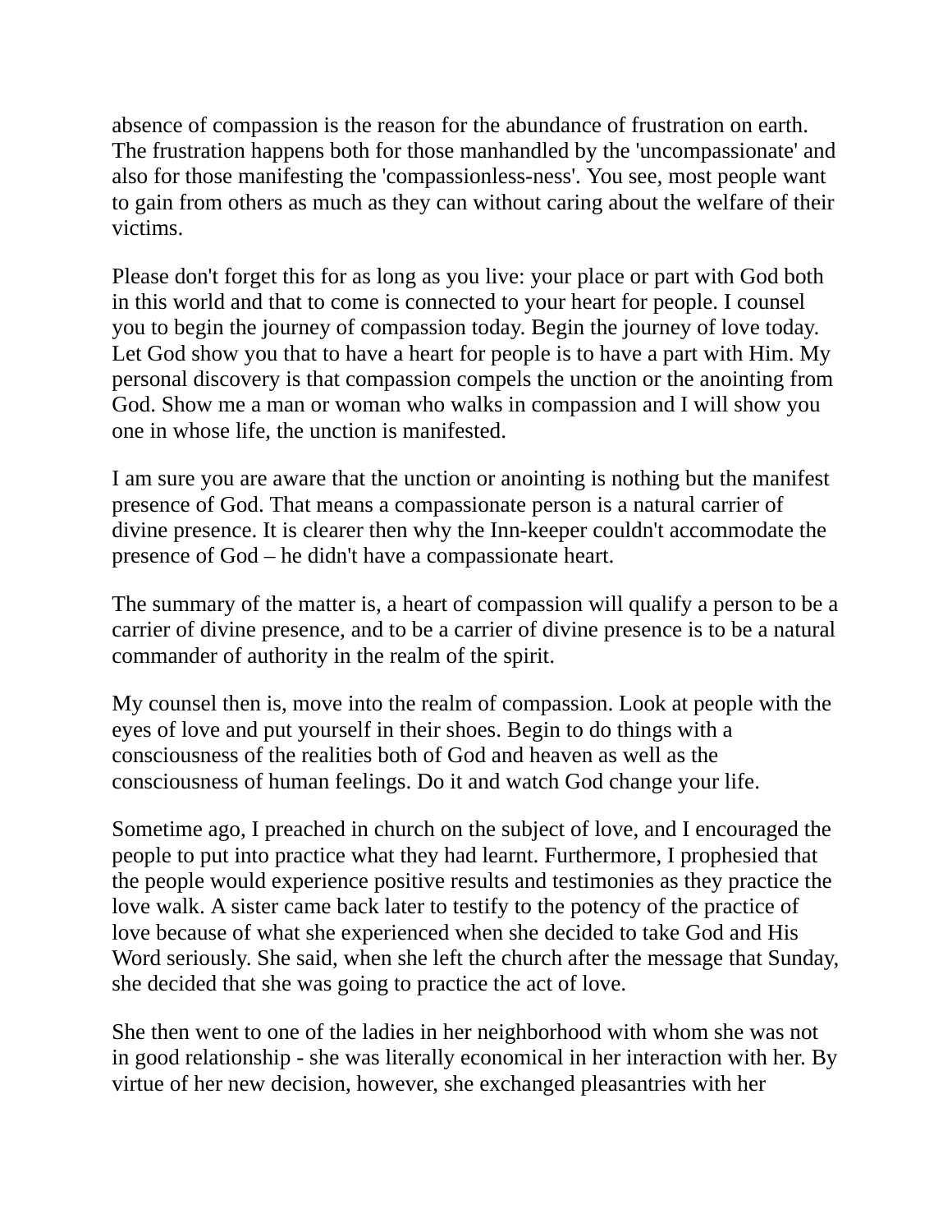absence of compassion is the reason for the abundance of frustration on earth. The frustration happens both for those manhandled by the 'uncompassionate' and also for those manifesting the 'compassionless-ness'. You see, most people want to gain from others as much as they can without caring about the welfare of their victims.

Please don't forget this for as long as you live: your place or part with God both in this world and that to come is connected to your heart for people. I counsel you to begin the journey of compassion today. Begin the journey of love today. Let God show you that to have a heart for people is to have a part with Him. My personal discovery is that compassion compels the unction or the anointing from God. Show me a man or woman who walks in compassion and I will show you one in whose life, the unction is manifested.

I am sure you are aware that the unction or anointing is nothing but the manifest presence of God. That means a compassionate person is a natural carrier of divine presence. It is clearer then why the Inn-keeper couldn't accommodate the presence of God – he didn't have a compassionate heart.

The summary of the matter is, a heart of compassion will qualify a person to be a carrier of divine presence, and to be a carrier of divine presence is to be a natural commander of authority in the realm of the spirit.

My counsel then is, move into the realm of compassion. Look at people with the eyes of love and put yourself in their shoes. Begin to do things with a consciousness of the realities both of God and heaven as well as the consciousness of human feelings. Do it and watch God change your life.

Sometime ago, I preached in church on the subject of love, and I encouraged the people to put into practice what they had learnt. Furthermore, I prophesied that the people would experience positive results and testimonies as they practice the love walk. A sister came back later to testify to the potency of the practice of love because of what she experienced when she decided to take God and His Word seriously. She said, when she left the church after the message that Sunday, she decided that she was going to practice the act of love.

She then went to one of the ladies in her neighborhood with whom she was not in good relationship - she was literally economical in her interaction with her. By virtue of her new decision, however, she exchanged pleasantries with her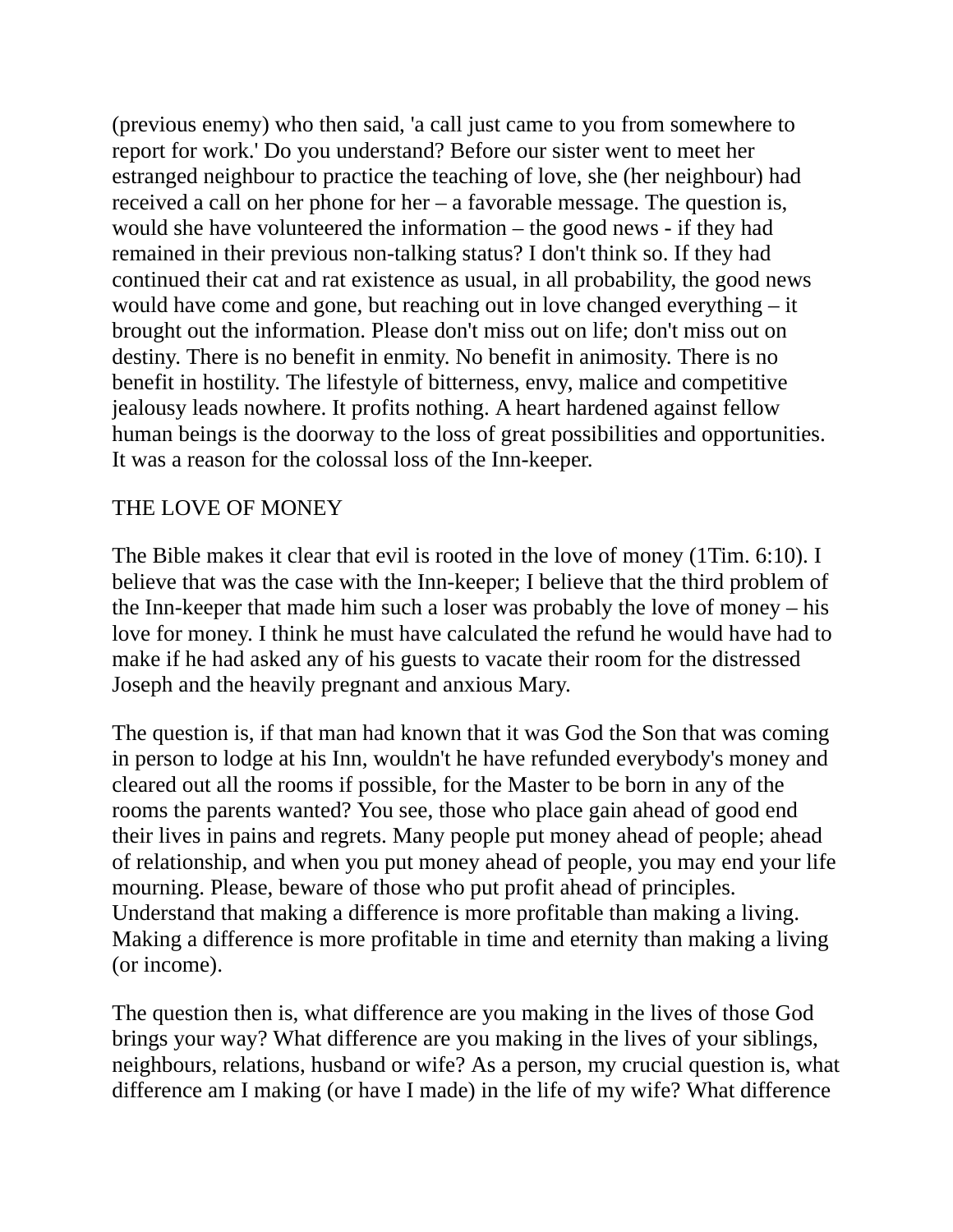(previous enemy) who then said, 'a call just came to you from somewhere to report for work.' Do you understand? Before our sister went to meet her estranged neighbour to practice the teaching of love, she (her neighbour) had received a call on her phone for her – a favorable message. The question is, would she have volunteered the information – the good news - if they had remained in their previous non-talking status? I don't think so. If they had continued their cat and rat existence as usual, in all probability, the good news would have come and gone, but reaching out in love changed everything – it brought out the information. Please don't miss out on life; don't miss out on destiny. There is no benefit in enmity. No benefit in animosity. There is no benefit in hostility. The lifestyle of bitterness, envy, malice and competitive jealousy leads nowhere. It profits nothing. A heart hardened against fellow human beings is the doorway to the loss of great possibilities and opportunities. It was a reason for the colossal loss of the Inn-keeper.

## THE LOVE OF MONEY

The Bible makes it clear that evil is rooted in the love of money (1Tim. 6:10). I believe that was the case with the Inn-keeper; I believe that the third problem of the Inn-keeper that made him such a loser was probably the love of money – his love for money. I think he must have calculated the refund he would have had to make if he had asked any of his guests to vacate their room for the distressed Joseph and the heavily pregnant and anxious Mary.

The question is, if that man had known that it was God the Son that was coming in person to lodge at his Inn, wouldn't he have refunded everybody's money and cleared out all the rooms if possible, for the Master to be born in any of the rooms the parents wanted? You see, those who place gain ahead of good end their lives in pains and regrets. Many people put money ahead of people; ahead of relationship, and when you put money ahead of people, you may end your life mourning. Please, beware of those who put profit ahead of principles. Understand that making a difference is more profitable than making a living. Making a difference is more profitable in time and eternity than making a living (or income).

The question then is, what difference are you making in the lives of those God brings your way? What difference are you making in the lives of your siblings, neighbours, relations, husband or wife? As a person, my crucial question is, what difference am I making (or have I made) in the life of my wife? What difference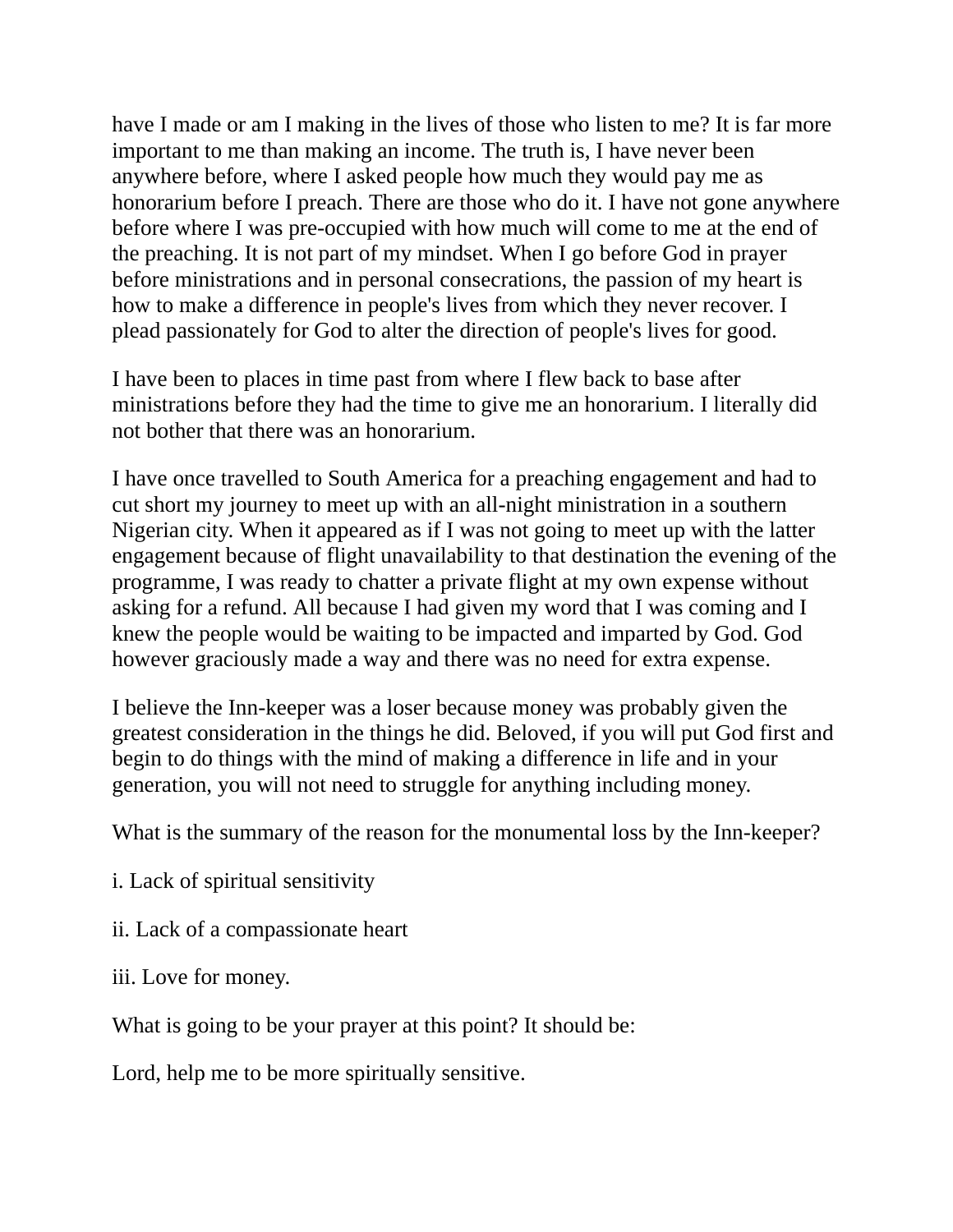have I made or am I making in the lives of those who listen to me? It is far more important to me than making an income. The truth is, I have never been anywhere before, where I asked people how much they would pay me as honorarium before I preach. There are those who do it. I have not gone anywhere before where I was pre-occupied with how much will come to me at the end of the preaching. It is not part of my mindset. When I go before God in prayer before ministrations and in personal consecrations, the passion of my heart is how to make a difference in people's lives from which they never recover. I plead passionately for God to alter the direction of people's lives for good.

I have been to places in time past from where I flew back to base after ministrations before they had the time to give me an honorarium. I literally did not bother that there was an honorarium.

I have once travelled to South America for a preaching engagement and had to cut short my journey to meet up with an all-night ministration in a southern Nigerian city. When it appeared as if I was not going to meet up with the latter engagement because of flight unavailability to that destination the evening of the programme, I was ready to chatter a private flight at my own expense without asking for a refund. All because I had given my word that I was coming and I knew the people would be waiting to be impacted and imparted by God. God however graciously made a way and there was no need for extra expense.

I believe the Inn-keeper was a loser because money was probably given the greatest consideration in the things he did. Beloved, if you will put God first and begin to do things with the mind of making a difference in life and in your generation, you will not need to struggle for anything including money.

What is the summary of the reason for the monumental loss by the Inn-keeper?

i. Lack of spiritual sensitivity

ii. Lack of a compassionate heart

iii. Love for money.

What is going to be your prayer at this point? It should be:

Lord, help me to be more spiritually sensitive.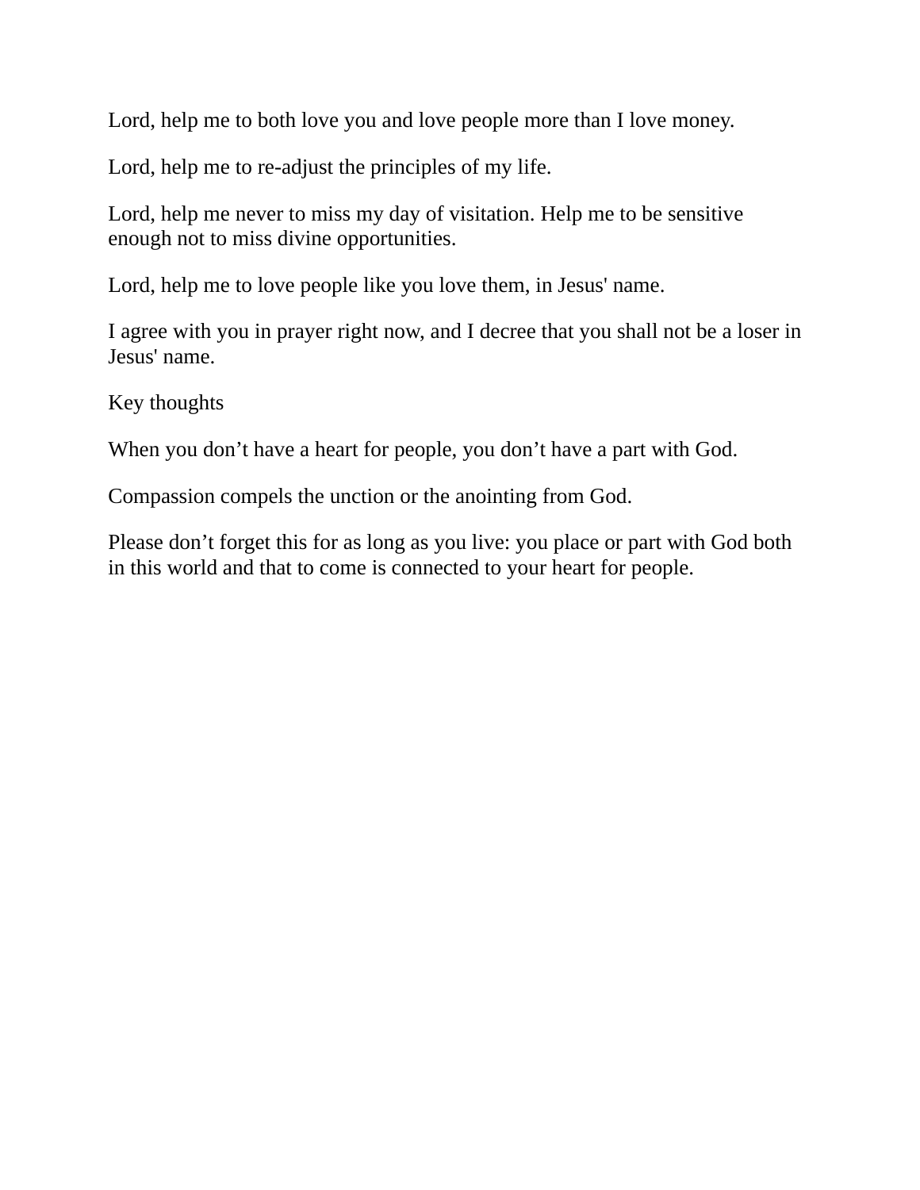Lord, help me to both love you and love people more than I love money.

Lord, help me to re-adjust the principles of my life.

Lord, help me never to miss my day of visitation. Help me to be sensitive enough not to miss divine opportunities.

Lord, help me to love people like you love them, in Jesus' name.

I agree with you in prayer right now, and I decree that you shall not be a loser in Jesus' name.

Key thoughts

When you don't have a heart for people, you don't have a part with God.

Compassion compels the unction or the anointing from God.

Please don't forget this for as long as you live: you place or part with God both in this world and that to come is connected to your heart for people.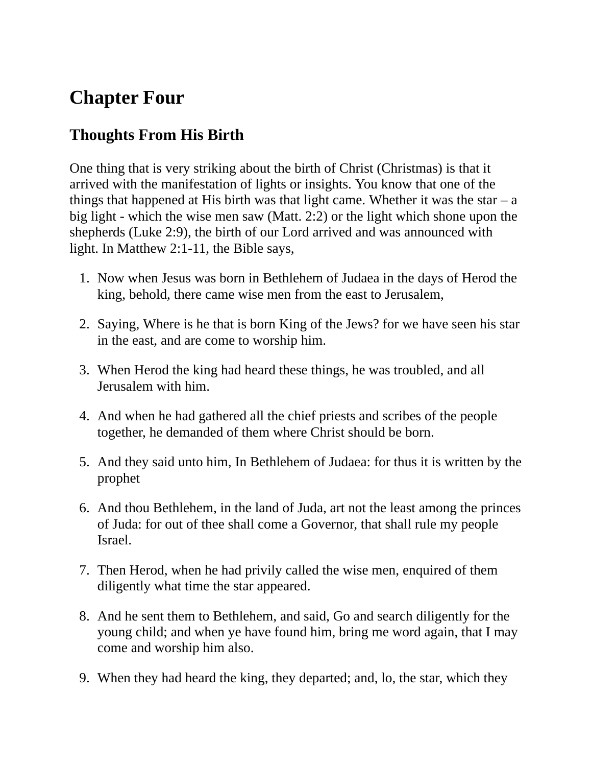# Chapter Four

## Thoughts From His Birth

One thing that is very striking about the birth of Christ (Christmas) is that it arrived with the manifestation of lights or insights. You know that one of the things that happened at His birth was that light came. Whether it was the star – a big light - which the wise men saw (Matt. 2:2) or the light which shone upon the shepherds (Luke 2:9), the birth of our Lord arrived and was announced with light. In Matthew 2:1-11, the Bible says,

1. Now when Jesus was born in Bethlehem of Judaea in the days of Herod the king, behold, there came wise men from the east to Jerusalem,

2. Saying, Where is he that is born King of the Jews? for we have seen his star in the east, and are come to worship him.

3. When Herod the king had heard these things, he was troubled, and all Jerusalem with him.

4. And when he had gathered all the chief priests and scribes of the people together, he demanded of them where Christ should be born.

5. And they said unto him, In Bethlehem of Judaea: for thus it is written by the prophet

6. And thou Bethlehem, in the land of Juda, art not the least among the princes of Juda: for out of thee shall come a Governor, that shall rule my people Israel.

7. Then Herod, when he had privily called the wise men, enquired of them diligently what time the star appeared.

8. And he sent them to Bethlehem, and said, Go and search diligently for the young child; and when ye have found him, bring me word again, that I may come and worship him also.

9. When they had heard the king, they departed; and, lo, the star, which they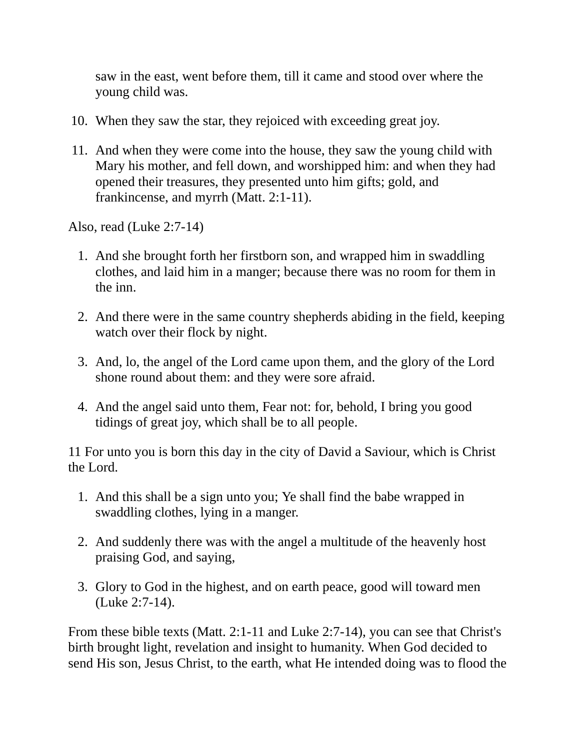saw in the east, went before them, till it came and stood over where the young child was.

10. When they saw the star, they rejoiced with exceeding great joy.

11. And when they were come into the house, they saw the young child with Mary his mother, and fell down, and worshipped him: and when they had opened their treasures, they presented unto him gifts; gold, and frankincense, and myrrh (Matt. 2:1-11).

Also, read (Luke 2:7-14)

1. And she brought forth her firstborn son, and wrapped him in swaddling clothes, and laid him in a manger; because there was no room for them in the inn.

2. And there were in the same country shepherds abiding in the field, keeping watch over their flock by night.

3. And, lo, the angel of the Lord came upon them, and the glory of the Lord shone round about them: and they were sore afraid.

4. And the angel said unto them, Fear not: for, behold, I bring you good tidings of great joy, which shall be to all people.

11 For unto you is born this day in the city of David a Saviour, which is Christ the Lord.

1. And this shall be a sign unto you; Ye shall find the babe wrapped in swaddling clothes, lying in a manger.

2. And suddenly there was with the angel a multitude of the heavenly host praising God, and saying,

3. Glory to God in the highest, and on earth peace, good will toward men (Luke 2:7-14).

From these bible texts (Matt. 2:1-11 and Luke 2:7-14), you can see that Christ's birth brought light, revelation and insight to humanity. When God decided to send His son, Jesus Christ, to the earth, what He intended doing was to flood the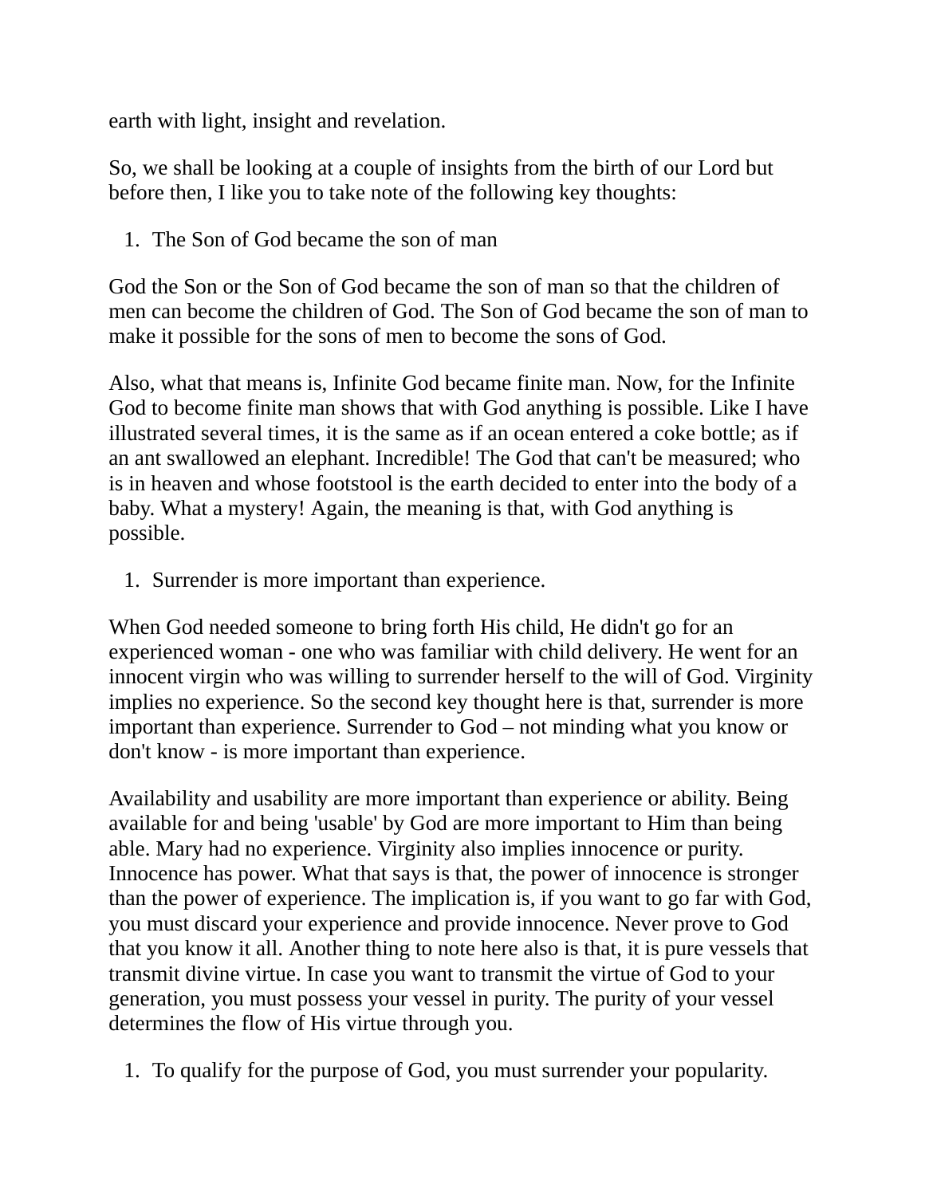earth with light, insight and revelation.

So, we shall be looking at a couple of insights from the birth of our Lord but before then, I like you to take note of the following key thoughts:

1. The Son of God became the son of man

God the Son or the Son of God became the son of man so that the children of men can become the children of God. The Son of God became the son of man to make it possible for the sons of men to become the sons of God.

Also, what that means is, Infinite God became finite man. Now, for the Infinite God to become finite man shows that with God anything is possible. Like I have illustrated several times, it is the same as if an ocean entered a coke bottle; as if an ant swallowed an elephant. Incredible! The God that can't be measured; who is in heaven and whose footstool is the earth decided to enter into the body of a baby. What a mystery! Again, the meaning is that, with God anything is possible.

1. Surrender is more important than experience.

When God needed someone to bring forth His child, He didn't go for an experienced woman - one who was familiar with child delivery. He went for an innocent virgin who was willing to surrender herself to the will of God. Virginity implies no experience. So the second key thought here is that, surrender is more important than experience. Surrender to God – not minding what you know or don't know - is more important than experience.

Availability and usability are more important than experience or ability. Being available for and being 'usable' by God are more important to Him than being able. Mary had no experience. Virginity also implies innocence or purity. Innocence has power. What that says is that, the power of innocence is stronger than the power of experience. The implication is, if you want to go far with God, you must discard your experience and provide innocence. Never prove to God that you know it all. Another thing to note here also is that, it is pure vessels that transmit divine virtue. In case you want to transmit the virtue of God to your generation, you must possess your vessel in purity. The purity of your vessel determines the flow of His virtue through you.

1. To qualify for the purpose of God, you must surrender your popularity.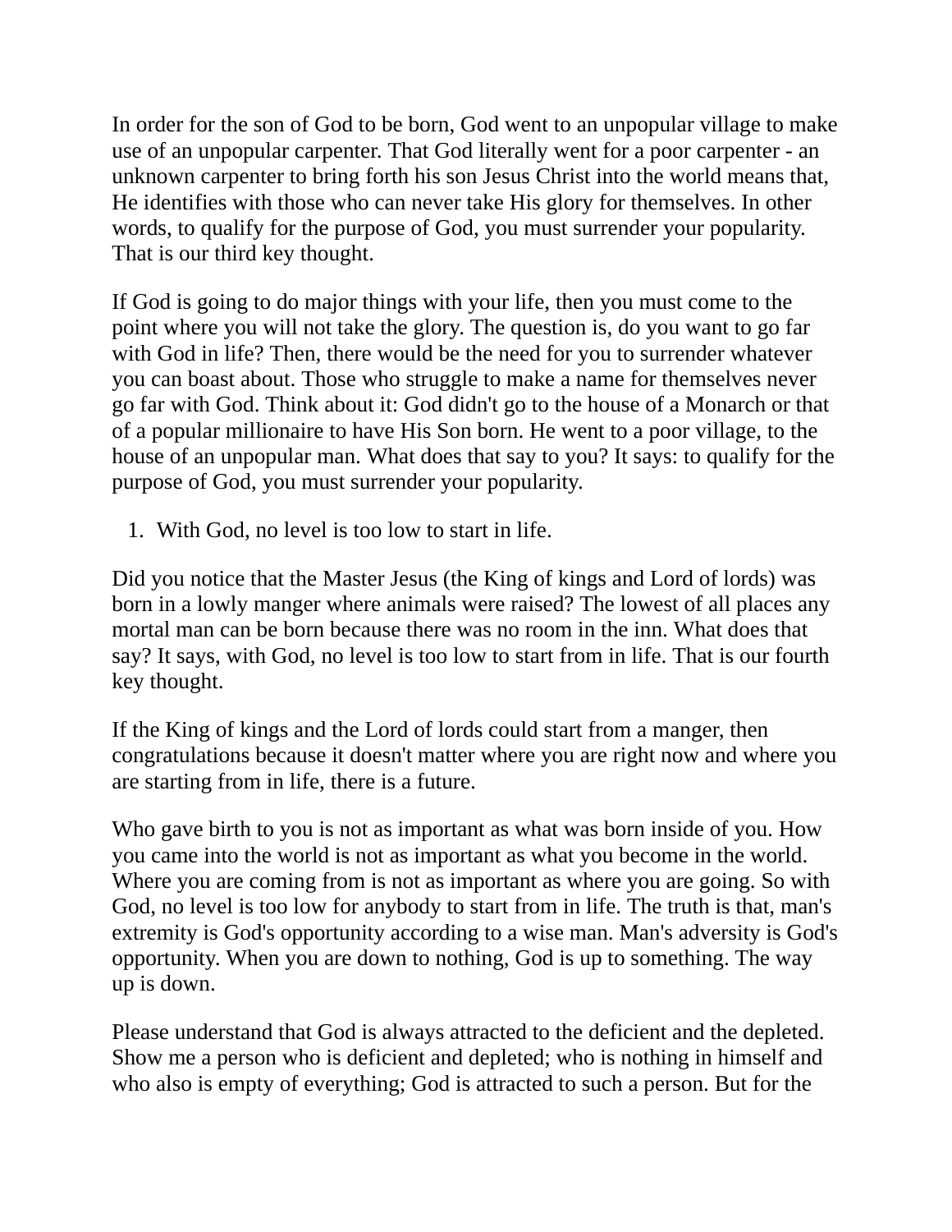In order for the son of God to be born, God went to an unpopular village to make use of an unpopular carpenter. That God literally went for a poor carpenter - an unknown carpenter to bring forth his son Jesus Christ into the world means that, He identifies with those who can never take His glory for themselves. In other words, to qualify for the purpose of God, you must surrender your popularity. That is our third key thought.

If God is going to do major things with your life, then you must come to the point where you will not take the glory. The question is, do you want to go far with God in life? Then, there would be the need for you to surrender whatever you can boast about. Those who struggle to make a name for themselves never go far with God. Think about it: God didn't go to the house of a Monarch or that of a popular millionaire to have His Son born. He went to a poor village, to the house of an unpopular man. What does that say to you? It says: to qualify for the purpose of God, you must surrender your popularity.

1. With God, no level is too low to start in life.

Did you notice that the Master Jesus (the King of kings and Lord of lords) was born in a lowly manger where animals were raised? The lowest of all places any mortal man can be born because there was no room in the inn. What does that say? It says, with God, no level is too low to start from in life. That is our fourth key thought.

If the King of kings and the Lord of lords could start from a manger, then congratulations because it doesn't matter where you are right now and where you are starting from in life, there is a future.

Who gave birth to you is not as important as what was born inside of you. How you came into the world is not as important as what you become in the world. Where you are coming from is not as important as where you are going. So with God, no level is too low for anybody to start from in life. The truth is that, man's extremity is God's opportunity according to a wise man. Man's adversity is God's opportunity. When you are down to nothing, God is up to something. The way up is down.

Please understand that God is always attracted to the deficient and the depleted. Show me a person who is deficient and depleted; who is nothing in himself and who also is empty of everything; God is attracted to such a person. But for the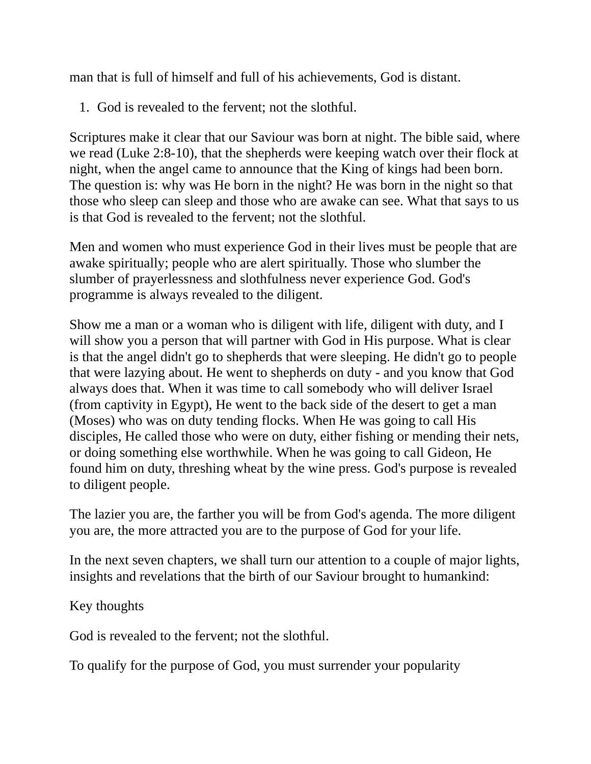man that is full of himself and full of his achievements, God is distant.

1. God is revealed to the fervent; not the slothful.

Scriptures make it clear that our Saviour was born at night. The bible said, where we read (Luke 2:8-10), that the shepherds were keeping watch over their flock at night, when the angel came to announce that the King of kings had been born. The question is: why was He born in the night? He was born in the night so that those who sleep can sleep and those who are awake can see. What that says to us is that God is revealed to the fervent; not the slothful.

Men and women who must experience God in their lives must be people that are awake spiritually; people who are alert spiritually. Those who slumber the slumber of prayerlessness and slothfulness never experience God. God's programme is always revealed to the diligent.

Show me a man or a woman who is diligent with life, diligent with duty, and I will show you a person that will partner with God in His purpose. What is clear is that the angel didn't go to shepherds that were sleeping. He didn't go to people that were lazying about. He went to shepherds on duty - and you know that God always does that. When it was time to call somebody who will deliver Israel (from captivity in Egypt), He went to the back side of the desert to get a man (Moses) who was on duty tending flocks. When He was going to call His disciples, He called those who were on duty, either fishing or mending their nets, or doing something else worthwhile. When he was going to call Gideon, He found him on duty, threshing wheat by the wine press. God's purpose is revealed to diligent people.

The lazier you are, the farther you will be from God's agenda. The more diligent you are, the more attracted you are to the purpose of God for your life.

In the next seven chapters, we shall turn our attention to a couple of major lights, insights and revelations that the birth of our Saviour brought to humankind:

Key thoughts

God is revealed to the fervent; not the slothful.

To qualify for the purpose of God, you must surrender your popularity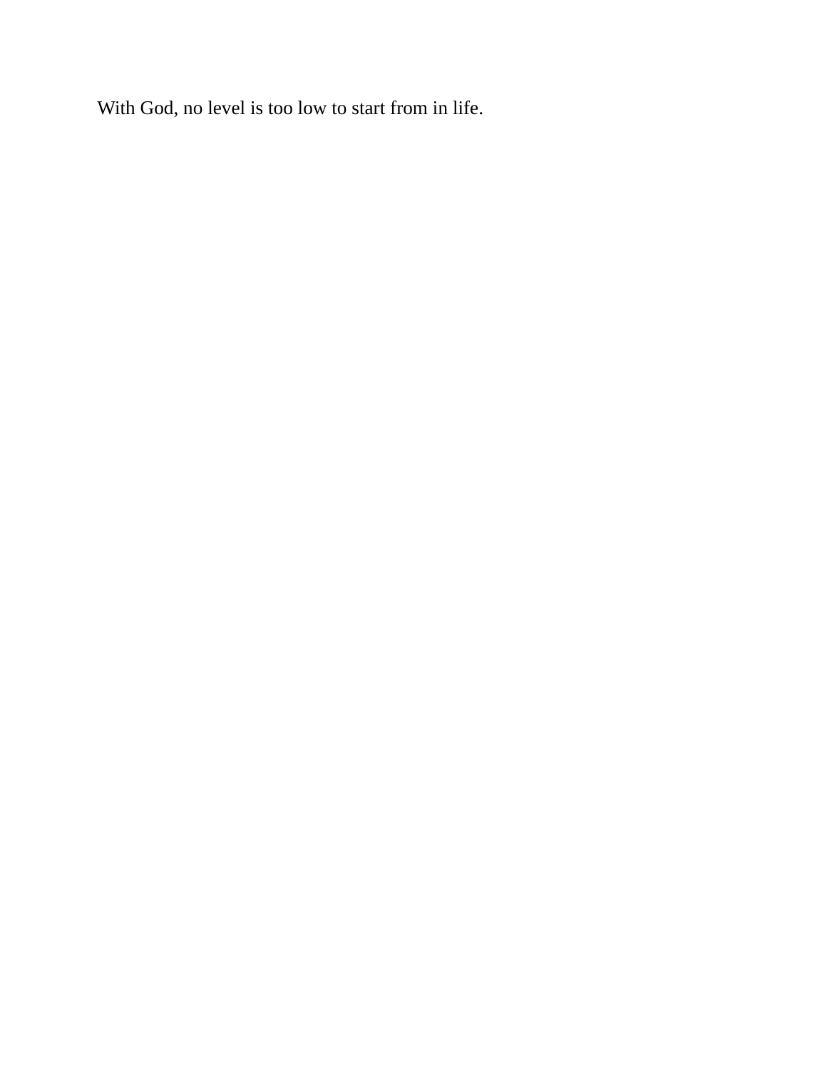With God, no level is too low to start from in life.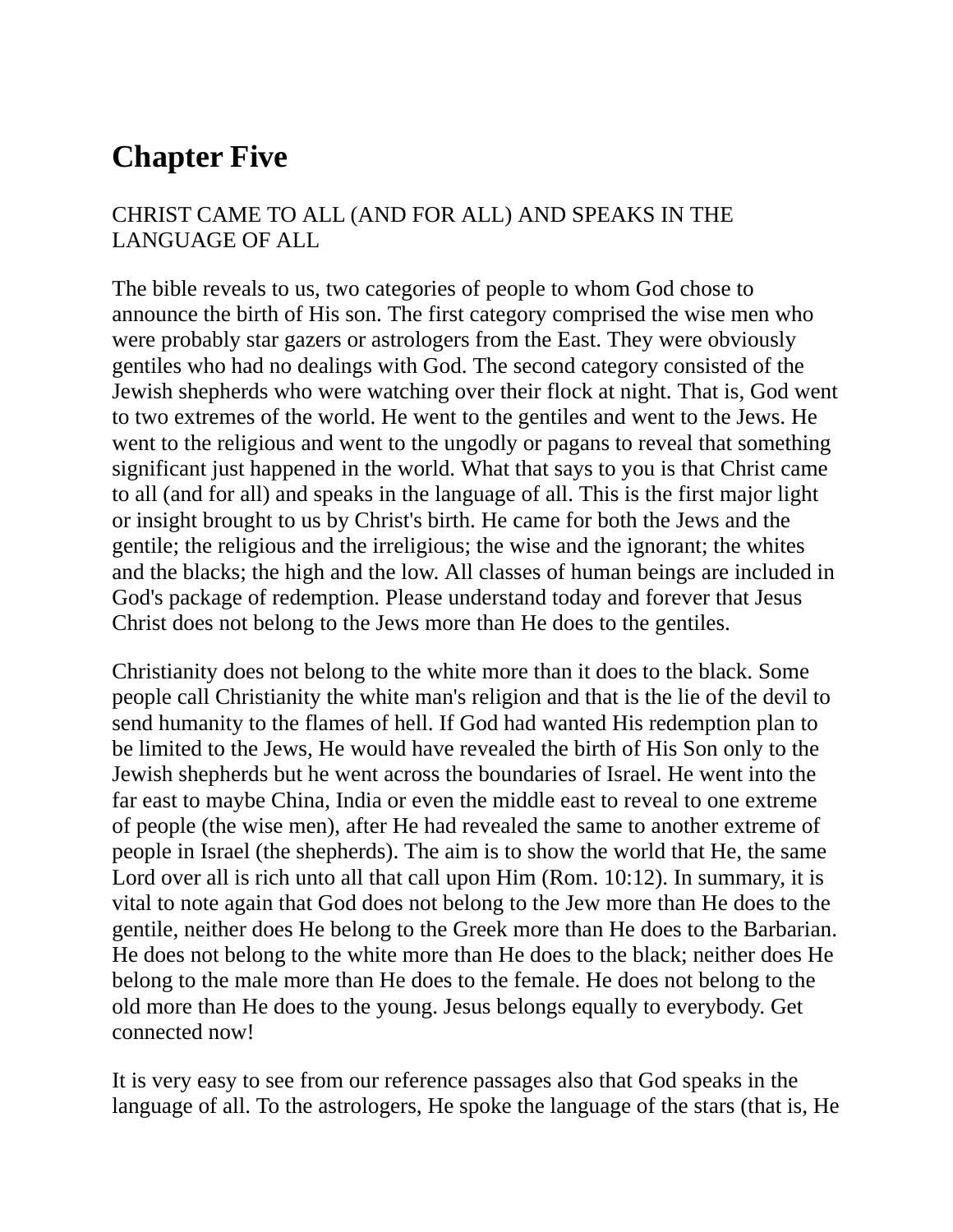# Chapter Five

CHRIST CAME TO ALL (AND FOR ALL) AND SPEAKS IN THE LANGUAGE OF ALL

The bible reveals to us, two categories of people to whom God chose to announce the birth of His son. The first category comprised the wise men who were probably star gazers or astrologers from the East. They were obviously gentiles who had no dealings with God. The second category consisted of the Jewish shepherds who were watching over their flock at night. That is, God went to two extremes of the world. He went to the gentiles and went to the Jews. He went to the religious and went to the ungodly or pagans to reveal that something significant just happened in the world. What that says to you is that Christ came to all (and for all) and speaks in the language of all. This is the first major light or insight brought to us by Christ's birth. He came for both the Jews and the gentile; the religious and the irreligious; the wise and the ignorant; the whites and the blacks; the high and the low. All classes of human beings are included in God's package of redemption. Please understand today and forever that Jesus Christ does not belong to the Jews more than He does to the gentiles.

Christianity does not belong to the white more than it does to the black. Some people call Christianity the white man's religion and that is the lie of the devil to send humanity to the flames of hell. If God had wanted His redemption plan to be limited to the Jews, He would have revealed the birth of His Son only to the Jewish shepherds but he went across the boundaries of Israel. He went into the far east to maybe China, India or even the middle east to reveal to one extreme of people (the wise men), after He had revealed the same to another extreme of people in Israel (the shepherds). The aim is to show the world that He, the same Lord over all is rich unto all that call upon Him (Rom. 10:12). In summary, it is vital to note again that God does not belong to the Jew more than He does to the gentile, neither does He belong to the Greek more than He does to the Barbarian. He does not belong to the white more than He does to the black; neither does He belong to the male more than He does to the female. He does not belong to the old more than He does to the young. Jesus belongs equally to everybody. Get connected now!

It is very easy to see from our reference passages also that God speaks in the language of all. To the astrologers, He spoke the language of the stars (that is, He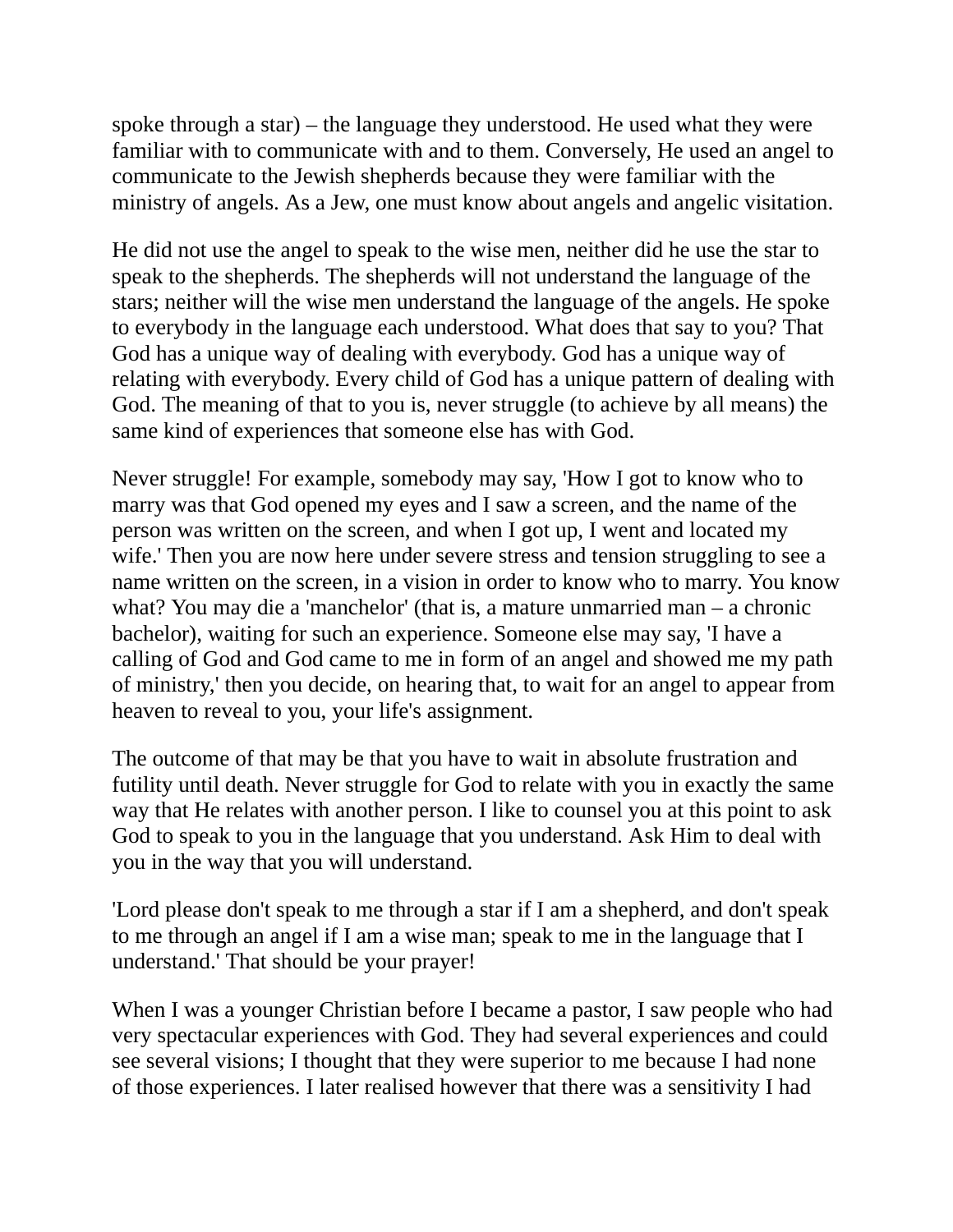spoke through a star) – the language they understood. He used what they were familiar with to communicate with and to them. Conversely, He used an angel to communicate to the Jewish shepherds because they were familiar with the ministry of angels. As a Jew, one must know about angels and angelic visitation.

He did not use the angel to speak to the wise men, neither did he use the star to speak to the shepherds. The shepherds will not understand the language of the stars; neither will the wise men understand the language of the angels. He spoke to everybody in the language each understood. What does that say to you? That God has a unique way of dealing with everybody. God has a unique way of relating with everybody. Every child of God has a unique pattern of dealing with God. The meaning of that to you is, never struggle (to achieve by all means) the same kind of experiences that someone else has with God.

Never struggle! For example, somebody may say, 'How I got to know who to marry was that God opened my eyes and I saw a screen, and the name of the person was written on the screen, and when I got up, I went and located my wife.' Then you are now here under severe stress and tension struggling to see a name written on the screen, in a vision in order to know who to marry. You know what? You may die a 'manchelor' (that is, a mature unmarried man – a chronic bachelor), waiting for such an experience. Someone else may say, 'I have a calling of God and God came to me in form of an angel and showed me my path of ministry,' then you decide, on hearing that, to wait for an angel to appear from heaven to reveal to you, your life's assignment.

The outcome of that may be that you have to wait in absolute frustration and futility until death. Never struggle for God to relate with you in exactly the same way that He relates with another person. I like to counsel you at this point to ask God to speak to you in the language that you understand. Ask Him to deal with you in the way that you will understand.

'Lord please don't speak to me through a star if I am a shepherd, and don't speak to me through an angel if I am a wise man; speak to me in the language that I understand.' That should be your prayer!

When I was a younger Christian before I became a pastor, I saw people who had very spectacular experiences with God. They had several experiences and could see several visions; I thought that they were superior to me because I had none of those experiences. I later realised however that there was a sensitivity I had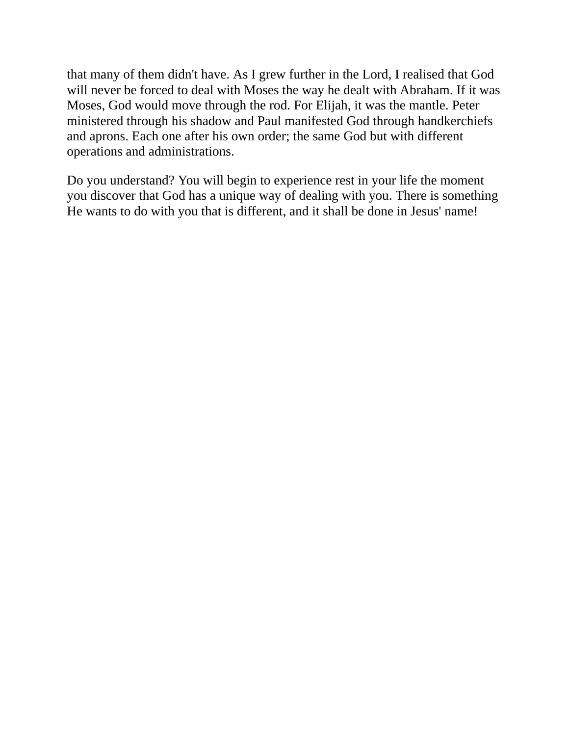that many of them didn't have. As I grew further in the Lord, I realised that God will never be forced to deal with Moses the way he dealt with Abraham. If it was Moses, God would move through the rod. For Elijah, it was the mantle. Peter ministered through his shadow and Paul manifested God through handkerchiefs and aprons. Each one after his own order; the same God but with different operations and administrations.

Do you understand? You will begin to experience rest in your life the moment you discover that God has a unique way of dealing with you. There is something He wants to do with you that is different, and it shall be done in Jesus' name!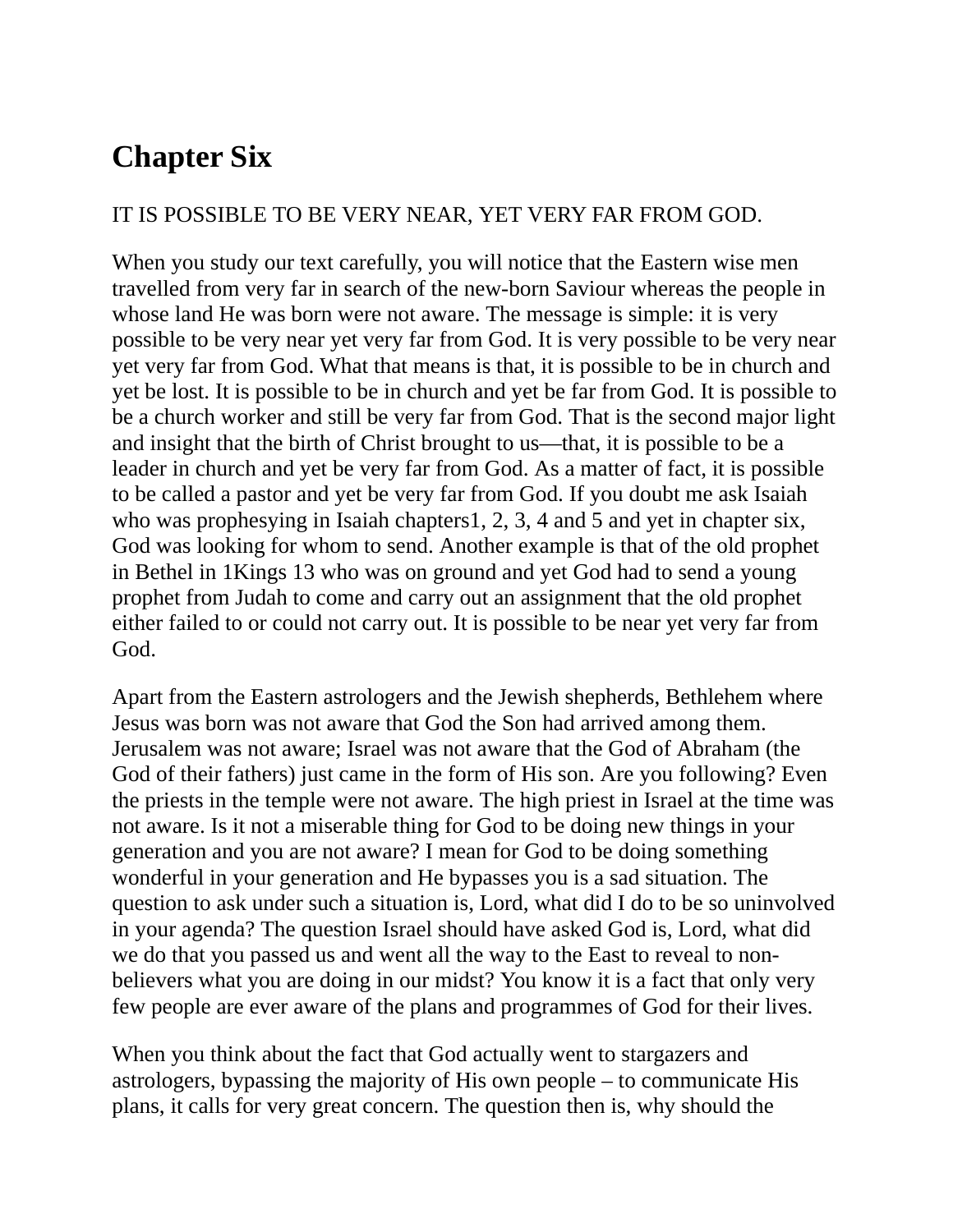# Chapter Six

IT IS POSSIBLE TO BE VERY NEAR, YET VERY FAR FROM GOD.

When you study our text carefully, you will notice that the Eastern wise men travelled from very far in search of the new-born Saviour whereas the people in whose land He was born were not aware. The message is simple: it is very possible to be very near yet very far from God. It is very possible to be very near yet very far from God. What that means is that, it is possible to be in church and yet be lost. It is possible to be in church and yet be far from God. It is possible to be a church worker and still be very far from God. That is the second major light and insight that the birth of Christ brought to us—that, it is possible to be a leader in church and yet be very far from God. As a matter of fact, it is possible to be called a pastor and yet be very far from God. If you doubt me ask Isaiah who was prophesying in Isaiah chapters1, 2, 3, 4 and 5 and yet in chapter six, God was looking for whom to send. Another example is that of the old prophet in Bethel in 1Kings 13 who was on ground and yet God had to send a young prophet from Judah to come and carry out an assignment that the old prophet either failed to or could not carry out. It is possible to be near yet very far from God.

Apart from the Eastern astrologers and the Jewish shepherds, Bethlehem where Jesus was born was not aware that God the Son had arrived among them. Jerusalem was not aware; Israel was not aware that the God of Abraham (the God of their fathers) just came in the form of His son. Are you following? Even the priests in the temple were not aware. The high priest in Israel at the time was not aware. Is it not a miserable thing for God to be doing new things in your generation and you are not aware? I mean for God to be doing something wonderful in your generation and He bypasses you is a sad situation. The question to ask under such a situation is, Lord, what did I do to be so uninvolved in your agenda? The question Israel should have asked God is, Lord, what did we do that you passed us and went all the way to the East to reveal to non-believers what you are doing in our midst? You know it is a fact that only very few people are ever aware of the plans and programmes of God for their lives.

When you think about the fact that God actually went to stargazers and astrologers, bypassing the majority of His own people – to communicate His plans, it calls for very great concern. The question then is, why should the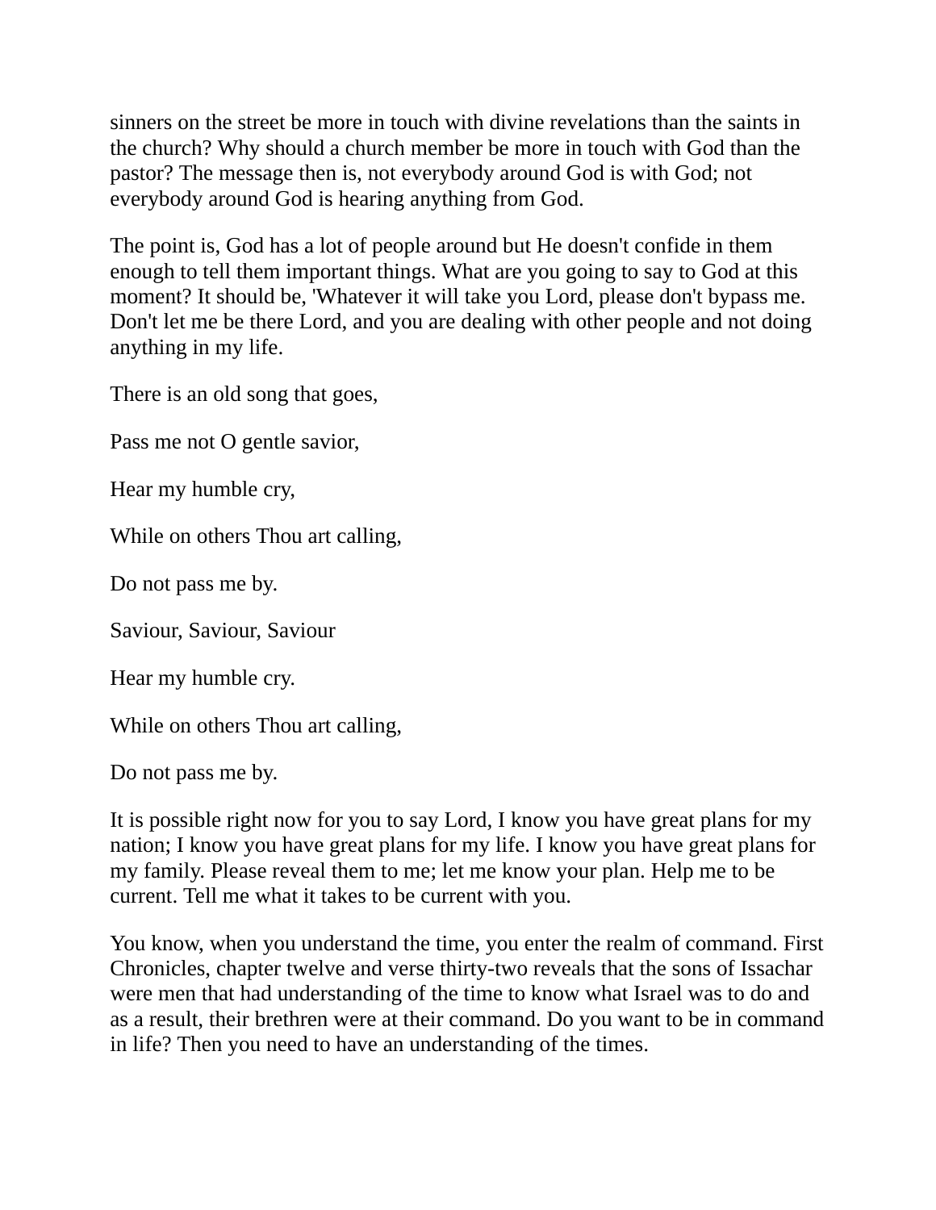sinners on the street be more in touch with divine revelations than the saints in the church? Why should a church member be more in touch with God than the pastor? The message then is, not everybody around God is with God; not everybody around God is hearing anything from God.

The point is, God has a lot of people around but He doesn't confide in them enough to tell them important things. What are you going to say to God at this moment? It should be, 'Whatever it will take you Lord, please don't bypass me. Don't let me be there Lord, and you are dealing with other people and not doing anything in my life.

There is an old song that goes,

Pass me not O gentle savior,

Hear my humble cry,

While on others Thou art calling,

Do not pass me by.

Saviour, Saviour, Saviour

Hear my humble cry.

While on others Thou art calling,

Do not pass me by.

It is possible right now for you to say Lord, I know you have great plans for my nation; I know you have great plans for my life. I know you have great plans for my family. Please reveal them to me; let me know your plan. Help me to be current. Tell me what it takes to be current with you.

You know, when you understand the time, you enter the realm of command. First Chronicles, chapter twelve and verse thirty-two reveals that the sons of Issachar were men that had understanding of the time to know what Israel was to do and as a result, their brethren were at their command. Do you want to be in command in life? Then you need to have an understanding of the times.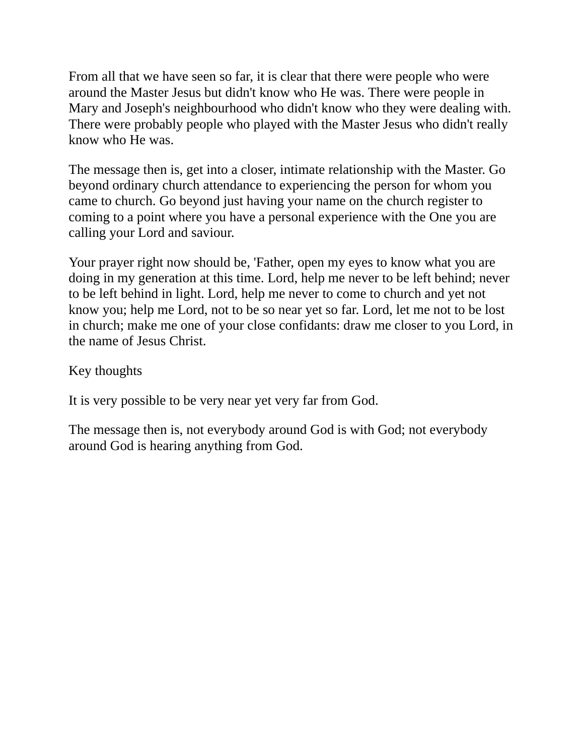From all that we have seen so far, it is clear that there were people who were around the Master Jesus but didn't know who He was. There were people in Mary and Joseph's neighbourhood who didn't know who they were dealing with. There were probably people who played with the Master Jesus who didn't really know who He was.

The message then is, get into a closer, intimate relationship with the Master. Go beyond ordinary church attendance to experiencing the person for whom you came to church. Go beyond just having your name on the church register to coming to a point where you have a personal experience with the One you are calling your Lord and saviour.

Your prayer right now should be, 'Father, open my eyes to know what you are doing in my generation at this time. Lord, help me never to be left behind; never to be left behind in light. Lord, help me never to come to church and yet not know you; help me Lord, not to be so near yet so far. Lord, let me not to be lost in church; make me one of your close confidants: draw me closer to you Lord, in the name of Jesus Christ.

Key thoughts

It is very possible to be very near yet very far from God.

The message then is, not everybody around God is with God; not everybody around God is hearing anything from God.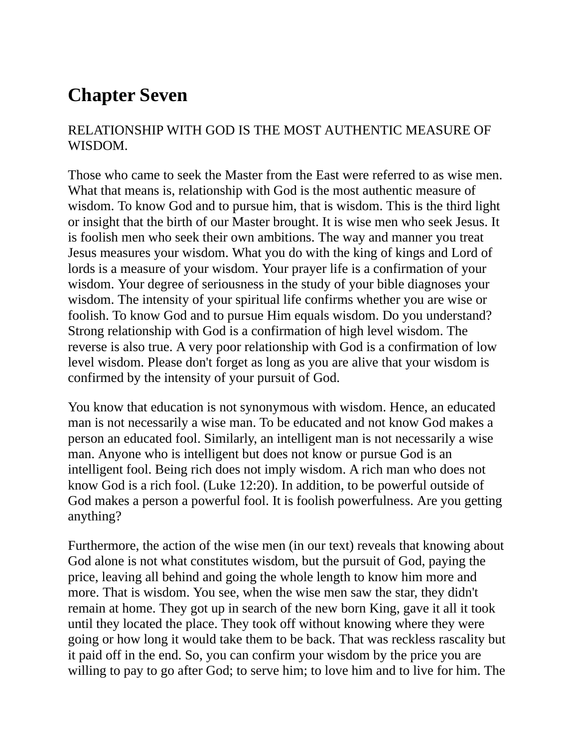# Chapter Seven

RELATIONSHIP WITH GOD IS THE MOST AUTHENTIC MEASURE OF WISDOM.

Those who came to seek the Master from the East were referred to as wise men. What that means is, relationship with God is the most authentic measure of wisdom. To know God and to pursue him, that is wisdom. This is the third light or insight that the birth of our Master brought. It is wise men who seek Jesus. It is foolish men who seek their own ambitions. The way and manner you treat Jesus measures your wisdom. What you do with the king of kings and Lord of lords is a measure of your wisdom. Your prayer life is a confirmation of your wisdom. Your degree of seriousness in the study of your bible diagnoses your wisdom. The intensity of your spiritual life confirms whether you are wise or foolish. To know God and to pursue Him equals wisdom. Do you understand? Strong relationship with God is a confirmation of high level wisdom. The reverse is also true. A very poor relationship with God is a confirmation of low level wisdom. Please don't forget as long as you are alive that your wisdom is confirmed by the intensity of your pursuit of God.

You know that education is not synonymous with wisdom. Hence, an educated man is not necessarily a wise man. To be educated and not know God makes a person an educated fool. Similarly, an intelligent man is not necessarily a wise man. Anyone who is intelligent but does not know or pursue God is an intelligent fool. Being rich does not imply wisdom. A rich man who does not know God is a rich fool. (Luke 12:20). In addition, to be powerful outside of God makes a person a powerful fool. It is foolish powerfulness. Are you getting anything?

Furthermore, the action of the wise men (in our text) reveals that knowing about God alone is not what constitutes wisdom, but the pursuit of God, paying the price, leaving all behind and going the whole length to know him more and more. That is wisdom. You see, when the wise men saw the star, they didn't remain at home. They got up in search of the new born King, gave it all it took until they located the place. They took off without knowing where they were going or how long it would take them to be back. That was reckless rascality but it paid off in the end. So, you can confirm your wisdom by the price you are willing to pay to go after God; to serve him; to love him and to live for him. The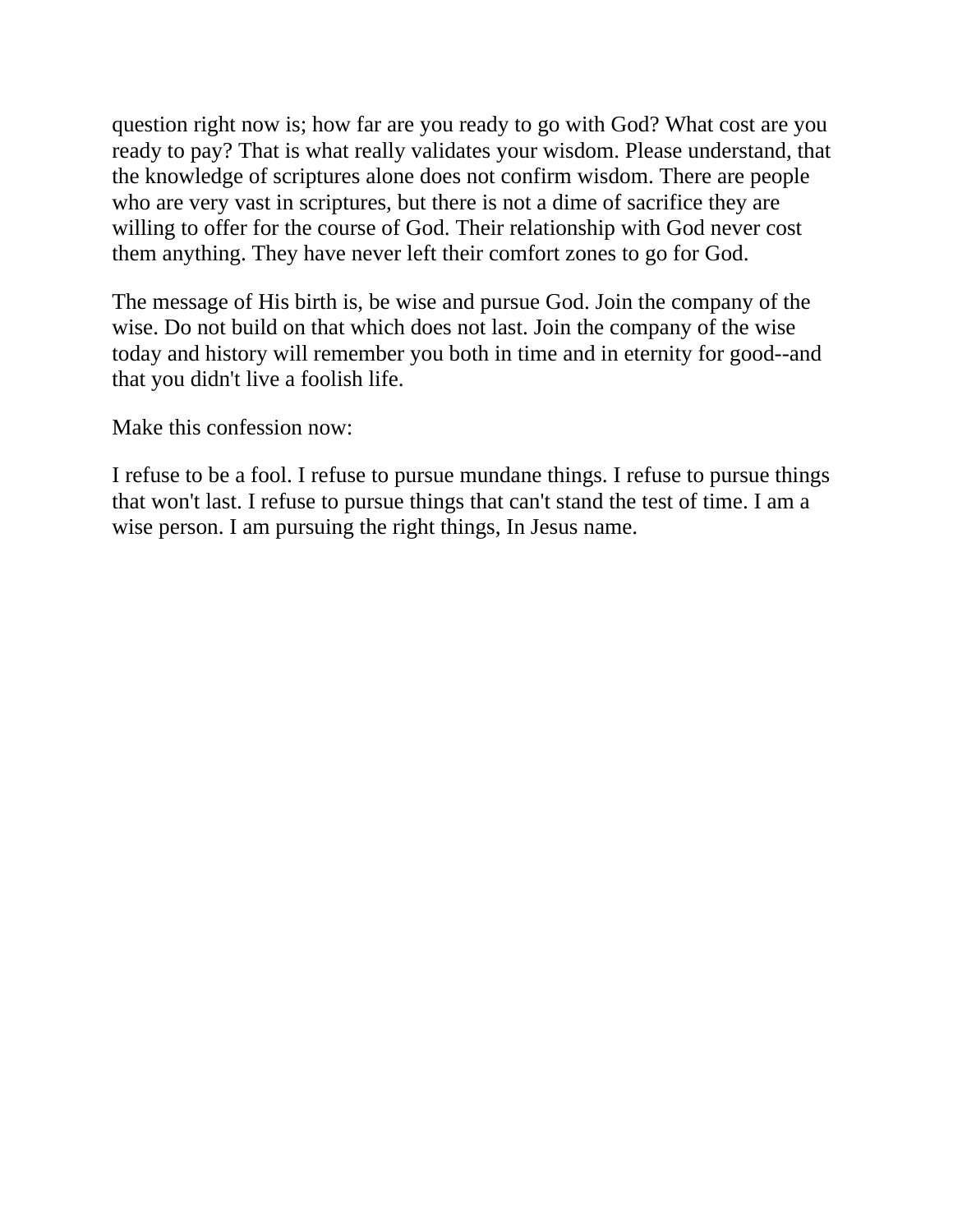question right now is; how far are you ready to go with God? What cost are you ready to pay? That is what really validates your wisdom. Please understand, that the knowledge of scriptures alone does not confirm wisdom. There are people who are very vast in scriptures, but there is not a dime of sacrifice they are willing to offer for the course of God. Their relationship with God never cost them anything. They have never left their comfort zones to go for God.

The message of His birth is, be wise and pursue God. Join the company of the wise. Do not build on that which does not last. Join the company of the wise today and history will remember you both in time and in eternity for good--and that you didn't live a foolish life.

Make this confession now:

I refuse to be a fool. I refuse to pursue mundane things. I refuse to pursue things that won't last. I refuse to pursue things that can't stand the test of time. I am a wise person. I am pursuing the right things, In Jesus name.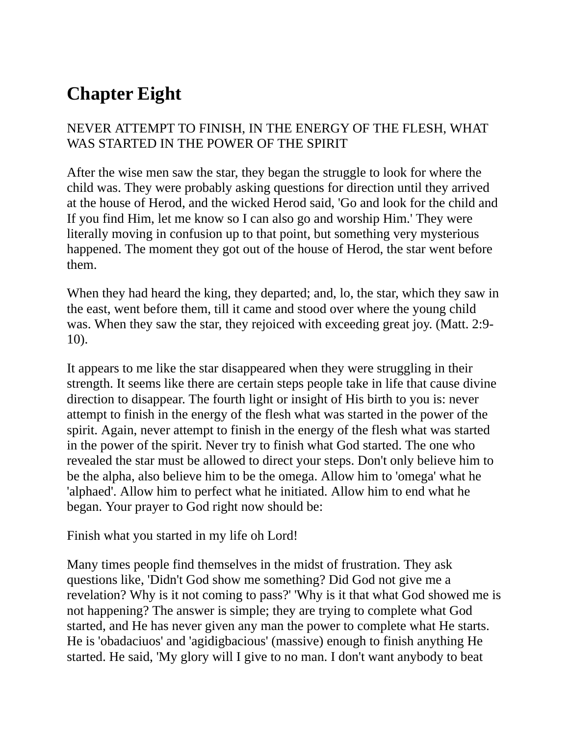# Chapter Eight

NEVER ATTEMPT TO FINISH, IN THE ENERGY OF THE FLESH, WHAT WAS STARTED IN THE POWER OF THE SPIRIT

After the wise men saw the star, they began the struggle to look for where the child was. They were probably asking questions for direction until they arrived at the house of Herod, and the wicked Herod said, 'Go and look for the child and If you find Him, let me know so I can also go and worship Him.' They were literally moving in confusion up to that point, but something very mysterious happened. The moment they got out of the house of Herod, the star went before them.

When they had heard the king, they departed; and, lo, the star, which they saw in the east, went before them, till it came and stood over where the young child was. When they saw the star, they rejoiced with exceeding great joy. (Matt. 2:9-10).

It appears to me like the star disappeared when they were struggling in their strength. It seems like there are certain steps people take in life that cause divine direction to disappear. The fourth light or insight of His birth to you is: never attempt to finish in the energy of the flesh what was started in the power of the spirit. Again, never attempt to finish in the energy of the flesh what was started in the power of the spirit. Never try to finish what God started. The one who revealed the star must be allowed to direct your steps. Don't only believe him to be the alpha, also believe him to be the omega. Allow him to 'omega' what he 'alphaed'. Allow him to perfect what he initiated. Allow him to end what he began. Your prayer to God right now should be:

Finish what you started in my life oh Lord!

Many times people find themselves in the midst of frustration. They ask questions like, 'Didn't God show me something? Did God not give me a revelation? Why is it not coming to pass?' 'Why is it that what God showed me is not happening? The answer is simple; they are trying to complete what God started, and He has never given any man the power to complete what He starts. He is 'obadaciuos' and 'agidigbacious' (massive) enough to finish anything He started. He said, 'My glory will I give to no man. I don't want anybody to beat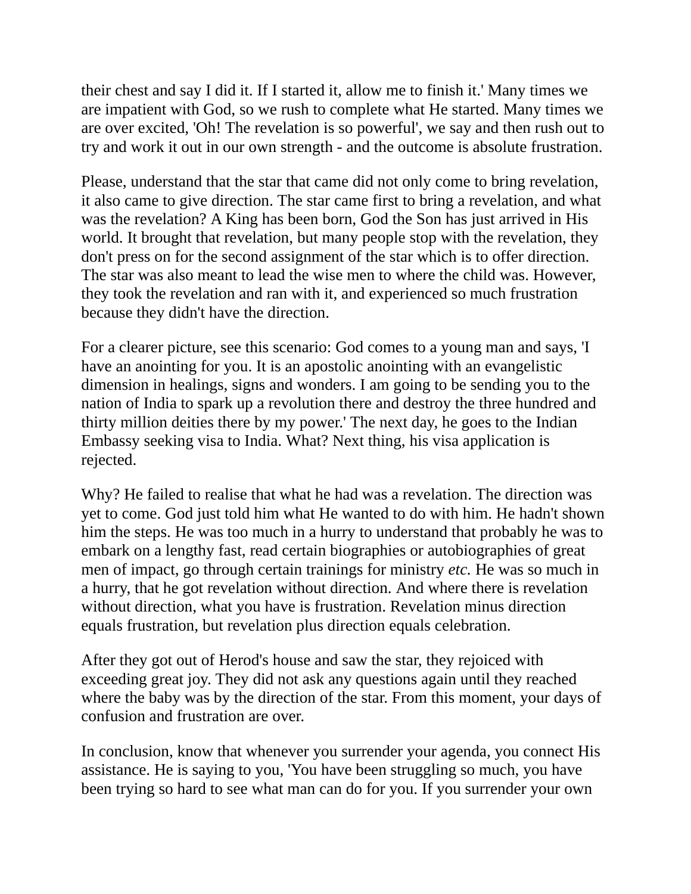their chest and say I did it. If I started it, allow me to finish it.' Many times we are impatient with God, so we rush to complete what He started. Many times we are over excited, 'Oh! The revelation is so powerful', we say and then rush out to try and work it out in our own strength - and the outcome is absolute frustration.

Please, understand that the star that came did not only come to bring revelation, it also came to give direction. The star came first to bring a revelation, and what was the revelation? A King has been born, God the Son has just arrived in His world. It brought that revelation, but many people stop with the revelation, they don't press on for the second assignment of the star which is to offer direction. The star was also meant to lead the wise men to where the child was. However, they took the revelation and ran with it, and experienced so much frustration because they didn't have the direction.

For a clearer picture, see this scenario: God comes to a young man and says, 'I have an anointing for you. It is an apostolic anointing with an evangelistic dimension in healings, signs and wonders. I am going to be sending you to the nation of India to spark up a revolution there and destroy the three hundred and thirty million deities there by my power.' The next day, he goes to the Indian Embassy seeking visa to India. What? Next thing, his visa application is rejected.

Why? He failed to realise that what he had was a revelation. The direction was yet to come. God just told him what He wanted to do with him. He hadn't shown him the steps. He was too much in a hurry to understand that probably he was to embark on a lengthy fast, read certain biographies or autobiographies of great men of impact, go through certain trainings for ministry *etc.* He was so much in a hurry, that he got revelation without direction. And where there is revelation without direction, what you have is frustration. Revelation minus direction equals frustration, but revelation plus direction equals celebration.

After they got out of Herod's house and saw the star, they rejoiced with exceeding great joy. They did not ask any questions again until they reached where the baby was by the direction of the star. From this moment, your days of confusion and frustration are over.

In conclusion, know that whenever you surrender your agenda, you connect His assistance. He is saying to you, 'You have been struggling so much, you have been trying so hard to see what man can do for you. If you surrender your own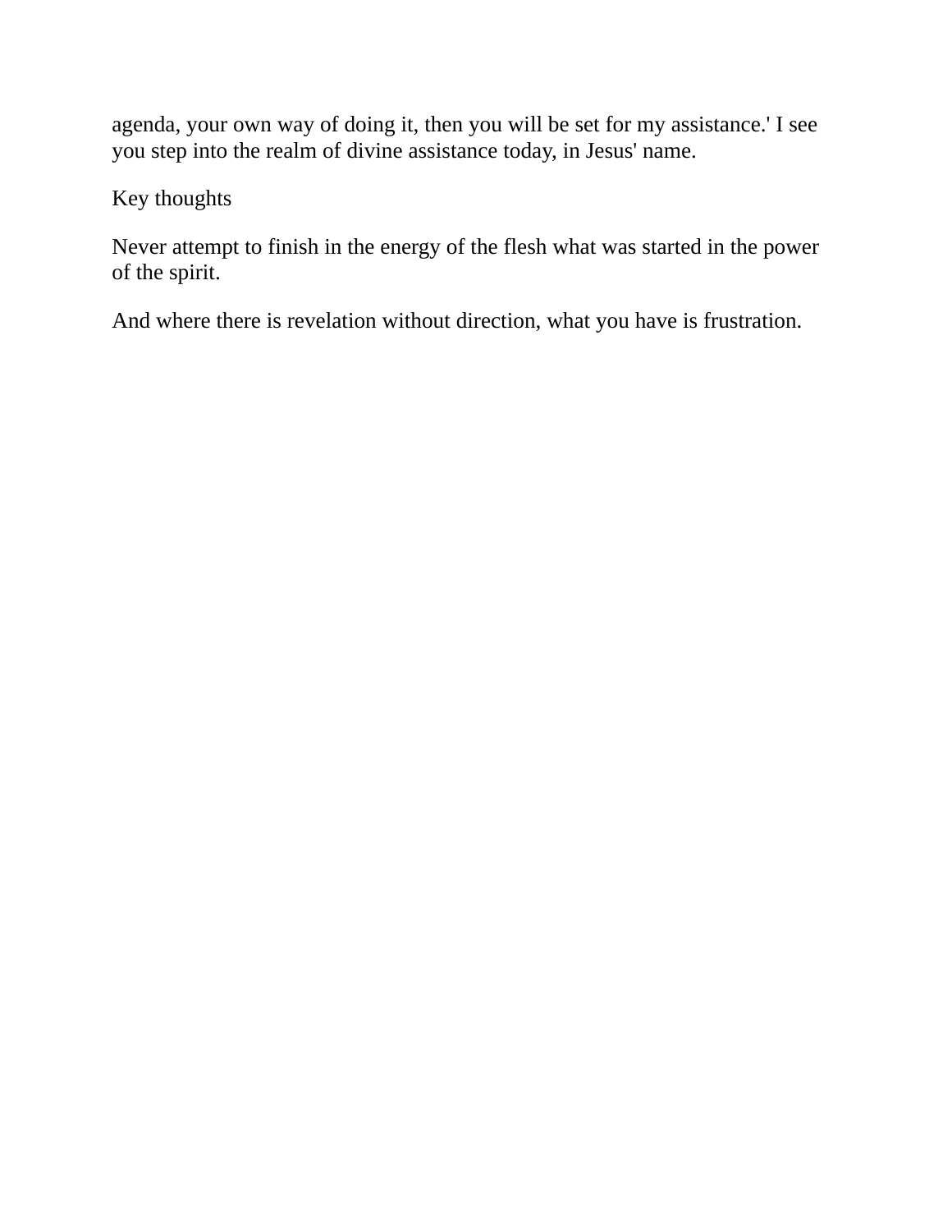agenda, your own way of doing it, then you will be set for my assistance.' I see you step into the realm of divine assistance today, in Jesus' name.

Key thoughts

Never attempt to finish in the energy of the flesh what was started in the power of the spirit.

And where there is revelation without direction, what you have is frustration.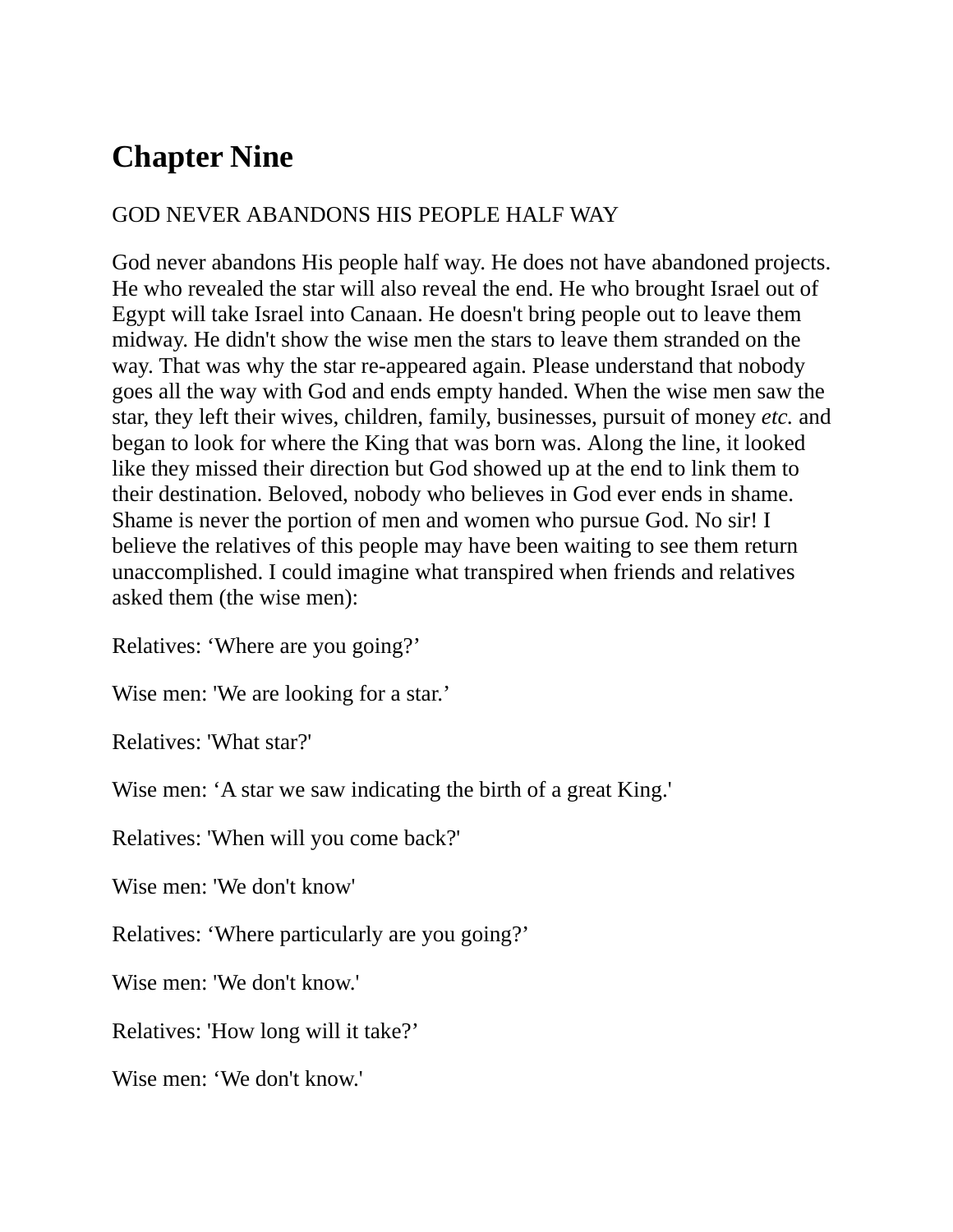# Chapter Nine

GOD NEVER ABANDONS HIS PEOPLE HALF WAY

God never abandons His people half way. He does not have abandoned projects. He who revealed the star will also reveal the end. He who brought Israel out of Egypt will take Israel into Canaan. He doesn't bring people out to leave them midway. He didn't show the wise men the stars to leave them stranded on the way. That was why the star re-appeared again. Please understand that nobody goes all the way with God and ends empty handed. When the wise men saw the star, they left their wives, children, family, businesses, pursuit of money *etc.* and began to look for where the King that was born was. Along the line, it looked like they missed their direction but God showed up at the end to link them to their destination. Beloved, nobody who believes in God ever ends in shame. Shame is never the portion of men and women who pursue God. No sir! I believe the relatives of this people may have been waiting to see them return unaccomplished. I could imagine what transpired when friends and relatives asked them (the wise men):

Relatives: 'Where are you going?'

Wise men: 'We are looking for a star.'

Relatives: 'What star?'

Wise men: 'A star we saw indicating the birth of a great King.'

Relatives: 'When will you come back?'

Wise men: 'We don't know'

Relatives: 'Where particularly are you going?'

Wise men: 'We don't know.'

Relatives: 'How long will it take?'

Wise men: 'We don't know.'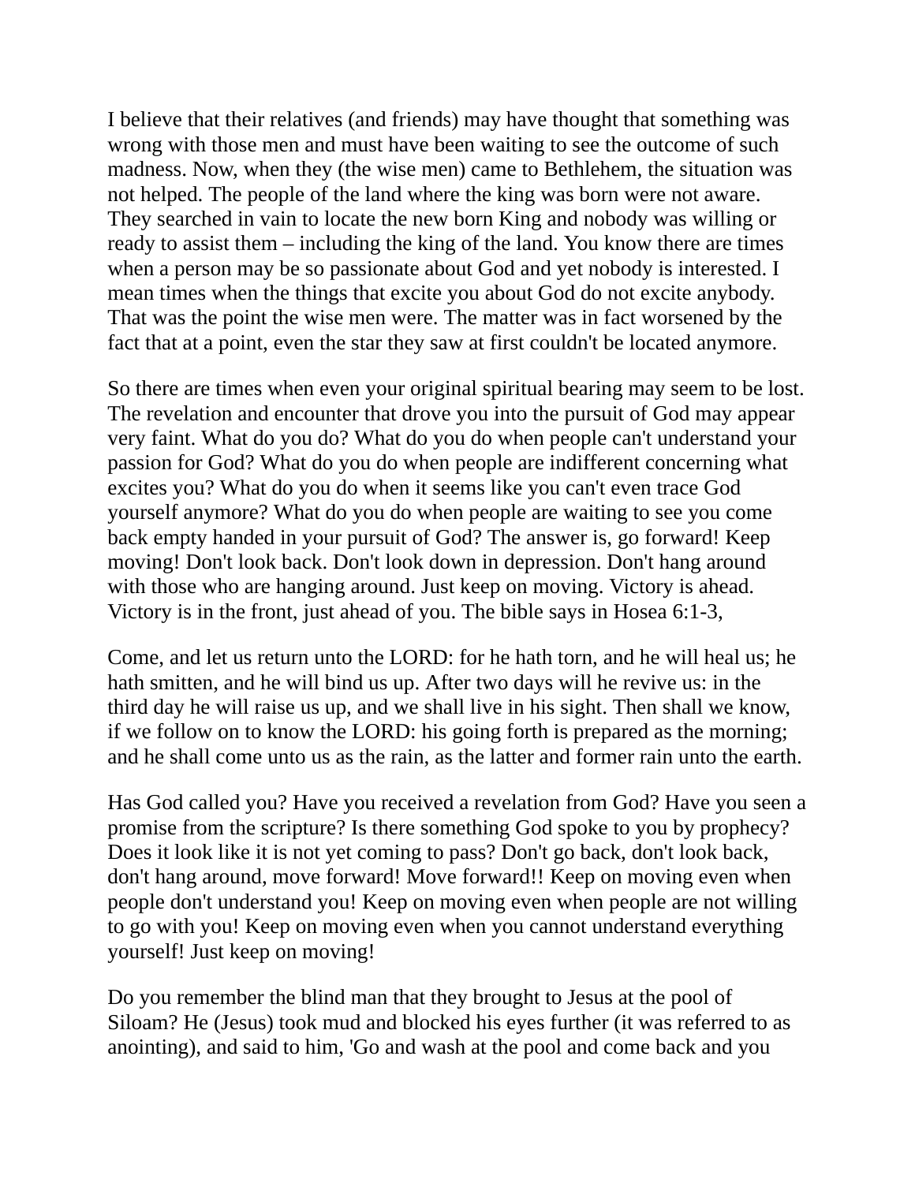I believe that their relatives (and friends) may have thought that something was wrong with those men and must have been waiting to see the outcome of such madness. Now, when they (the wise men) came to Bethlehem, the situation was not helped. The people of the land where the king was born were not aware. They searched in vain to locate the new born King and nobody was willing or ready to assist them – including the king of the land. You know there are times when a person may be so passionate about God and yet nobody is interested. I mean times when the things that excite you about God do not excite anybody. That was the point the wise men were. The matter was in fact worsened by the fact that at a point, even the star they saw at first couldn't be located anymore.

So there are times when even your original spiritual bearing may seem to be lost. The revelation and encounter that drove you into the pursuit of God may appear very faint. What do you do? What do you do when people can't understand your passion for God? What do you do when people are indifferent concerning what excites you? What do you do when it seems like you can't even trace God yourself anymore? What do you do when people are waiting to see you come back empty handed in your pursuit of God? The answer is, go forward! Keep moving! Don't look back. Don't look down in depression. Don't hang around with those who are hanging around. Just keep on moving. Victory is ahead. Victory is in the front, just ahead of you. The bible says in Hosea 6:1-3,

Come, and let us return unto the LORD: for he hath torn, and he will heal us; he hath smitten, and he will bind us up. After two days will he revive us: in the third day he will raise us up, and we shall live in his sight. Then shall we know, if we follow on to know the LORD: his going forth is prepared as the morning; and he shall come unto us as the rain, as the latter and former rain unto the earth.

Has God called you? Have you received a revelation from God? Have you seen a promise from the scripture? Is there something God spoke to you by prophecy? Does it look like it is not yet coming to pass? Don't go back, don't look back, don't hang around, move forward! Move forward!! Keep on moving even when people don't understand you! Keep on moving even when people are not willing to go with you! Keep on moving even when you cannot understand everything yourself! Just keep on moving!

Do you remember the blind man that they brought to Jesus at the pool of Siloam? He (Jesus) took mud and blocked his eyes further (it was referred to as anointing), and said to him, 'Go and wash at the pool and come back and you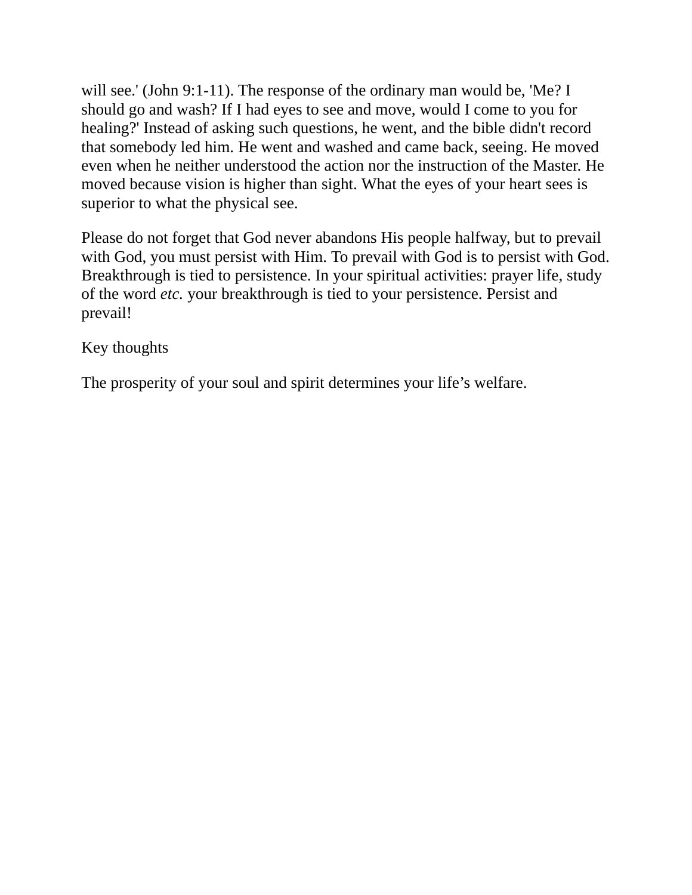will see.' (John 9:1-11). The response of the ordinary man would be, 'Me? I should go and wash? If I had eyes to see and move, would I come to you for healing?' Instead of asking such questions, he went, and the bible didn't record that somebody led him. He went and washed and came back, seeing. He moved even when he neither understood the action nor the instruction of the Master. He moved because vision is higher than sight. What the eyes of your heart sees is superior to what the physical see.

Please do not forget that God never abandons His people halfway, but to prevail with God, you must persist with Him. To prevail with God is to persist with God. Breakthrough is tied to persistence. In your spiritual activities: prayer life, study of the word *etc.* your breakthrough is tied to your persistence. Persist and prevail!

Key thoughts

The prosperity of your soul and spirit determines your life's welfare.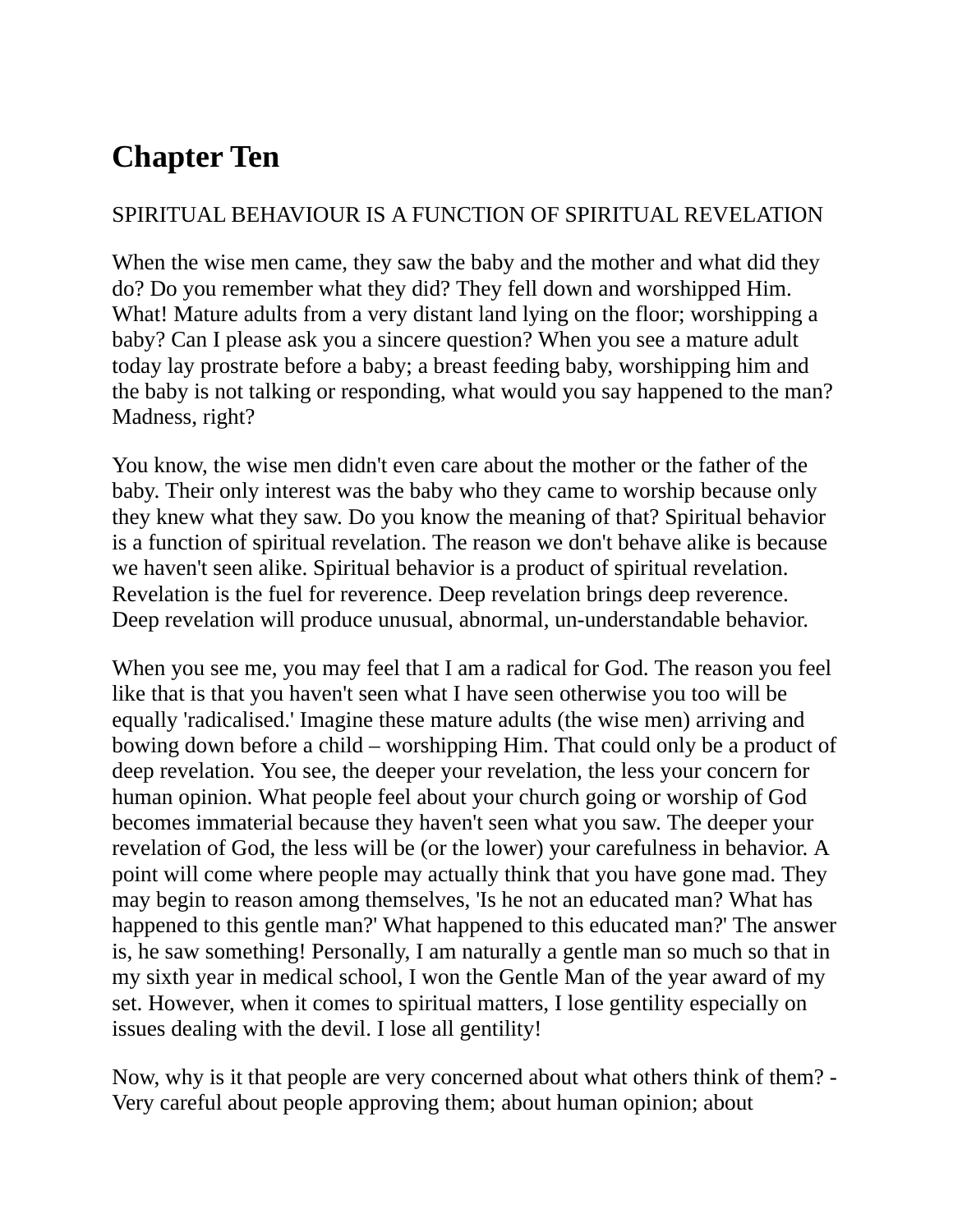# Chapter Ten

SPIRITUAL BEHAVIOUR IS A FUNCTION OF SPIRITUAL REVELATION

When the wise men came, they saw the baby and the mother and what did they do? Do you remember what they did? They fell down and worshipped Him. What! Mature adults from a very distant land lying on the floor; worshipping a baby? Can I please ask you a sincere question? When you see a mature adult today lay prostrate before a baby; a breast feeding baby, worshipping him and the baby is not talking or responding, what would you say happened to the man? Madness, right?

You know, the wise men didn't even care about the mother or the father of the baby. Their only interest was the baby who they came to worship because only they knew what they saw. Do you know the meaning of that? Spiritual behavior is a function of spiritual revelation. The reason we don't behave alike is because we haven't seen alike. Spiritual behavior is a product of spiritual revelation. Revelation is the fuel for reverence. Deep revelation brings deep reverence. Deep revelation will produce unusual, abnormal, un-understandable behavior.

When you see me, you may feel that I am a radical for God. The reason you feel like that is that you haven't seen what I have seen otherwise you too will be equally 'radicalised.' Imagine these mature adults (the wise men) arriving and bowing down before a child – worshipping Him. That could only be a product of deep revelation. You see, the deeper your revelation, the less your concern for human opinion. What people feel about your church going or worship of God becomes immaterial because they haven't seen what you saw. The deeper your revelation of God, the less will be (or the lower) your carefulness in behavior. A point will come where people may actually think that you have gone mad. They may begin to reason among themselves, 'Is he not an educated man? What has happened to this gentle man?' What happened to this educated man?' The answer is, he saw something! Personally, I am naturally a gentle man so much so that in my sixth year in medical school, I won the Gentle Man of the year award of my set. However, when it comes to spiritual matters, I lose gentility especially on issues dealing with the devil. I lose all gentility!

Now, why is it that people are very concerned about what others think of them? - Very careful about people approving them; about human opinion; about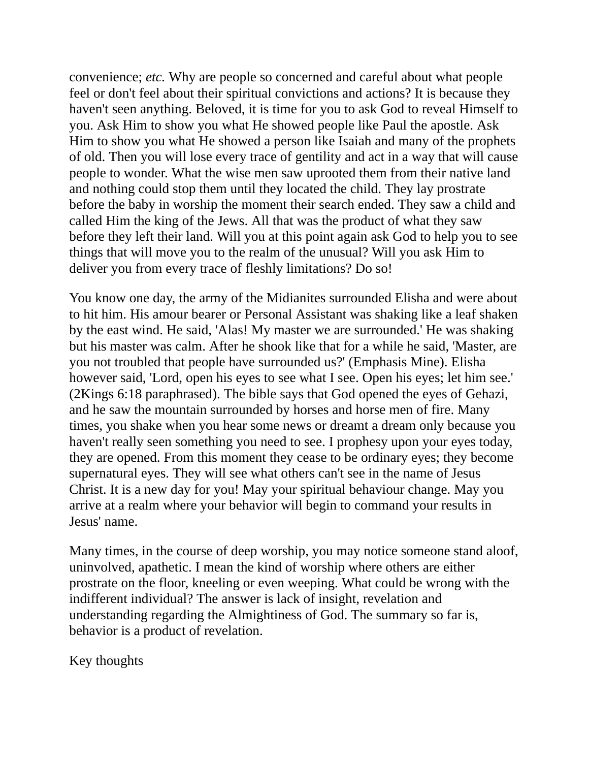convenience; *etc*. Why are people so concerned and careful about what people feel or don't feel about their spiritual convictions and actions? It is because they haven't seen anything. Beloved, it is time for you to ask God to reveal Himself to you. Ask Him to show you what He showed people like Paul the apostle. Ask Him to show you what He showed a person like Isaiah and many of the prophets of old. Then you will lose every trace of gentility and act in a way that will cause people to wonder. What the wise men saw uprooted them from their native land and nothing could stop them until they located the child. They lay prostrate before the baby in worship the moment their search ended. They saw a child and called Him the king of the Jews. All that was the product of what they saw before they left their land. Will you at this point again ask God to help you to see things that will move you to the realm of the unusual? Will you ask Him to deliver you from every trace of fleshly limitations? Do so!

You know one day, the army of the Midianites surrounded Elisha and were about to hit him. His amour bearer or Personal Assistant was shaking like a leaf shaken by the east wind. He said, 'Alas! My master we are surrounded.' He was shaking but his master was calm. After he shook like that for a while he said, 'Master, are you not troubled that people have surrounded us?' (Emphasis Mine). Elisha however said, 'Lord, open his eyes to see what I see. Open his eyes; let him see.' (2Kings 6:18 paraphrased). The bible says that God opened the eyes of Gehazi, and he saw the mountain surrounded by horses and horse men of fire. Many times, you shake when you hear some news or dreamt a dream only because you haven't really seen something you need to see. I prophesy upon your eyes today, they are opened. From this moment they cease to be ordinary eyes; they become supernatural eyes. They will see what others can't see in the name of Jesus Christ. It is a new day for you! May your spiritual behaviour change. May you arrive at a realm where your behavior will begin to command your results in Jesus' name.

Many times, in the course of deep worship, you may notice someone stand aloof, uninvolved, apathetic. I mean the kind of worship where others are either prostrate on the floor, kneeling or even weeping. What could be wrong with the indifferent individual? The answer is lack of insight, revelation and understanding regarding the Almightiness of God. The summary so far is, behavior is a product of revelation.

Key thoughts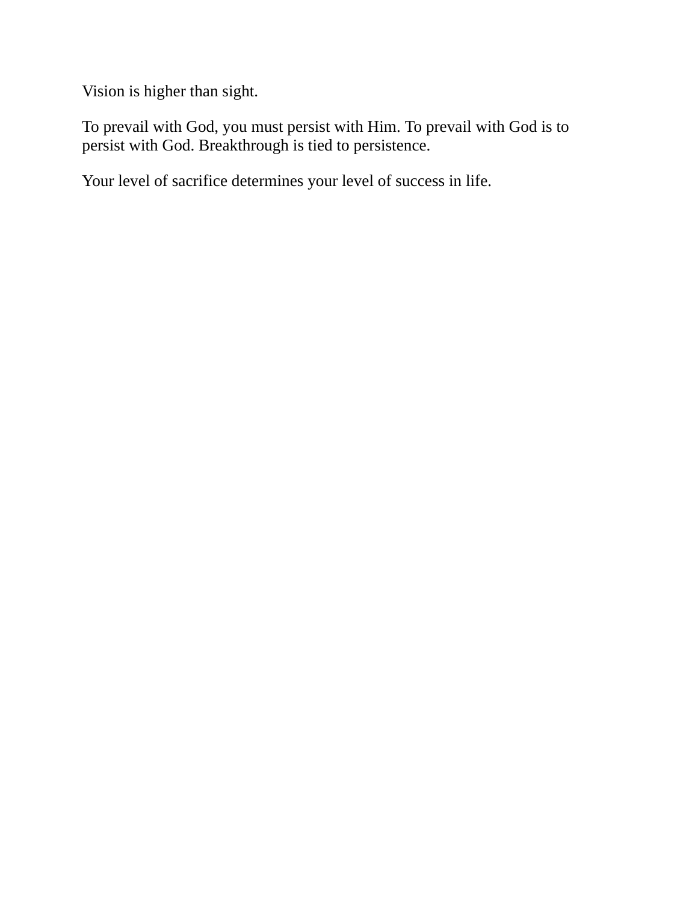Vision is higher than sight.

To prevail with God, you must persist with Him. To prevail with God is to persist with God. Breakthrough is tied to persistence.

Your level of sacrifice determines your level of success in life.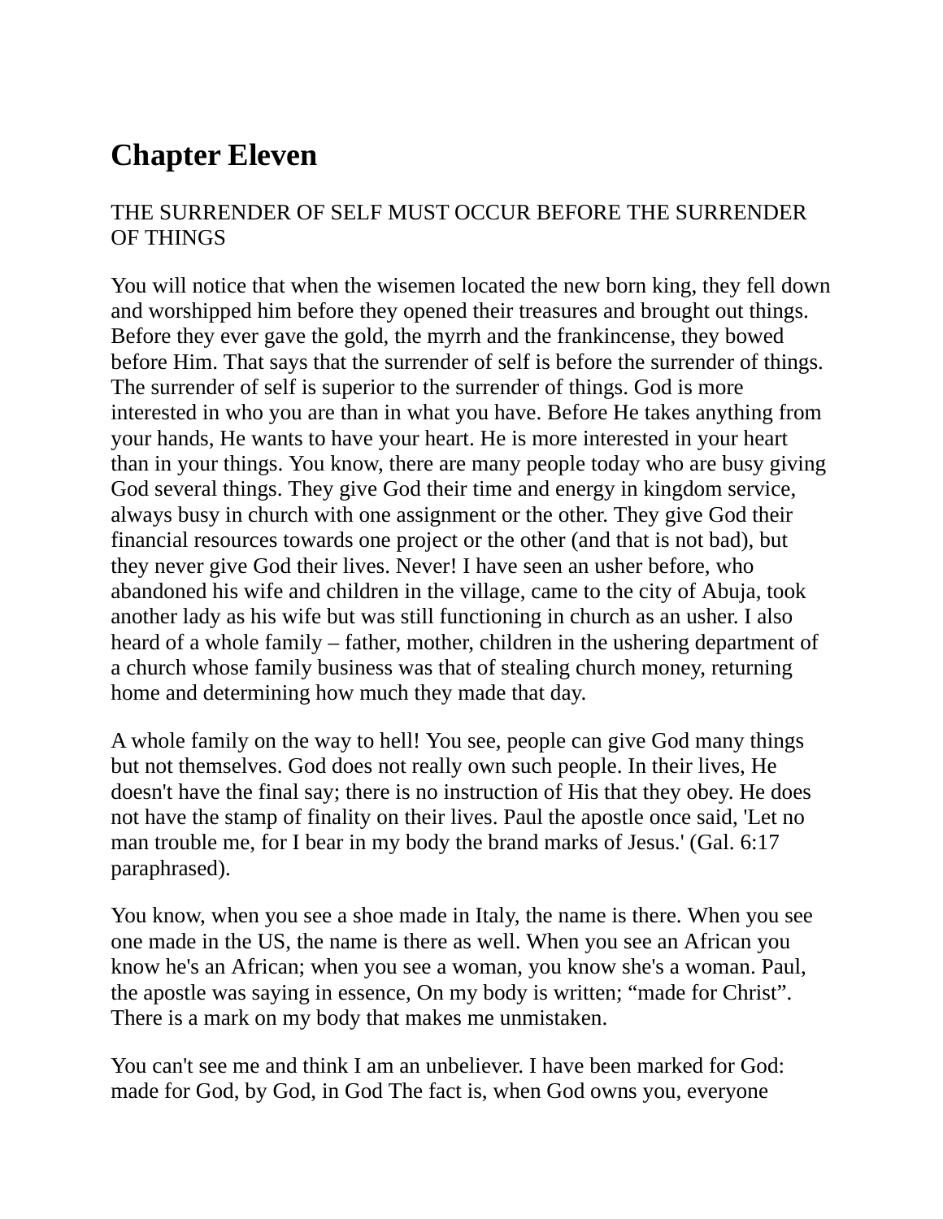# Chapter Eleven

THE SURRENDER OF SELF MUST OCCUR BEFORE THE SURRENDER OF THINGS

You will notice that when the wisemen located the new born king, they fell down and worshipped him before they opened their treasures and brought out things. Before they ever gave the gold, the myrrh and the frankincense, they bowed before Him. That says that the surrender of self is before the surrender of things. The surrender of self is superior to the surrender of things. God is more interested in who you are than in what you have. Before He takes anything from your hands, He wants to have your heart. He is more interested in your heart than in your things. You know, there are many people today who are busy giving God several things. They give God their time and energy in kingdom service, always busy in church with one assignment or the other. They give God their financial resources towards one project or the other (and that is not bad), but they never give God their lives. Never! I have seen an usher before, who abandoned his wife and children in the village, came to the city of Abuja, took another lady as his wife but was still functioning in church as an usher. I also heard of a whole family – father, mother, children in the ushering department of a church whose family business was that of stealing church money, returning home and determining how much they made that day.

A whole family on the way to hell! You see, people can give God many things but not themselves. God does not really own such people. In their lives, He doesn't have the final say; there is no instruction of His that they obey. He does not have the stamp of finality on their lives. Paul the apostle once said, 'Let no man trouble me, for I bear in my body the brand marks of Jesus.' (Gal. 6:17 paraphrased).

You know, when you see a shoe made in Italy, the name is there. When you see one made in the US, the name is there as well. When you see an African you know he's an African; when you see a woman, you know she's a woman. Paul, the apostle was saying in essence, On my body is written; "made for Christ". There is a mark on my body that makes me unmistaken.

You can't see me and think I am an unbeliever. I have been marked for God: made for God, by God, in God The fact is, when God owns you, everyone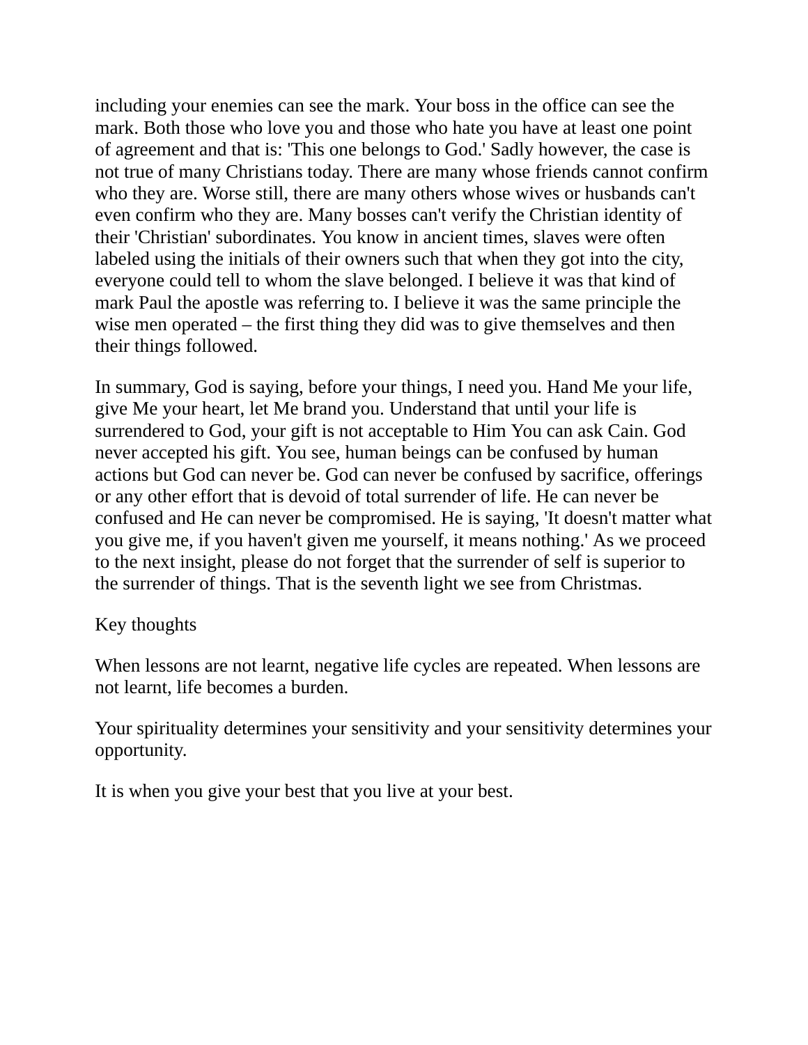including your enemies can see the mark. Your boss in the office can see the mark. Both those who love you and those who hate you have at least one point of agreement and that is: 'This one belongs to God.' Sadly however, the case is not true of many Christians today. There are many whose friends cannot confirm who they are. Worse still, there are many others whose wives or husbands can't even confirm who they are. Many bosses can't verify the Christian identity of their 'Christian' subordinates. You know in ancient times, slaves were often labeled using the initials of their owners such that when they got into the city, everyone could tell to whom the slave belonged. I believe it was that kind of mark Paul the apostle was referring to. I believe it was the same principle the wise men operated – the first thing they did was to give themselves and then their things followed.

In summary, God is saying, before your things, I need you. Hand Me your life, give Me your heart, let Me brand you. Understand that until your life is surrendered to God, your gift is not acceptable to Him You can ask Cain. God never accepted his gift. You see, human beings can be confused by human actions but God can never be. God can never be confused by sacrifice, offerings or any other effort that is devoid of total surrender of life. He can never be confused and He can never be compromised. He is saying, 'It doesn't matter what you give me, if you haven't given me yourself, it means nothing.' As we proceed to the next insight, please do not forget that the surrender of self is superior to the surrender of things. That is the seventh light we see from Christmas.

Key thoughts

When lessons are not learnt, negative life cycles are repeated. When lessons are not learnt, life becomes a burden.

Your spirituality determines your sensitivity and your sensitivity determines your opportunity.

It is when you give your best that you live at your best.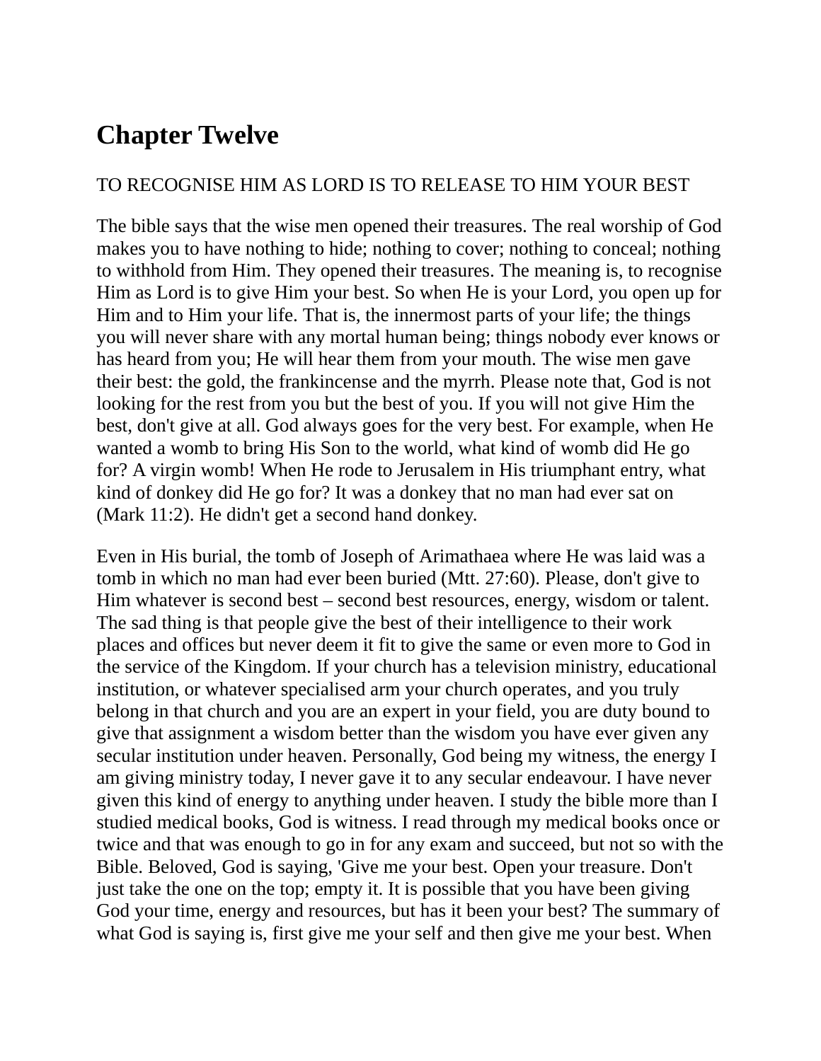# Chapter Twelve

TO RECOGNISE HIM AS LORD IS TO RELEASE TO HIM YOUR BEST

The bible says that the wise men opened their treasures. The real worship of God makes you to have nothing to hide; nothing to cover; nothing to conceal; nothing to withhold from Him. They opened their treasures. The meaning is, to recognise Him as Lord is to give Him your best. So when He is your Lord, you open up for Him and to Him your life. That is, the innermost parts of your life; the things you will never share with any mortal human being; things nobody ever knows or has heard from you; He will hear them from your mouth. The wise men gave their best: the gold, the frankincense and the myrrh. Please note that, God is not looking for the rest from you but the best of you. If you will not give Him the best, don't give at all. God always goes for the very best. For example, when He wanted a womb to bring His Son to the world, what kind of womb did He go for? A virgin womb! When He rode to Jerusalem in His triumphant entry, what kind of donkey did He go for? It was a donkey that no man had ever sat on (Mark 11:2). He didn't get a second hand donkey.

Even in His burial, the tomb of Joseph of Arimathaea where He was laid was a tomb in which no man had ever been buried (Mtt. 27:60). Please, don't give to Him whatever is second best – second best resources, energy, wisdom or talent. The sad thing is that people give the best of their intelligence to their work places and offices but never deem it fit to give the same or even more to God in the service of the Kingdom. If your church has a television ministry, educational institution, or whatever specialised arm your church operates, and you truly belong in that church and you are an expert in your field, you are duty bound to give that assignment a wisdom better than the wisdom you have ever given any secular institution under heaven. Personally, God being my witness, the energy I am giving ministry today, I never gave it to any secular endeavour. I have never given this kind of energy to anything under heaven. I study the bible more than I studied medical books, God is witness. I read through my medical books once or twice and that was enough to go in for any exam and succeed, but not so with the Bible. Beloved, God is saying, 'Give me your best. Open your treasure. Don't just take the one on the top; empty it. It is possible that you have been giving God your time, energy and resources, but has it been your best? The summary of what God is saying is, first give me your self and then give me your best. When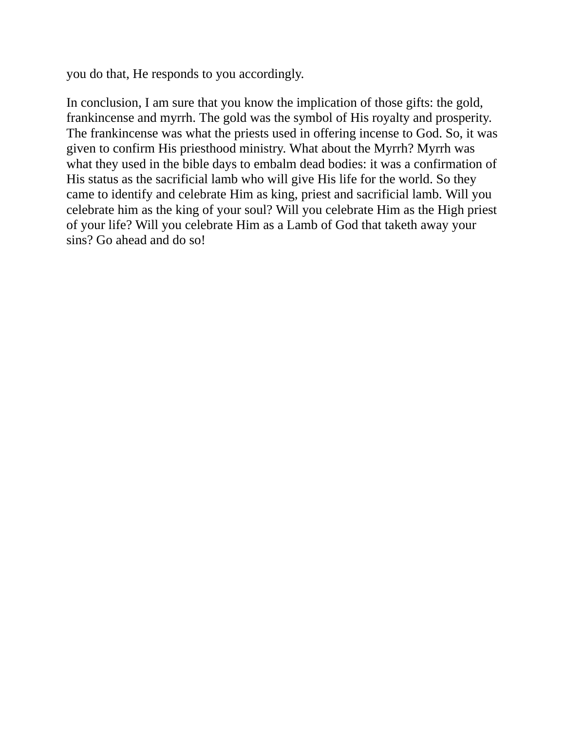you do that, He responds to you accordingly.

In conclusion, I am sure that you know the implication of those gifts: the gold, frankincense and myrrh. The gold was the symbol of His royalty and prosperity. The frankincense was what the priests used in offering incense to God. So, it was given to confirm His priesthood ministry. What about the Myrrh? Myrrh was what they used in the bible days to embalm dead bodies: it was a confirmation of His status as the sacrificial lamb who will give His life for the world. So they came to identify and celebrate Him as king, priest and sacrificial lamb. Will you celebrate him as the king of your soul? Will you celebrate Him as the High priest of your life? Will you celebrate Him as a Lamb of God that taketh away your sins? Go ahead and do so!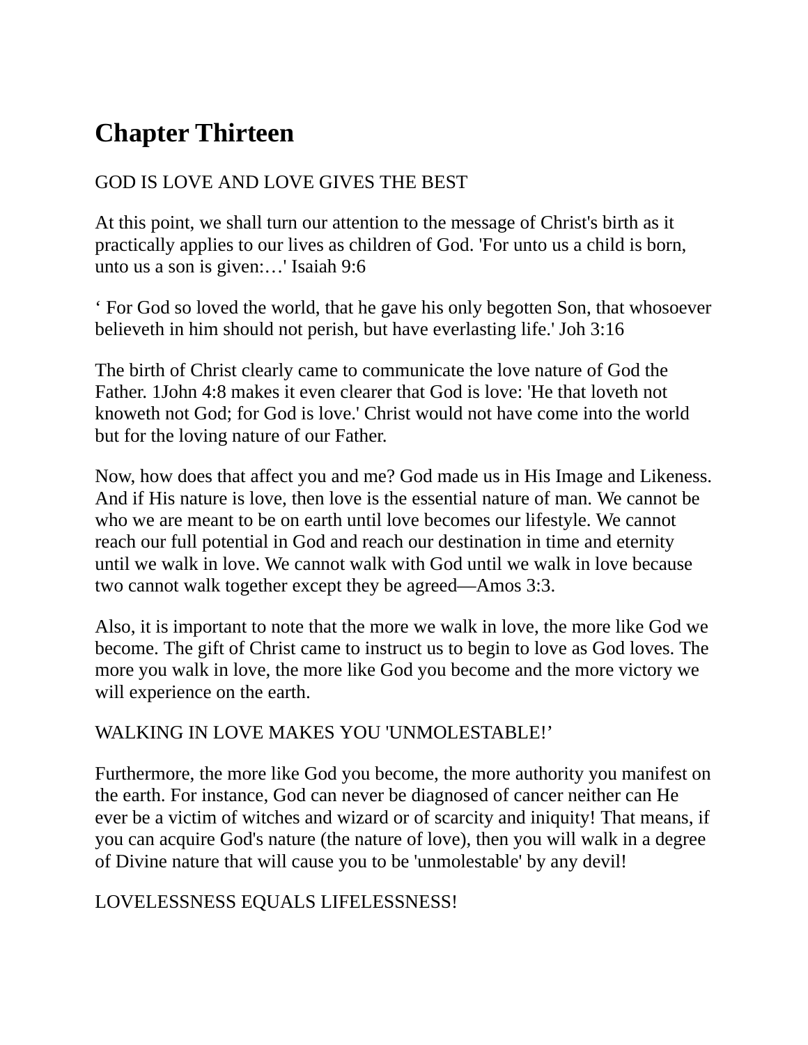# Chapter Thirteen

GOD IS LOVE AND LOVE GIVES THE BEST

At this point, we shall turn our attention to the message of Christ's birth as it practically applies to our lives as children of God. 'For unto us a child is born, unto us a son is given:…' Isaiah 9:6

‘ For God so loved the world, that he gave his only begotten Son, that whosoever believeth in him should not perish, but have everlasting life.' Joh 3:16

The birth of Christ clearly came to communicate the love nature of God the Father. 1John 4:8 makes it even clearer that God is love: 'He that loveth not knoweth not God; for God is love.' Christ would not have come into the world but for the loving nature of our Father.

Now, how does that affect you and me? God made us in His Image and Likeness. And if His nature is love, then love is the essential nature of man. We cannot be who we are meant to be on earth until love becomes our lifestyle. We cannot reach our full potential in God and reach our destination in time and eternity until we walk in love. We cannot walk with God until we walk in love because two cannot walk together except they be agreed—Amos 3:3.

Also, it is important to note that the more we walk in love, the more like God we become. The gift of Christ came to instruct us to begin to love as God loves. The more you walk in love, the more like God you become and the more victory we will experience on the earth.

WALKING IN LOVE MAKES YOU 'UNMOLESTABLE!’

Furthermore, the more like God you become, the more authority you manifest on the earth. For instance, God can never be diagnosed of cancer neither can He ever be a victim of witches and wizard or of scarcity and iniquity! That means, if you can acquire God's nature (the nature of love), then you will walk in a degree of Divine nature that will cause you to be 'unmolestable' by any devil!

LOVELESSNESS EQUALS LIFELESSNESS!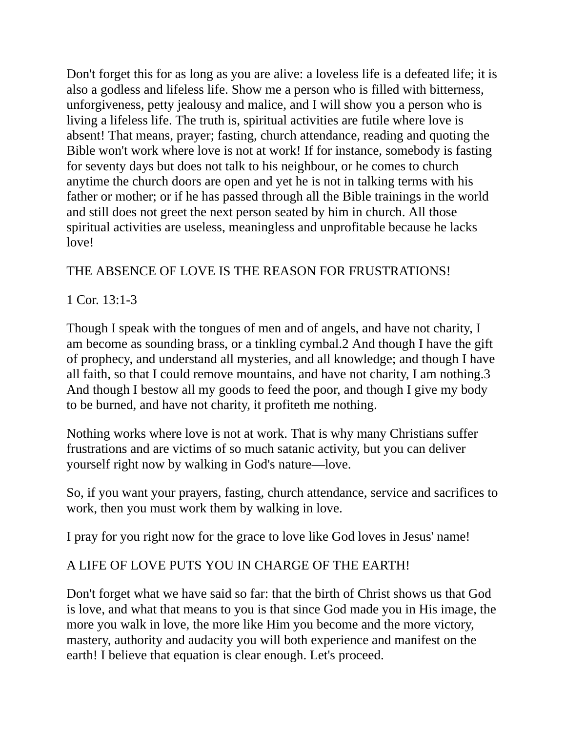Don't forget this for as long as you are alive: a loveless life is a defeated life; it is also a godless and lifeless life. Show me a person who is filled with bitterness, unforgiveness, petty jealousy and malice, and I will show you a person who is living a lifeless life. The truth is, spiritual activities are futile where love is absent! That means, prayer; fasting, church attendance, reading and quoting the Bible won't work where love is not at work! If for instance, somebody is fasting for seventy days but does not talk to his neighbour, or he comes to church anytime the church doors are open and yet he is not in talking terms with his father or mother; or if he has passed through all the Bible trainings in the world and still does not greet the next person seated by him in church. All those spiritual activities are useless, meaningless and unprofitable because he lacks love!

## THE ABSENCE OF LOVE IS THE REASON FOR FRUSTRATIONS!

1 Cor. 13:1-3

Though I speak with the tongues of men and of angels, and have not charity, I am become as sounding brass, or a tinkling cymbal.2 And though I have the gift of prophecy, and understand all mysteries, and all knowledge; and though I have all faith, so that I could remove mountains, and have not charity, I am nothing.3 And though I bestow all my goods to feed the poor, and though I give my body to be burned, and have not charity, it profiteth me nothing.

Nothing works where love is not at work. That is why many Christians suffer frustrations and are victims of so much satanic activity, but you can deliver yourself right now by walking in God's nature—love.

So, if you want your prayers, fasting, church attendance, service and sacrifices to work, then you must work them by walking in love.

I pray for you right now for the grace to love like God loves in Jesus' name!

## A LIFE OF LOVE PUTS YOU IN CHARGE OF THE EARTH!

Don't forget what we have said so far: that the birth of Christ shows us that God is love, and what that means to you is that since God made you in His image, the more you walk in love, the more like Him you become and the more victory, mastery, authority and audacity you will both experience and manifest on the earth! I believe that equation is clear enough. Let's proceed.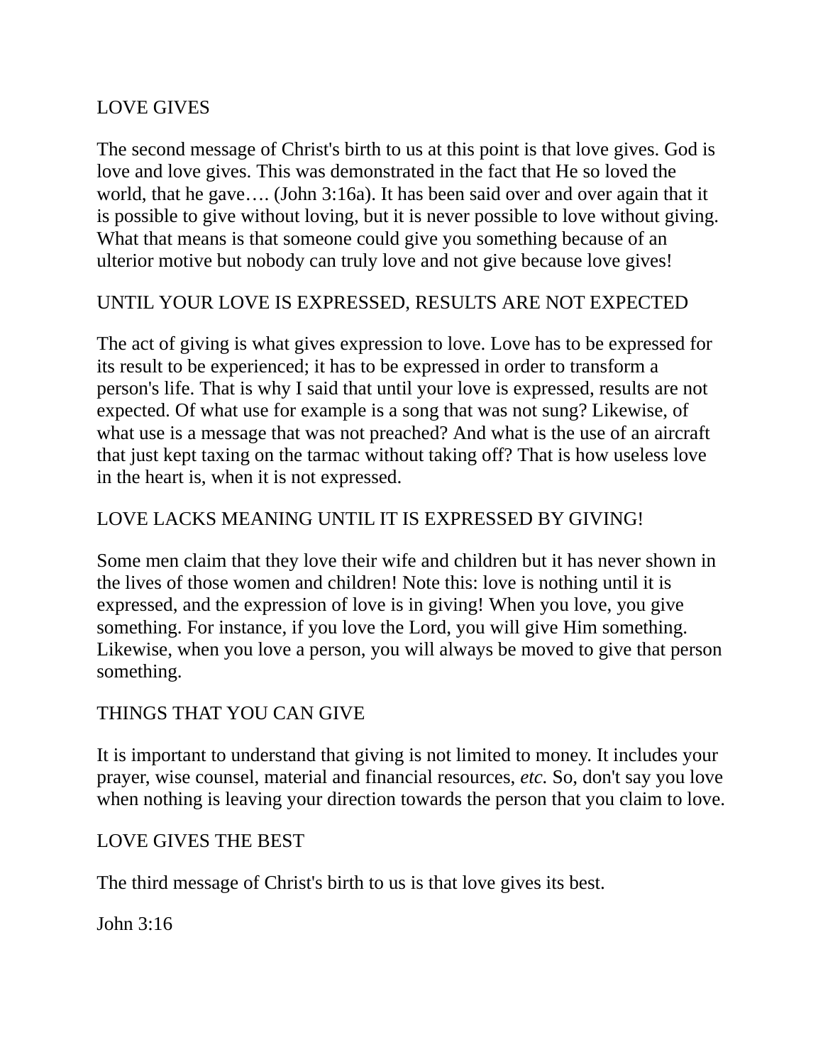## LOVE GIVES

The second message of Christ's birth to us at this point is that love gives. God is love and love gives. This was demonstrated in the fact that He so loved the world, that he gave…. (John 3:16a). It has been said over and over again that it is possible to give without loving, but it is never possible to love without giving. What that means is that someone could give you something because of an ulterior motive but nobody can truly love and not give because love gives!

## UNTIL YOUR LOVE IS EXPRESSED, RESULTS ARE NOT EXPECTED

The act of giving is what gives expression to love. Love has to be expressed for its result to be experienced; it has to be expressed in order to transform a person's life. That is why I said that until your love is expressed, results are not expected. Of what use for example is a song that was not sung? Likewise, of what use is a message that was not preached? And what is the use of an aircraft that just kept taxing on the tarmac without taking off? That is how useless love in the heart is, when it is not expressed.

## LOVE LACKS MEANING UNTIL IT IS EXPRESSED BY GIVING!

Some men claim that they love their wife and children but it has never shown in the lives of those women and children! Note this: love is nothing until it is expressed, and the expression of love is in giving! When you love, you give something. For instance, if you love the Lord, you will give Him something. Likewise, when you love a person, you will always be moved to give that person something.

## THINGS THAT YOU CAN GIVE

It is important to understand that giving is not limited to money. It includes your prayer, wise counsel, material and financial resources, *etc.* So, don't say you love when nothing is leaving your direction towards the person that you claim to love.

## LOVE GIVES THE BEST

The third message of Christ's birth to us is that love gives its best.

John 3:16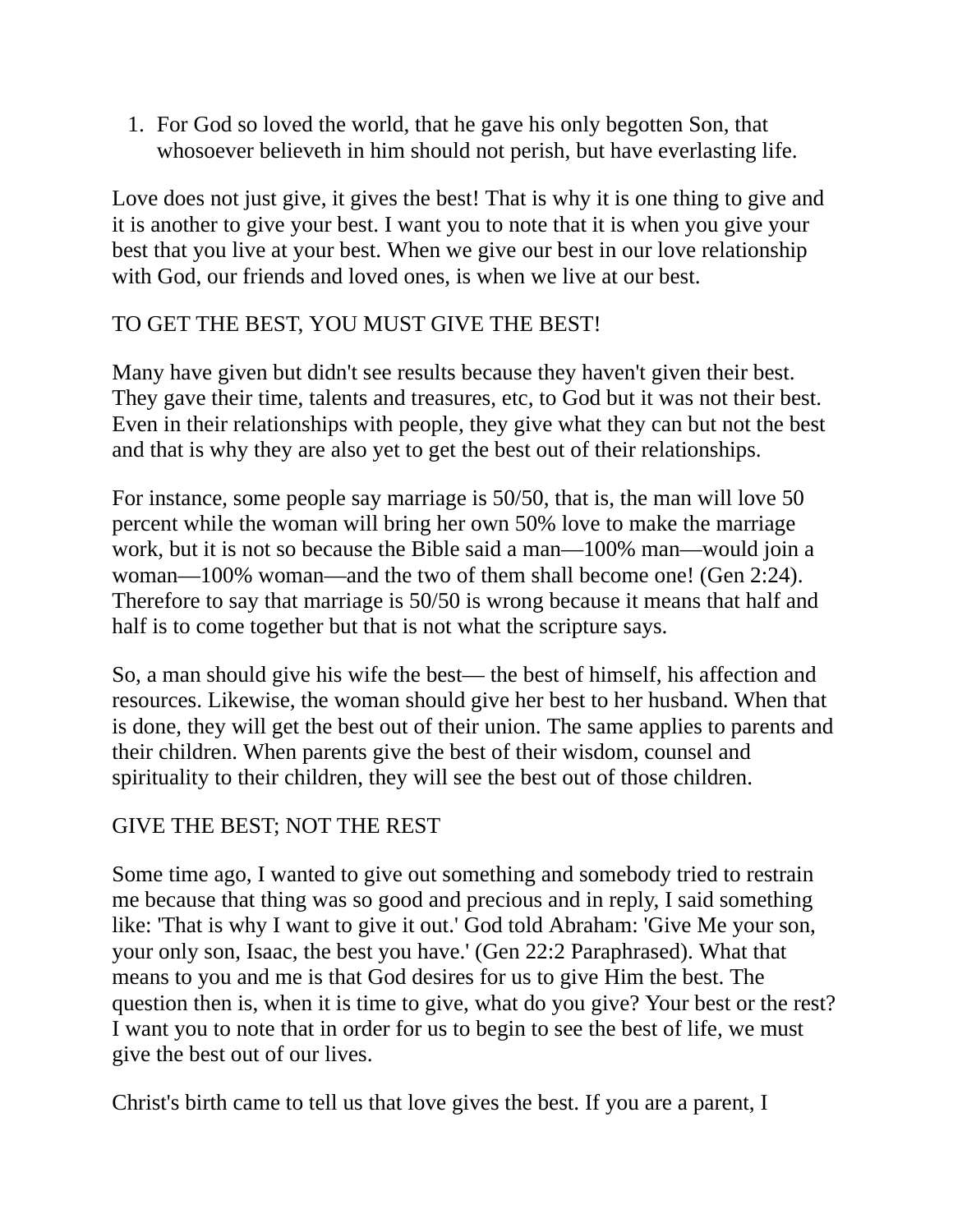1. For God so loved the world, that he gave his only begotten Son, that whosoever believeth in him should not perish, but have everlasting life.

Love does not just give, it gives the best! That is why it is one thing to give and it is another to give your best. I want you to note that it is when you give your best that you live at your best. When we give our best in our love relationship with God, our friends and loved ones, is when we live at our best.

TO GET THE BEST, YOU MUST GIVE THE BEST!

Many have given but didn't see results because they haven't given their best. They gave their time, talents and treasures, etc, to God but it was not their best. Even in their relationships with people, they give what they can but not the best and that is why they are also yet to get the best out of their relationships.

For instance, some people say marriage is 50/50, that is, the man will love 50 percent while the woman will bring her own 50% love to make the marriage work, but it is not so because the Bible said a man—100% man—would join a woman—100% woman—and the two of them shall become one! (Gen 2:24). Therefore to say that marriage is 50/50 is wrong because it means that half and half is to come together but that is not what the scripture says.

So, a man should give his wife the best— the best of himself, his affection and resources. Likewise, the woman should give her best to her husband. When that is done, they will get the best out of their union. The same applies to parents and their children. When parents give the best of their wisdom, counsel and spirituality to their children, they will see the best out of those children.

GIVE THE BEST; NOT THE REST

Some time ago, I wanted to give out something and somebody tried to restrain me because that thing was so good and precious and in reply, I said something like: 'That is why I want to give it out.' God told Abraham: 'Give Me your son, your only son, Isaac, the best you have.' (Gen 22:2 Paraphrased). What that means to you and me is that God desires for us to give Him the best. The question then is, when it is time to give, what do you give? Your best or the rest? I want you to note that in order for us to begin to see the best of life, we must give the best out of our lives.

Christ's birth came to tell us that love gives the best. If you are a parent, I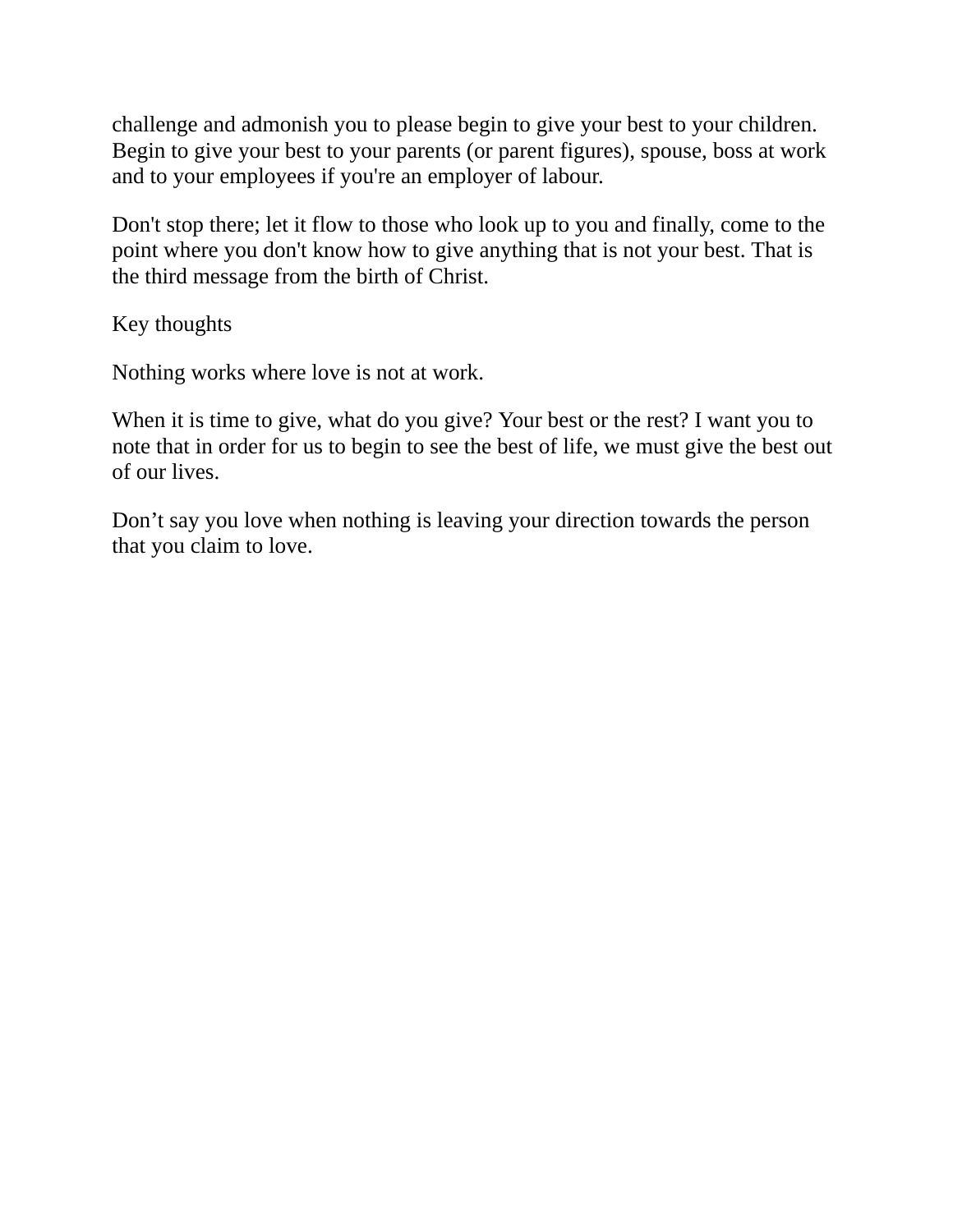challenge and admonish you to please begin to give your best to your children. Begin to give your best to your parents (or parent figures), spouse, boss at work and to your employees if you're an employer of labour.

Don't stop there; let it flow to those who look up to you and finally, come to the point where you don't know how to give anything that is not your best. That is the third message from the birth of Christ.

Key thoughts

Nothing works where love is not at work.

When it is time to give, what do you give? Your best or the rest? I want you to note that in order for us to begin to see the best of life, we must give the best out of our lives.

Don’t say you love when nothing is leaving your direction towards the person that you claim to love.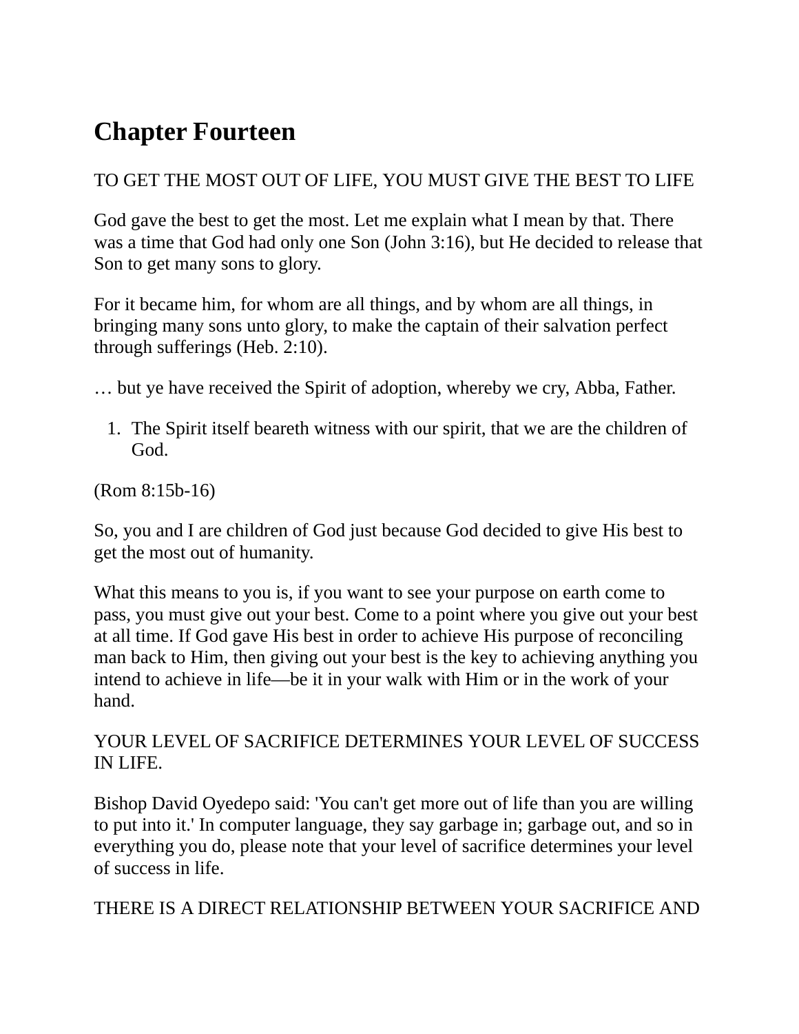# Chapter Fourteen

TO GET THE MOST OUT OF LIFE, YOU MUST GIVE THE BEST TO LIFE

God gave the best to get the most. Let me explain what I mean by that. There was a time that God had only one Son (John 3:16), but He decided to release that Son to get many sons to glory.

For it became him, for whom are all things, and by whom are all things, in bringing many sons unto glory, to make the captain of their salvation perfect through sufferings (Heb. 2:10).

… but ye have received the Spirit of adoption, whereby we cry, Abba, Father.

1. The Spirit itself beareth witness with our spirit, that we are the children of God.

(Rom 8:15b-16)

So, you and I are children of God just because God decided to give His best to get the most out of humanity.

What this means to you is, if you want to see your purpose on earth come to pass, you must give out your best. Come to a point where you give out your best at all time. If God gave His best in order to achieve His purpose of reconciling man back to Him, then giving out your best is the key to achieving anything you intend to achieve in life—be it in your walk with Him or in the work of your hand.

YOUR LEVEL OF SACRIFICE DETERMINES YOUR LEVEL OF SUCCESS IN LIFE.

Bishop David Oyedepo said: 'You can't get more out of life than you are willing to put into it.' In computer language, they say garbage in; garbage out, and so in everything you do, please note that your level of sacrifice determines your level of success in life.

THERE IS A DIRECT RELATIONSHIP BETWEEN YOUR SACRIFICE AND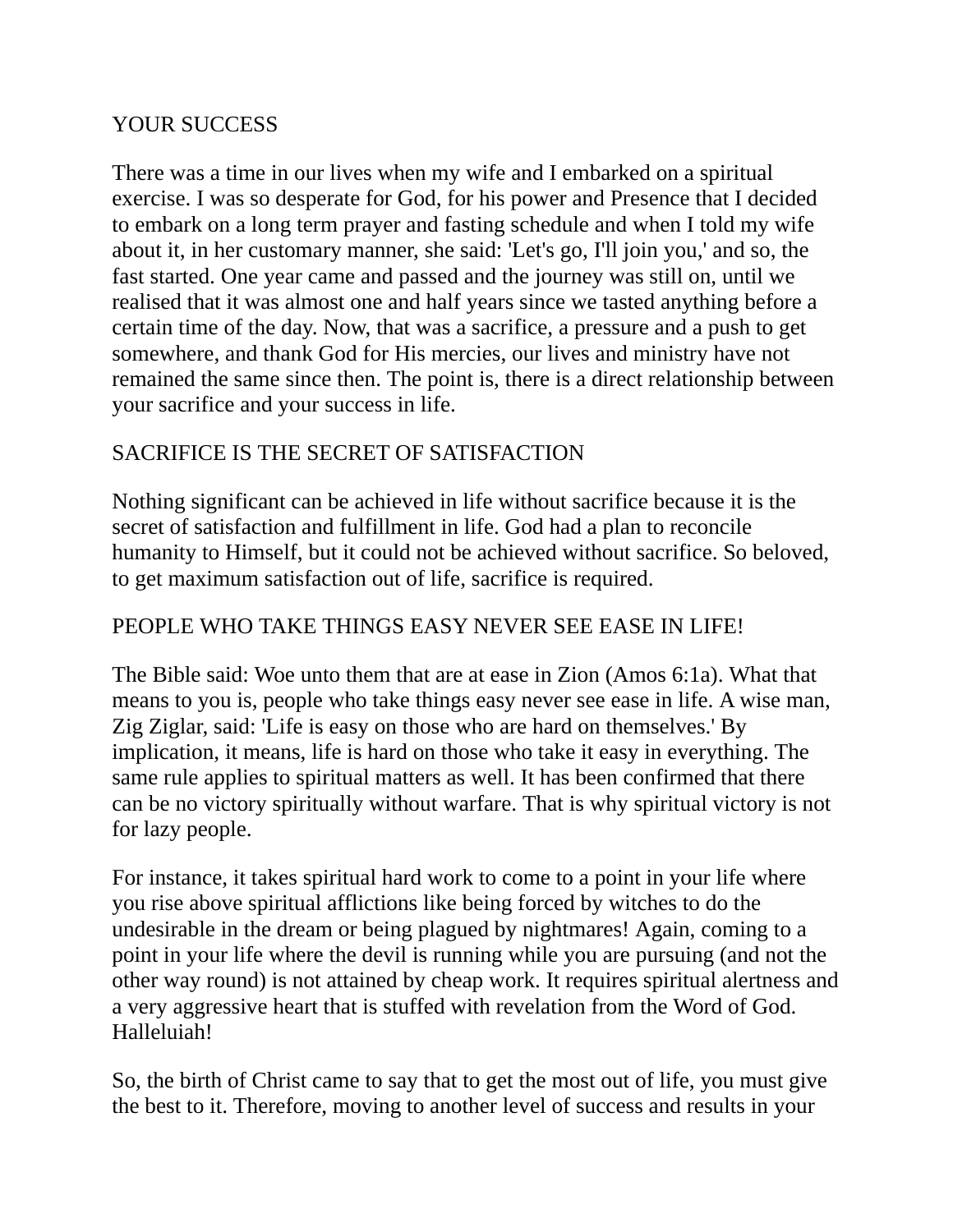## YOUR SUCCESS

There was a time in our lives when my wife and I embarked on a spiritual exercise. I was so desperate for God, for his power and Presence that I decided to embark on a long term prayer and fasting schedule and when I told my wife about it, in her customary manner, she said: 'Let's go, I'll join you,' and so, the fast started. One year came and passed and the journey was still on, until we realised that it was almost one and half years since we tasted anything before a certain time of the day. Now, that was a sacrifice, a pressure and a push to get somewhere, and thank God for His mercies, our lives and ministry have not remained the same since then. The point is, there is a direct relationship between your sacrifice and your success in life.

## SACRIFICE IS THE SECRET OF SATISFACTION

Nothing significant can be achieved in life without sacrifice because it is the secret of satisfaction and fulfillment in life. God had a plan to reconcile humanity to Himself, but it could not be achieved without sacrifice. So beloved, to get maximum satisfaction out of life, sacrifice is required.

## PEOPLE WHO TAKE THINGS EASY NEVER SEE EASE IN LIFE!

The Bible said: Woe unto them that are at ease in Zion (Amos 6:1a). What that means to you is, people who take things easy never see ease in life. A wise man, Zig Ziglar, said: 'Life is easy on those who are hard on themselves.' By implication, it means, life is hard on those who take it easy in everything. The same rule applies to spiritual matters as well. It has been confirmed that there can be no victory spiritually without warfare. That is why spiritual victory is not for lazy people.

For instance, it takes spiritual hard work to come to a point in your life where you rise above spiritual afflictions like being forced by witches to do the undesirable in the dream or being plagued by nightmares! Again, coming to a point in your life where the devil is running while you are pursuing (and not the other way round) is not attained by cheap work. It requires spiritual alertness and a very aggressive heart that is stuffed with revelation from the Word of God. Halleluiah!

So, the birth of Christ came to say that to get the most out of life, you must give the best to it. Therefore, moving to another level of success and results in your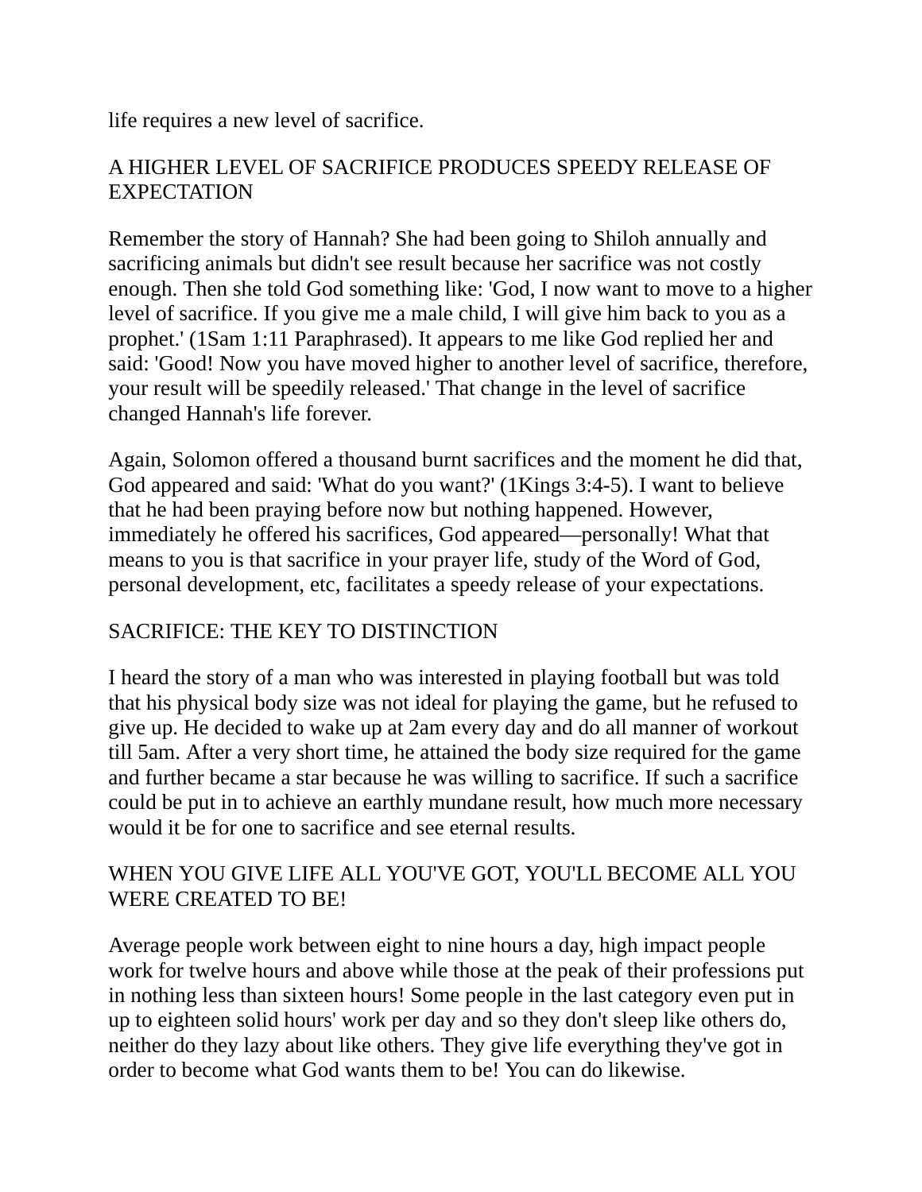life requires a new level of sacrifice.

## A HIGHER LEVEL OF SACRIFICE PRODUCES SPEEDY RELEASE OF EXPECTATION

Remember the story of Hannah? She had been going to Shiloh annually and sacrificing animals but didn't see result because her sacrifice was not costly enough. Then she told God something like: 'God, I now want to move to a higher level of sacrifice. If you give me a male child, I will give him back to you as a prophet.' (1Sam 1:11 Paraphrased). It appears to me like God replied her and said: 'Good! Now you have moved higher to another level of sacrifice, therefore, your result will be speedily released.' That change in the level of sacrifice changed Hannah's life forever.

Again, Solomon offered a thousand burnt sacrifices and the moment he did that, God appeared and said: 'What do you want?' (1Kings 3:4-5). I want to believe that he had been praying before now but nothing happened. However, immediately he offered his sacrifices, God appeared—personally! What that means to you is that sacrifice in your prayer life, study of the Word of God, personal development, etc, facilitates a speedy release of your expectations.

## SACRIFICE: THE KEY TO DISTINCTION

I heard the story of a man who was interested in playing football but was told that his physical body size was not ideal for playing the game, but he refused to give up. He decided to wake up at 2am every day and do all manner of workout till 5am. After a very short time, he attained the body size required for the game and further became a star because he was willing to sacrifice. If such a sacrifice could be put in to achieve an earthly mundane result, how much more necessary would it be for one to sacrifice and see eternal results.

## WHEN YOU GIVE LIFE ALL YOU'VE GOT, YOU'LL BECOME ALL YOU WERE CREATED TO BE!

Average people work between eight to nine hours a day, high impact people work for twelve hours and above while those at the peak of their professions put in nothing less than sixteen hours! Some people in the last category even put in up to eighteen solid hours' work per day and so they don't sleep like others do, neither do they lazy about like others. They give life everything they've got in order to become what God wants them to be! You can do likewise.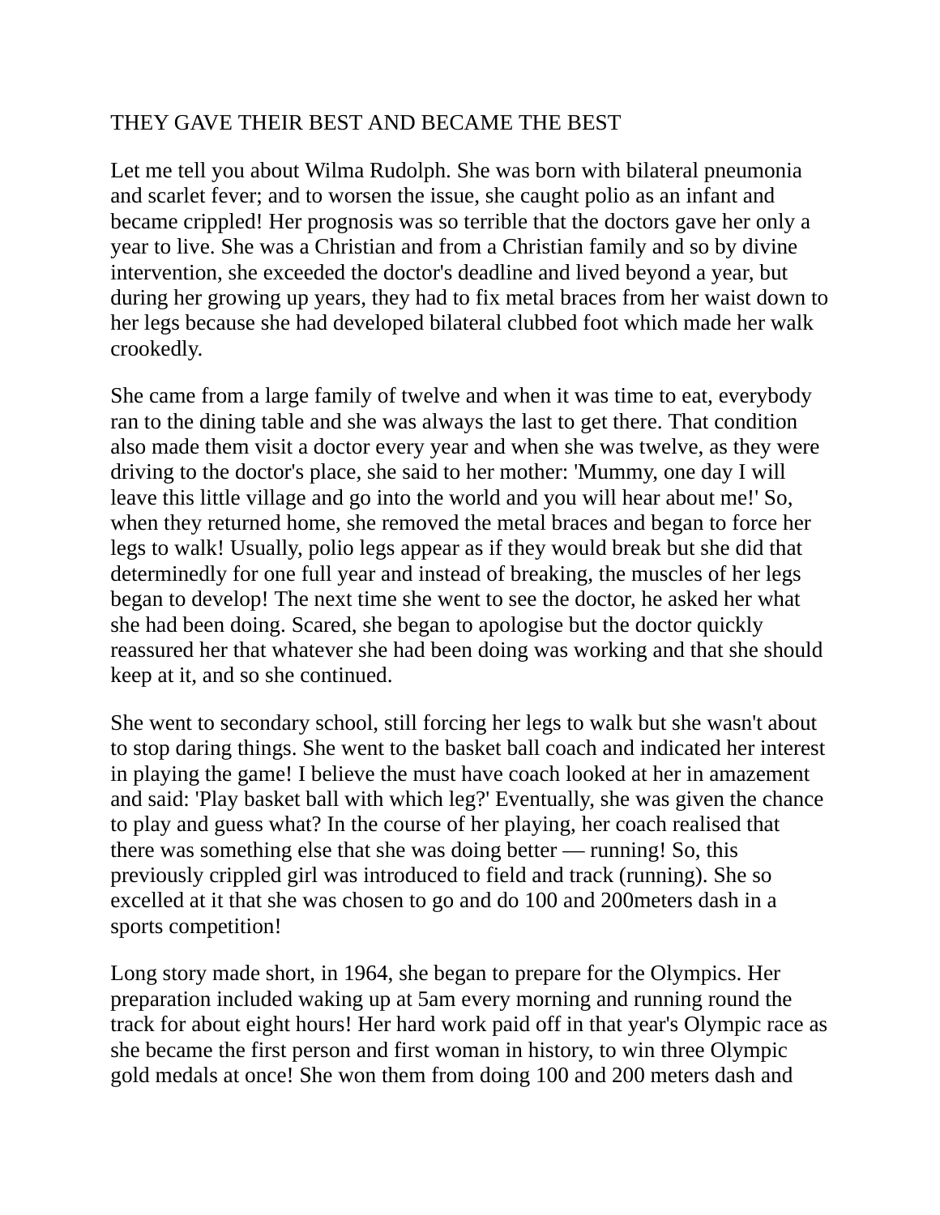# THEY GAVE THEIR BEST AND BECAME THE BEST

Let me tell you about Wilma Rudolph. She was born with bilateral pneumonia and scarlet fever; and to worsen the issue, she caught polio as an infant and became crippled! Her prognosis was so terrible that the doctors gave her only a year to live. She was a Christian and from a Christian family and so by divine intervention, she exceeded the doctor's deadline and lived beyond a year, but during her growing up years, they had to fix metal braces from her waist down to her legs because she had developed bilateral clubbed foot which made her walk crookedly.

She came from a large family of twelve and when it was time to eat, everybody ran to the dining table and she was always the last to get there. That condition also made them visit a doctor every year and when she was twelve, as they were driving to the doctor's place, she said to her mother: 'Mummy, one day I will leave this little village and go into the world and you will hear about me!' So, when they returned home, she removed the metal braces and began to force her legs to walk! Usually, polio legs appear as if they would break but she did that determinedly for one full year and instead of breaking, the muscles of her legs began to develop! The next time she went to see the doctor, he asked her what she had been doing. Scared, she began to apologise but the doctor quickly reassured her that whatever she had been doing was working and that she should keep at it, and so she continued.

She went to secondary school, still forcing her legs to walk but she wasn't about to stop daring things. She went to the basket ball coach and indicated her interest in playing the game! I believe the must have coach looked at her in amazement and said: 'Play basket ball with which leg?' Eventually, she was given the chance to play and guess what? In the course of her playing, her coach realised that there was something else that she was doing better — running! So, this previously crippled girl was introduced to field and track (running). She so excelled at it that she was chosen to go and do 100 and 200meters dash in a sports competition!

Long story made short, in 1964, she began to prepare for the Olympics. Her preparation included waking up at 5am every morning and running round the track for about eight hours! Her hard work paid off in that year's Olympic race as she became the first person and first woman in history, to win three Olympic gold medals at once! She won them from doing 100 and 200 meters dash and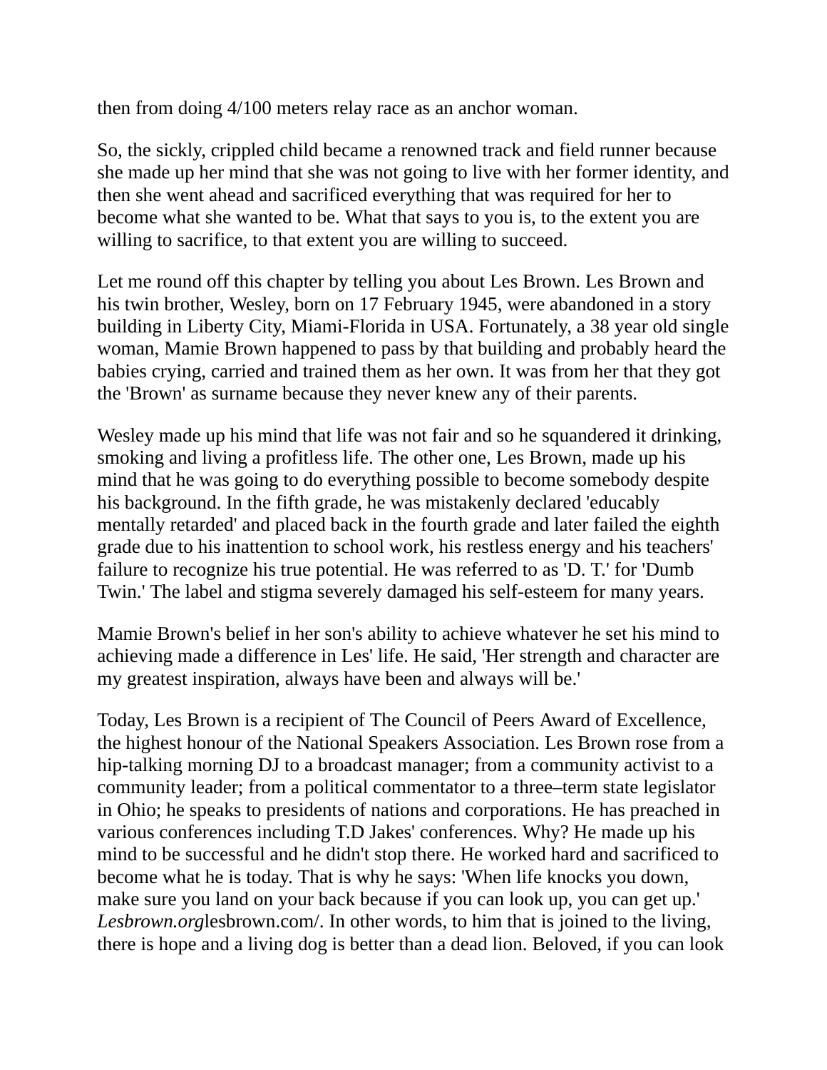then from doing 4/100 meters relay race as an anchor woman.

So, the sickly, crippled child became a renowned track and field runner because she made up her mind that she was not going to live with her former identity, and then she went ahead and sacrificed everything that was required for her to become what she wanted to be. What that says to you is, to the extent you are willing to sacrifice, to that extent you are willing to succeed.

Let me round off this chapter by telling you about Les Brown. Les Brown and his twin brother, Wesley, born on 17 February 1945, were abandoned in a story building in Liberty City, Miami-Florida in USA. Fortunately, a 38 year old single woman, Mamie Brown happened to pass by that building and probably heard the babies crying, carried and trained them as her own. It was from her that they got the 'Brown' as surname because they never knew any of their parents.

Wesley made up his mind that life was not fair and so he squandered it drinking, smoking and living a profitless life. The other one, Les Brown, made up his mind that he was going to do everything possible to become somebody despite his background. In the fifth grade, he was mistakenly declared 'educably mentally retarded' and placed back in the fourth grade and later failed the eighth grade due to his inattention to school work, his restless energy and his teachers' failure to recognize his true potential. He was referred to as 'D. T.' for 'Dumb Twin.' The label and stigma severely damaged his self-esteem for many years.

Mamie Brown's belief in her son's ability to achieve whatever he set his mind to achieving made a difference in Les' life. He said, 'Her strength and character are my greatest inspiration, always have been and always will be.'

Today, Les Brown is a recipient of The Council of Peers Award of Excellence, the highest honour of the National Speakers Association. Les Brown rose from a hip-talking morning DJ to a broadcast manager; from a community activist to a community leader; from a political commentator to a three–term state legislator in Ohio; he speaks to presidents of nations and corporations. He has preached in various conferences including T.D Jakes' conferences. Why? He made up his mind to be successful and he didn't stop there. He worked hard and sacrificed to become what he is today. That is why he says: 'When life knocks you down, make sure you land on your back because if you can look up, you can get up.' *Lesbrown.org*lesbrown.com/. In other words, to him that is joined to the living, there is hope and a living dog is better than a dead lion. Beloved, if you can look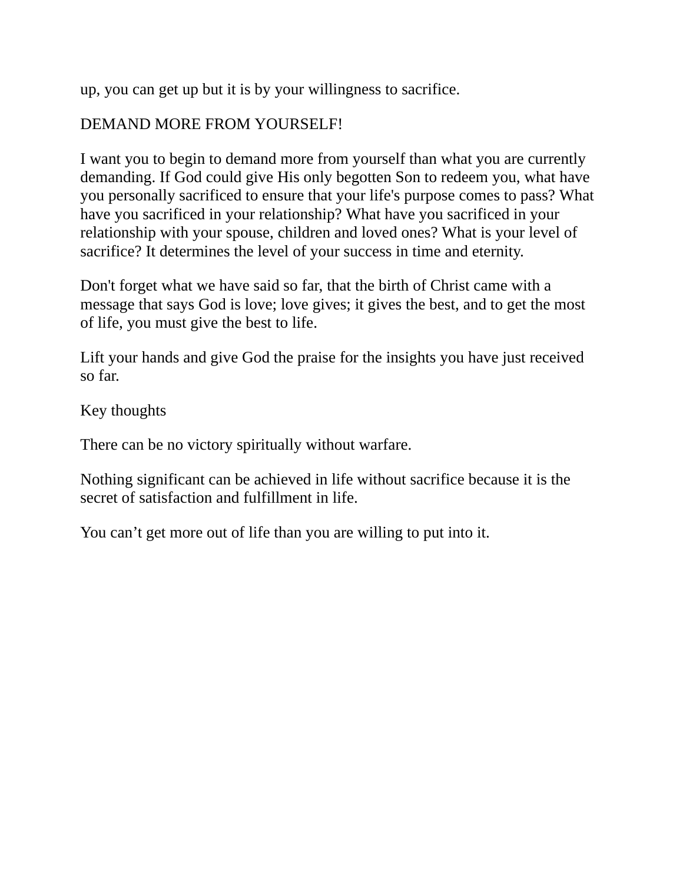up, you can get up but it is by your willingness to sacrifice.

## DEMAND MORE FROM YOURSELF!

I want you to begin to demand more from yourself than what you are currently demanding. If God could give His only begotten Son to redeem you, what have you personally sacrificed to ensure that your life's purpose comes to pass? What have you sacrificed in your relationship? What have you sacrificed in your relationship with your spouse, children and loved ones? What is your level of sacrifice? It determines the level of your success in time and eternity.

Don't forget what we have said so far, that the birth of Christ came with a message that says God is love; love gives; it gives the best, and to get the most of life, you must give the best to life.

Lift your hands and give God the praise for the insights you have just received so far.

### Key thoughts

There can be no victory spiritually without warfare.

Nothing significant can be achieved in life without sacrifice because it is the secret of satisfaction and fulfillment in life.

You can’t get more out of life than you are willing to put into it.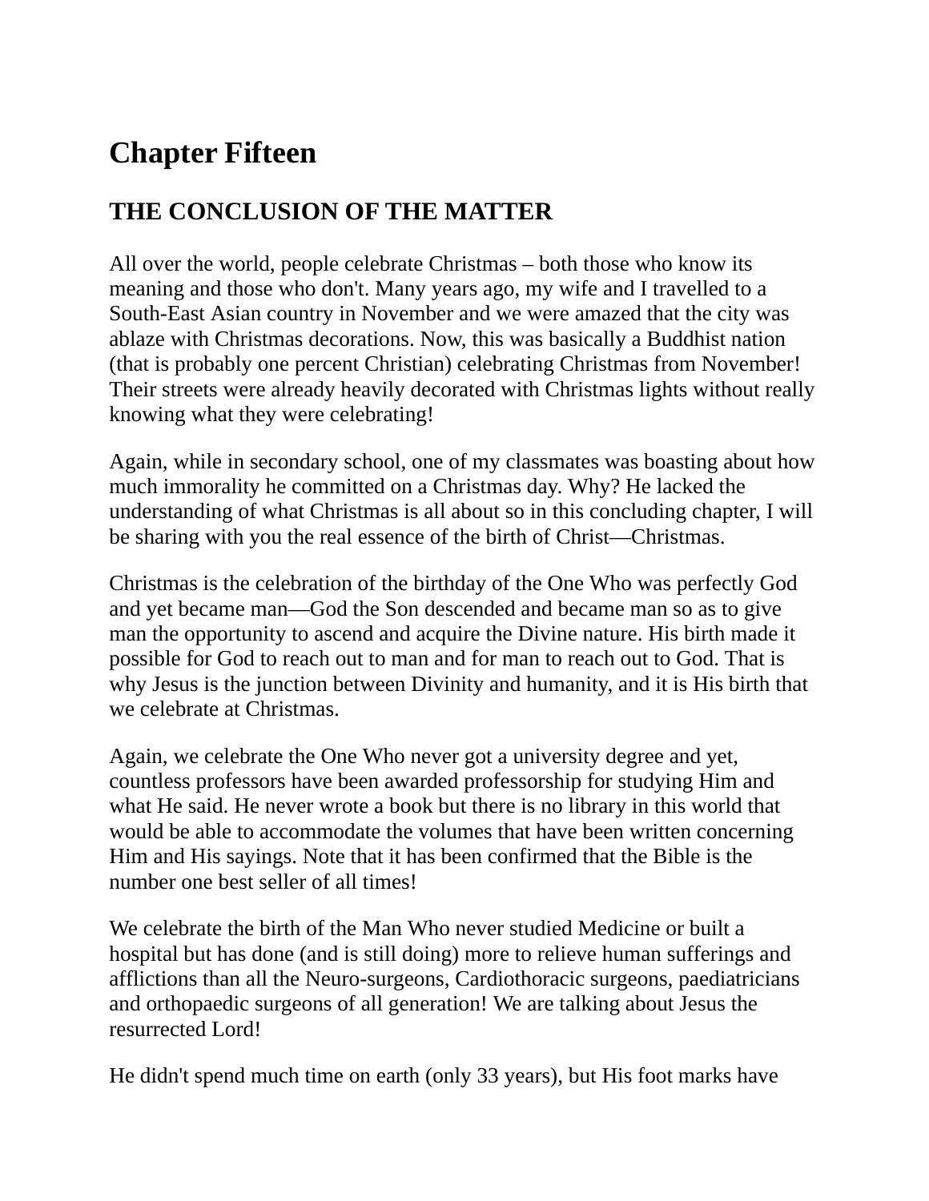# Chapter Fifteen

## THE CONCLUSION OF THE MATTER

All over the world, people celebrate Christmas – both those who know its meaning and those who don't. Many years ago, my wife and I travelled to a South-East Asian country in November and we were amazed that the city was ablaze with Christmas decorations. Now, this was basically a Buddhist nation (that is probably one percent Christian) celebrating Christmas from November! Their streets were already heavily decorated with Christmas lights without really knowing what they were celebrating!

Again, while in secondary school, one of my classmates was boasting about how much immorality he committed on a Christmas day. Why? He lacked the understanding of what Christmas is all about so in this concluding chapter, I will be sharing with you the real essence of the birth of Christ—Christmas.

Christmas is the celebration of the birthday of the One Who was perfectly God and yet became man—God the Son descended and became man so as to give man the opportunity to ascend and acquire the Divine nature. His birth made it possible for God to reach out to man and for man to reach out to God. That is why Jesus is the junction between Divinity and humanity, and it is His birth that we celebrate at Christmas.

Again, we celebrate the One Who never got a university degree and yet, countless professors have been awarded professorship for studying Him and what He said. He never wrote a book but there is no library in this world that would be able to accommodate the volumes that have been written concerning Him and His sayings. Note that it has been confirmed that the Bible is the number one best seller of all times!

We celebrate the birth of the Man Who never studied Medicine or built a hospital but has done (and is still doing) more to relieve human sufferings and afflictions than all the Neuro-surgeons, Cardiothoracic surgeons, paediatricians and orthopaedic surgeons of all generation! We are talking about Jesus the resurrected Lord!

He didn't spend much time on earth (only 33 years), but His foot marks have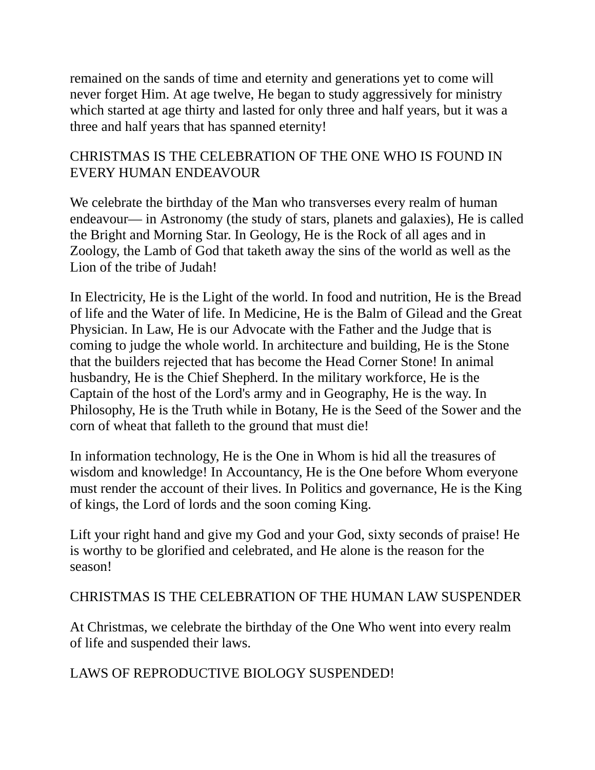remained on the sands of time and eternity and generations yet to come will never forget Him. At age twelve, He began to study aggressively for ministry which started at age thirty and lasted for only three and half years, but it was a three and half years that has spanned eternity!

## CHRISTMAS IS THE CELEBRATION OF THE ONE WHO IS FOUND IN EVERY HUMAN ENDEAVOUR

We celebrate the birthday of the Man who transverses every realm of human endeavour— in Astronomy (the study of stars, planets and galaxies), He is called the Bright and Morning Star. In Geology, He is the Rock of all ages and in Zoology, the Lamb of God that taketh away the sins of the world as well as the Lion of the tribe of Judah!

In Electricity, He is the Light of the world. In food and nutrition, He is the Bread of life and the Water of life. In Medicine, He is the Balm of Gilead and the Great Physician. In Law, He is our Advocate with the Father and the Judge that is coming to judge the whole world. In architecture and building, He is the Stone that the builders rejected that has become the Head Corner Stone! In animal husbandry, He is the Chief Shepherd. In the military workforce, He is the Captain of the host of the Lord's army and in Geography, He is the way. In Philosophy, He is the Truth while in Botany, He is the Seed of the Sower and the corn of wheat that falleth to the ground that must die!

In information technology, He is the One in Whom is hid all the treasures of wisdom and knowledge! In Accountancy, He is the One before Whom everyone must render the account of their lives. In Politics and governance, He is the King of kings, the Lord of lords and the soon coming King.

Lift your right hand and give my God and your God, sixty seconds of praise! He is worthy to be glorified and celebrated, and He alone is the reason for the season!

## CHRISTMAS IS THE CELEBRATION OF THE HUMAN LAW SUSPENDER

At Christmas, we celebrate the birthday of the One Who went into every realm of life and suspended their laws.

## LAWS OF REPRODUCTIVE BIOLOGY SUSPENDED!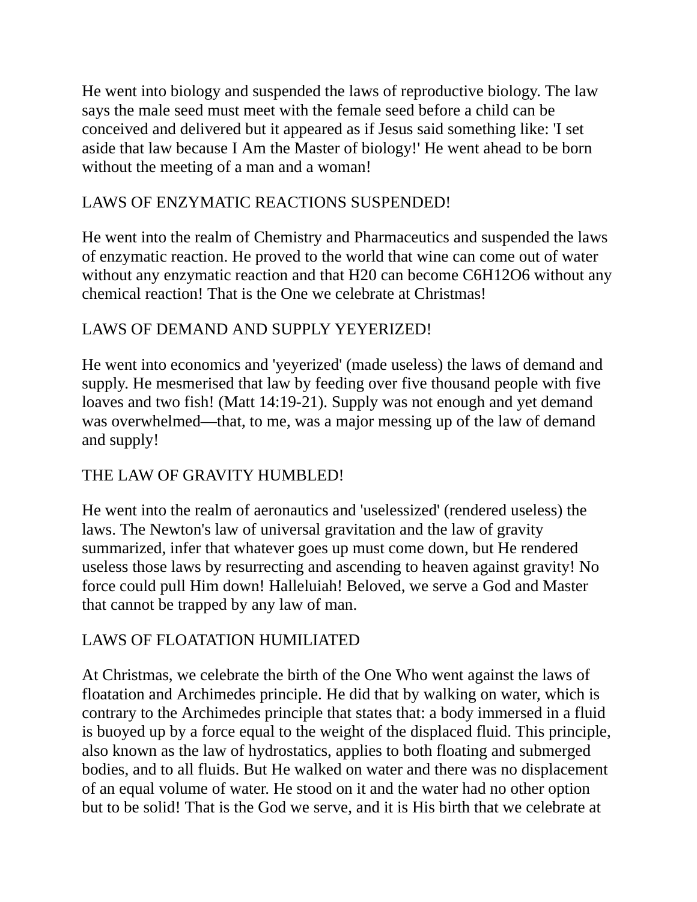He went into biology and suspended the laws of reproductive biology. The law says the male seed must meet with the female seed before a child can be conceived and delivered but it appeared as if Jesus said something like: 'I set aside that law because I Am the Master of biology!' He went ahead to be born without the meeting of a man and a woman!

## LAWS OF ENZYMATIC REACTIONS SUSPENDED!

He went into the realm of Chemistry and Pharmaceutics and suspended the laws of enzymatic reaction. He proved to the world that wine can come out of water without any enzymatic reaction and that H20 can become $C_6H_{12}O_6$ without any chemical reaction! That is the One we celebrate at Christmas!

## LAWS OF DEMAND AND SUPPLY YEYERIZED!

He went into economics and 'yeyerized' (made useless) the laws of demand and supply. He mesmerised that law by feeding over five thousand people with five loaves and two fish! (Matt 14:19-21). Supply was not enough and yet demand was overwhelmed—that, to me, was a major messing up of the law of demand and supply!

## THE LAW OF GRAVITY HUMBLED!

He went into the realm of aeronautics and 'uselessized' (rendered useless) the laws. The Newton's law of universal gravitation and the law of gravity summarized, infer that whatever goes up must come down, but He rendered useless those laws by resurrecting and ascending to heaven against gravity! No force could pull Him down! Halleluiah! Beloved, we serve a God and Master that cannot be trapped by any law of man.

## LAWS OF FLOATATION HUMILIATED

At Christmas, we celebrate the birth of the One Who went against the laws of floatation and Archimedes principle. He did that by walking on water, which is contrary to the Archimedes principle that states that: a body immersed in a fluid is buoyed up by a force equal to the weight of the displaced fluid. This principle, also known as the law of hydrostatics, applies to both floating and submerged bodies, and to all fluids. But He walked on water and there was no displacement of an equal volume of water. He stood on it and the water had no other option but to be solid! That is the God we serve, and it is His birth that we celebrate at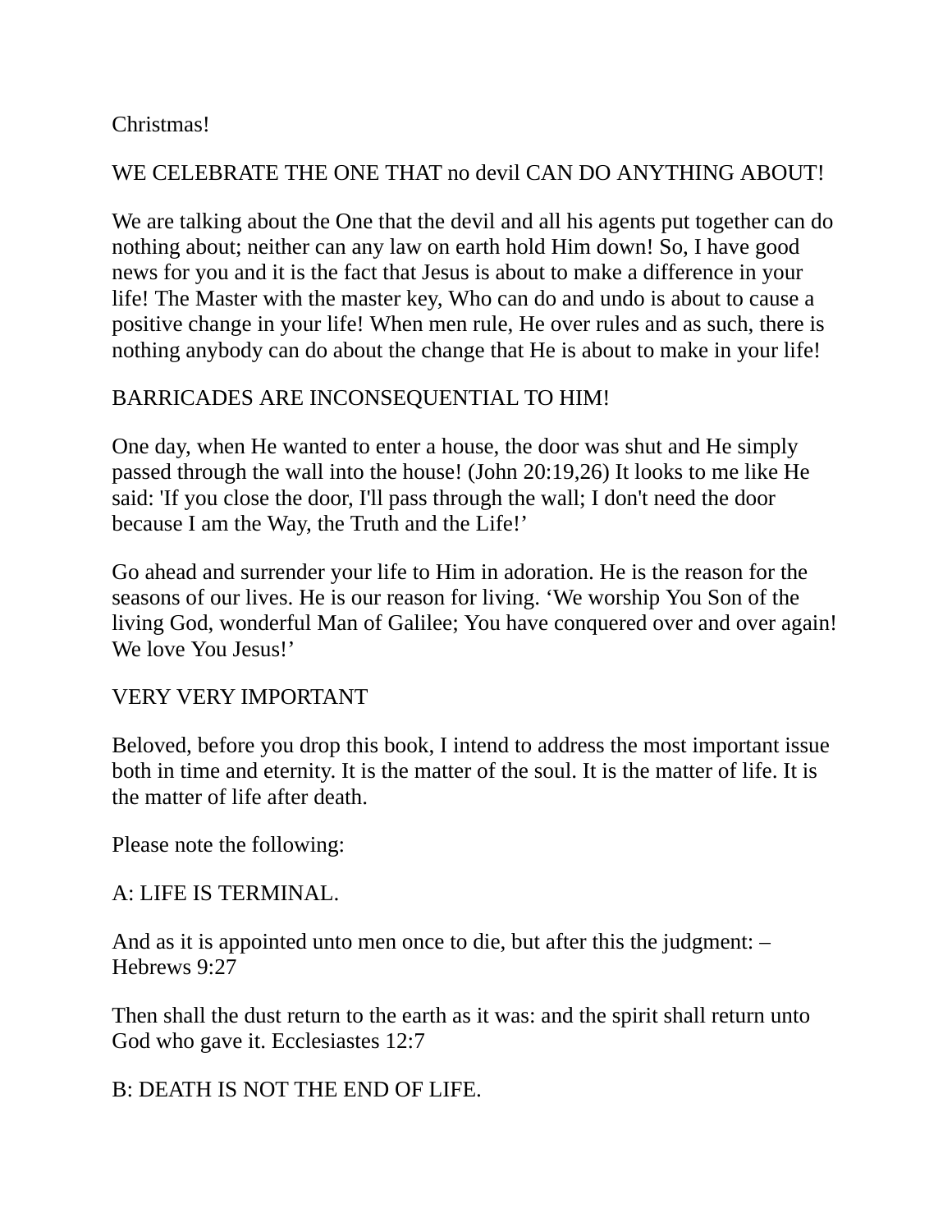Christmas!

WE CELEBRATE THE ONE THAT no devil CAN DO ANYTHING ABOUT!

We are talking about the One that the devil and all his agents put together can do nothing about; neither can any law on earth hold Him down! So, I have good news for you and it is the fact that Jesus is about to make a difference in your life! The Master with the master key, Who can do and undo is about to cause a positive change in your life! When men rule, He over rules and as such, there is nothing anybody can do about the change that He is about to make in your life!

BARRICADES ARE INCONSEQUENTIAL TO HIM!

One day, when He wanted to enter a house, the door was shut and He simply passed through the wall into the house! (John 20:19,26) It looks to me like He said: 'If you close the door, I'll pass through the wall; I don't need the door because I am the Way, the Truth and the Life!'

Go ahead and surrender your life to Him in adoration. He is the reason for the seasons of our lives. He is our reason for living. 'We worship You Son of the living God, wonderful Man of Galilee; You have conquered over and over again! We love You Jesus!'

VERY VERY IMPORTANT

Beloved, before you drop this book, I intend to address the most important issue both in time and eternity. It is the matter of the soul. It is the matter of life. It is the matter of life after death.

Please note the following:

A: LIFE IS TERMINAL.

And as it is appointed unto men once to die, but after this the judgment: – Hebrews 9:27

Then shall the dust return to the earth as it was: and the spirit shall return unto God who gave it. Ecclesiastes 12:7

B: DEATH IS NOT THE END OF LIFE.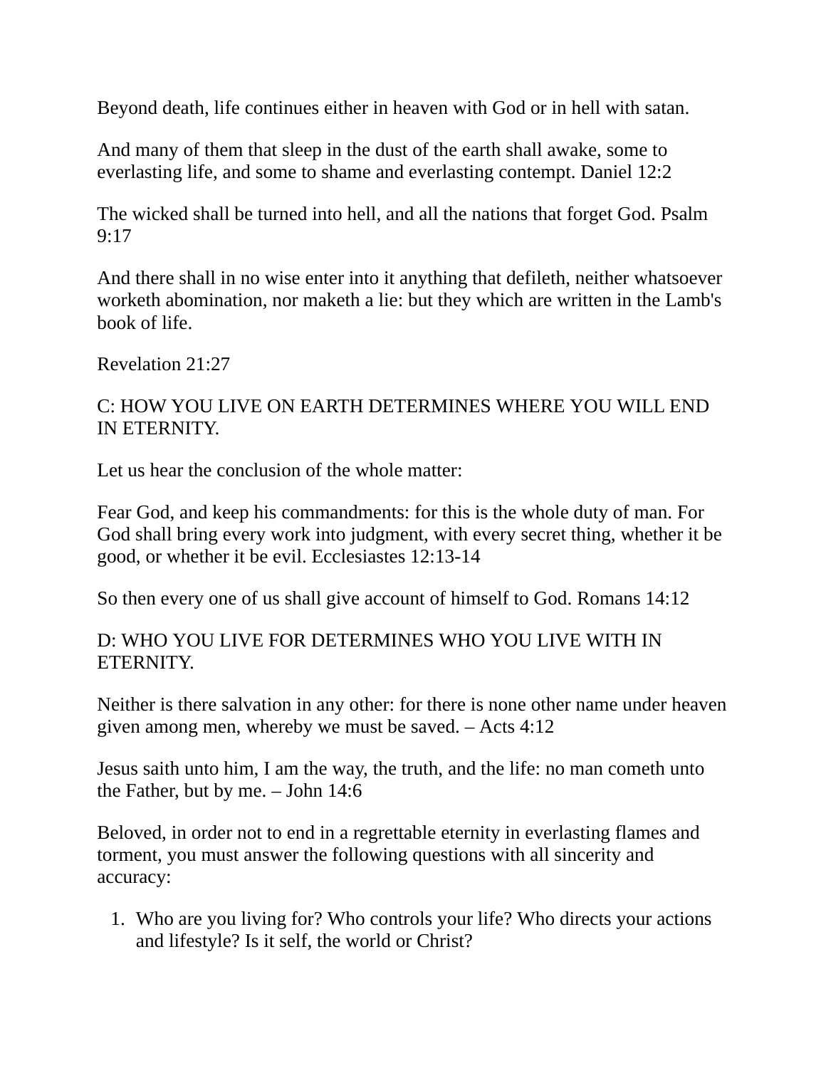Beyond death, life continues either in heaven with God or in hell with satan.

And many of them that sleep in the dust of the earth shall awake, some to everlasting life, and some to shame and everlasting contempt. Daniel 12:2

The wicked shall be turned into hell, and all the nations that forget God. Psalm 9:17

And there shall in no wise enter into it anything that defileth, neither whatsoever worketh abomination, nor maketh a lie: but they which are written in the Lamb's book of life.

Revelation 21:27

## C: HOW YOU LIVE ON EARTH DETERMINES WHERE YOU WILL END IN ETERNITY.

Let us hear the conclusion of the whole matter:

Fear God, and keep his commandments: for this is the whole duty of man. For God shall bring every work into judgment, with every secret thing, whether it be good, or whether it be evil. Ecclesiastes 12:13-14

So then every one of us shall give account of himself to God. Romans 14:12

## D: WHO YOU LIVE FOR DETERMINES WHO YOU LIVE WITH IN ETERNITY.

Neither is there salvation in any other: for there is none other name under heaven given among men, whereby we must be saved. – Acts 4:12

Jesus saith unto him, I am the way, the truth, and the life: no man cometh unto the Father, but by me. – John 14:6

Beloved, in order not to end in a regrettable eternity in everlasting flames and torment, you must answer the following questions with all sincerity and accuracy:

1. Who are you living for? Who controls your life? Who directs your actions and lifestyle? Is it self, the world or Christ?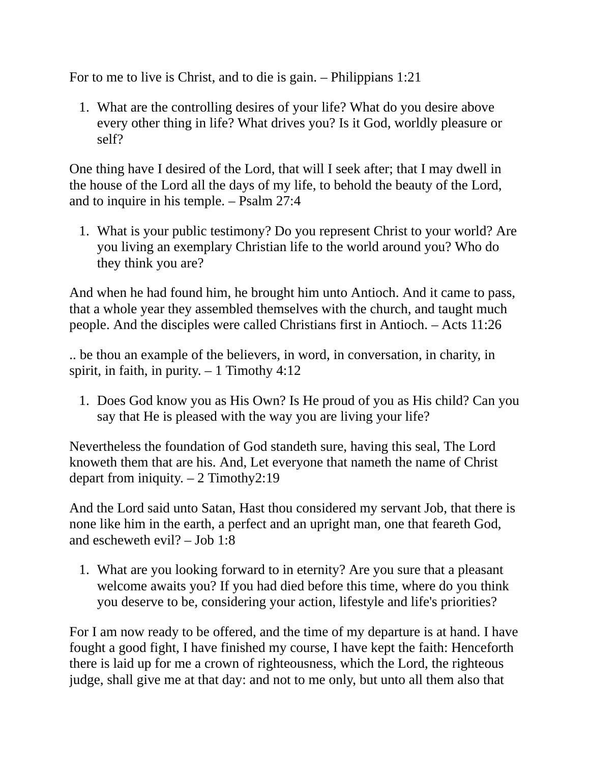For to me to live is Christ, and to die is gain. – Philippians 1:21

1. What are the controlling desires of your life? What do you desire above every other thing in life? What drives you? Is it God, worldly pleasure or self?

One thing have I desired of the Lord, that will I seek after; that I may dwell in the house of the Lord all the days of my life, to behold the beauty of the Lord, and to inquire in his temple. – Psalm 27:4

1. What is your public testimony? Do you represent Christ to your world? Are you living an exemplary Christian life to the world around you? Who do they think you are?

And when he had found him, he brought him unto Antioch. And it came to pass, that a whole year they assembled themselves with the church, and taught much people. And the disciples were called Christians first in Antioch. – Acts 11:26

.. be thou an example of the believers, in word, in conversation, in charity, in spirit, in faith, in purity. – 1 Timothy 4:12

1. Does God know you as His Own? Is He proud of you as His child? Can you say that He is pleased with the way you are living your life?

Nevertheless the foundation of God standeth sure, having this seal, The Lord knoweth them that are his. And, Let everyone that nameth the name of Christ depart from iniquity. – 2 Timothy2:19

And the Lord said unto Satan, Hast thou considered my servant Job, that there is none like him in the earth, a perfect and an upright man, one that feareth God, and escheweth evil? – Job 1:8

1. What are you looking forward to in eternity? Are you sure that a pleasant welcome awaits you? If you had died before this time, where do you think you deserve to be, considering your action, lifestyle and life's priorities?

For I am now ready to be offered, and the time of my departure is at hand. I have fought a good fight, I have finished my course, I have kept the faith: Henceforth there is laid up for me a crown of righteousness, which the Lord, the righteous judge, shall give me at that day: and not to me only, but unto all them also that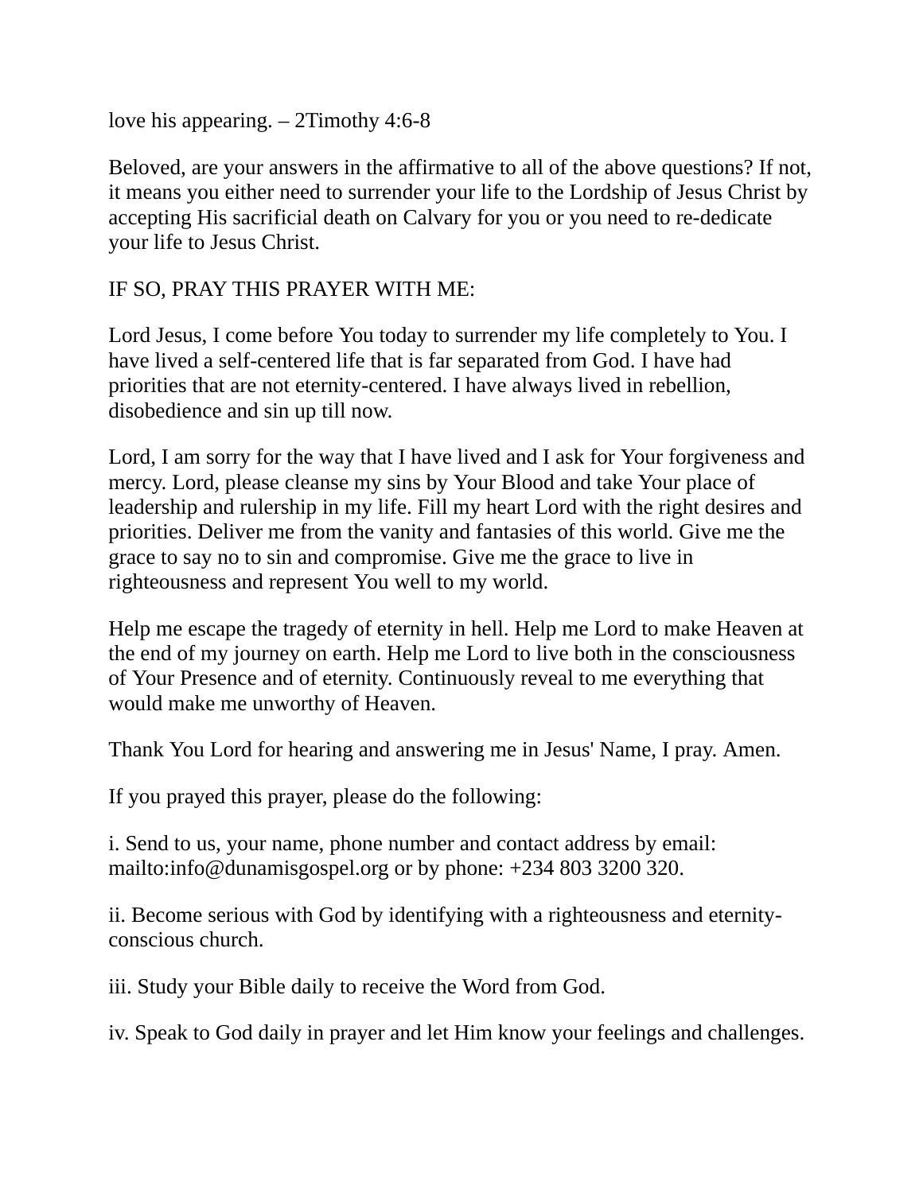love his appearing. – 2Timothy 4:6-8

Beloved, are your answers in the affirmative to all of the above questions? If not, it means you either need to surrender your life to the Lordship of Jesus Christ by accepting His sacrificial death on Calvary for you or you need to re-dedicate your life to Jesus Christ.

IF SO, PRAY THIS PRAYER WITH ME:

Lord Jesus, I come before You today to surrender my life completely to You. I have lived a self-centered life that is far separated from God. I have had priorities that are not eternity-centered. I have always lived in rebellion, disobedience and sin up till now.

Lord, I am sorry for the way that I have lived and I ask for Your forgiveness and mercy. Lord, please cleanse my sins by Your Blood and take Your place of leadership and rulership in my life. Fill my heart Lord with the right desires and priorities. Deliver me from the vanity and fantasies of this world. Give me the grace to say no to sin and compromise. Give me the grace to live in righteousness and represent You well to my world.

Help me escape the tragedy of eternity in hell. Help me Lord to make Heaven at the end of my journey on earth. Help me Lord to live both in the consciousness of Your Presence and of eternity. Continuously reveal to me everything that would make me unworthy of Heaven.

Thank You Lord for hearing and answering me in Jesus' Name, I pray. Amen.

If you prayed this prayer, please do the following:

i. Send to us, your name, phone number and contact address by email: mailto:info@dunamisgospel.org or by phone: +234 803 3200 320.

ii. Become serious with God by identifying with a righteousness and eternity-conscious church.

iii. Study your Bible daily to receive the Word from God.

iv. Speak to God daily in prayer and let Him know your feelings and challenges.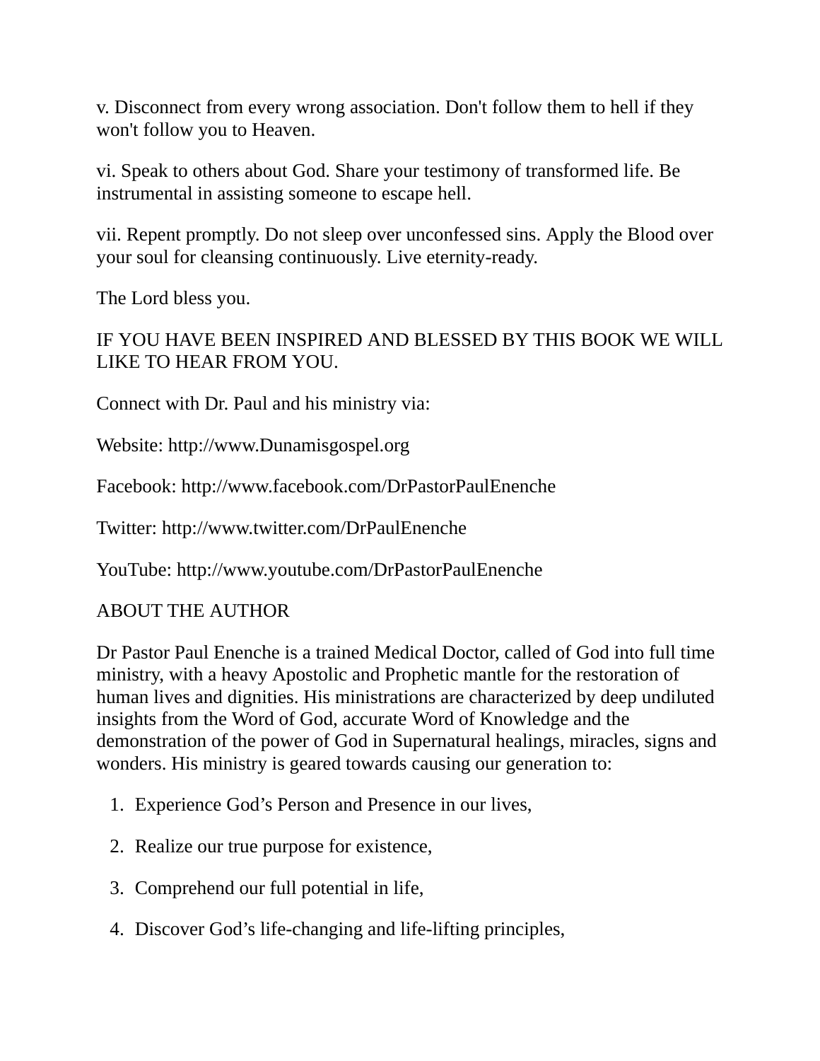v. Disconnect from every wrong association. Don't follow them to hell if they won't follow you to Heaven.

vi. Speak to others about God. Share your testimony of transformed life. Be instrumental in assisting someone to escape hell.

vii. Repent promptly. Do not sleep over unconfessed sins. Apply the Blood over your soul for cleansing continuously. Live eternity-ready.

The Lord bless you.

IF YOU HAVE BEEN INSPIRED AND BLESSED BY THIS BOOK WE WILL LIKE TO HEAR FROM YOU.

Connect with Dr. Paul and his ministry via:

Website: http://www.Dunamisgospel.org

Facebook: http://www.facebook.com/DrPastorPaulEnenche

Twitter: http://www.twitter.com/DrPaulEnenche

YouTube: http://www.youtube.com/DrPastorPaulEnenche

## ABOUT THE AUTHOR

Dr Pastor Paul Enenche is a trained Medical Doctor, called of God into full time ministry, with a heavy Apostolic and Prophetic mantle for the restoration of human lives and dignities. His ministrations are characterized by deep undiluted insights from the Word of God, accurate Word of Knowledge and the demonstration of the power of God in Supernatural healings, miracles, signs and wonders. His ministry is geared towards causing our generation to:

1. Experience God’s Person and Presence in our lives,
2. Realize our true purpose for existence,
3. Comprehend our full potential in life,
4. Discover God’s life-changing and life-lifting principles,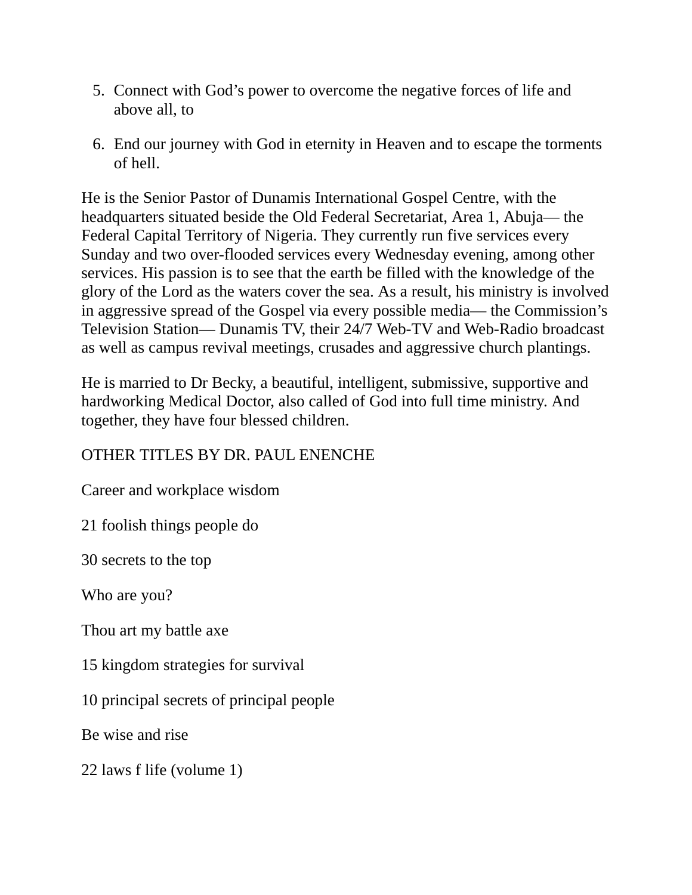5. Connect with God's power to overcome the negative forces of life and above all, to

6. End our journey with God in eternity in Heaven and to escape the torments of hell.

He is the Senior Pastor of Dunamis International Gospel Centre, with the headquarters situated beside the Old Federal Secretariat, Area 1, Abuja— the Federal Capital Territory of Nigeria. They currently run five services every Sunday and two over-flooded services every Wednesday evening, among other services. His passion is to see that the earth be filled with the knowledge of the glory of the Lord as the waters cover the sea. As a result, his ministry is involved in aggressive spread of the Gospel via every possible media— the Commission's Television Station— Dunamis TV, their 24/7 Web-TV and Web-Radio broadcast as well as campus revival meetings, crusades and aggressive church plantings.

He is married to Dr Becky, a beautiful, intelligent, submissive, supportive and hardworking Medical Doctor, also called of God into full time ministry. And together, they have four blessed children.

OTHER TITLES BY DR. PAUL ENENCHE

Career and workplace wisdom

21 foolish things people do

30 secrets to the top

Who are you?

Thou art my battle axe

15 kingdom strategies for survival

10 principal secrets of principal people

Be wise and rise

22 laws f life (volume 1)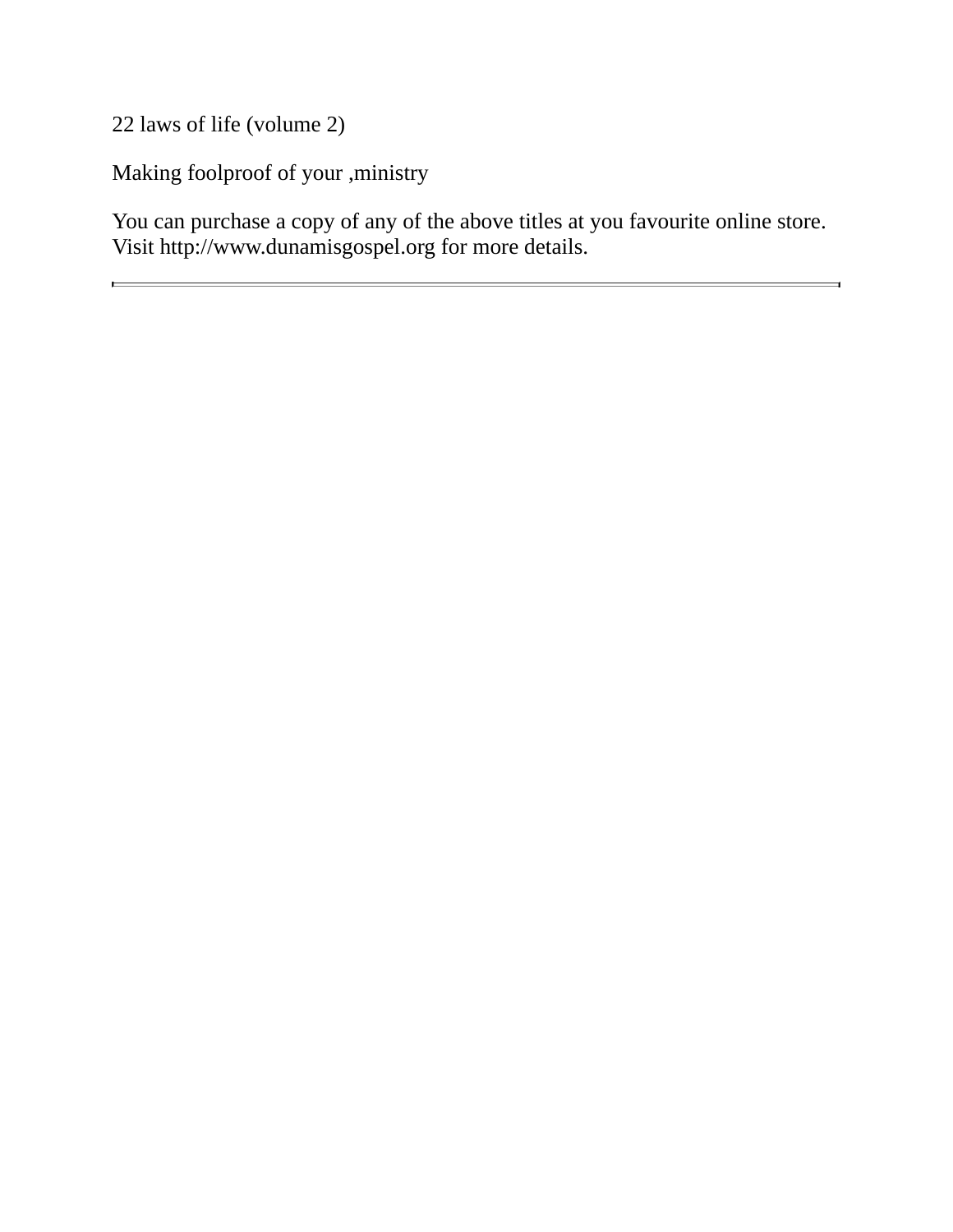22 laws of life (volume 2)

Making foolproof of your ,ministry

You can purchase a copy of any of the above titles at you favourite online store.
Visit http://www.dunamisgospel.org for more details.

---